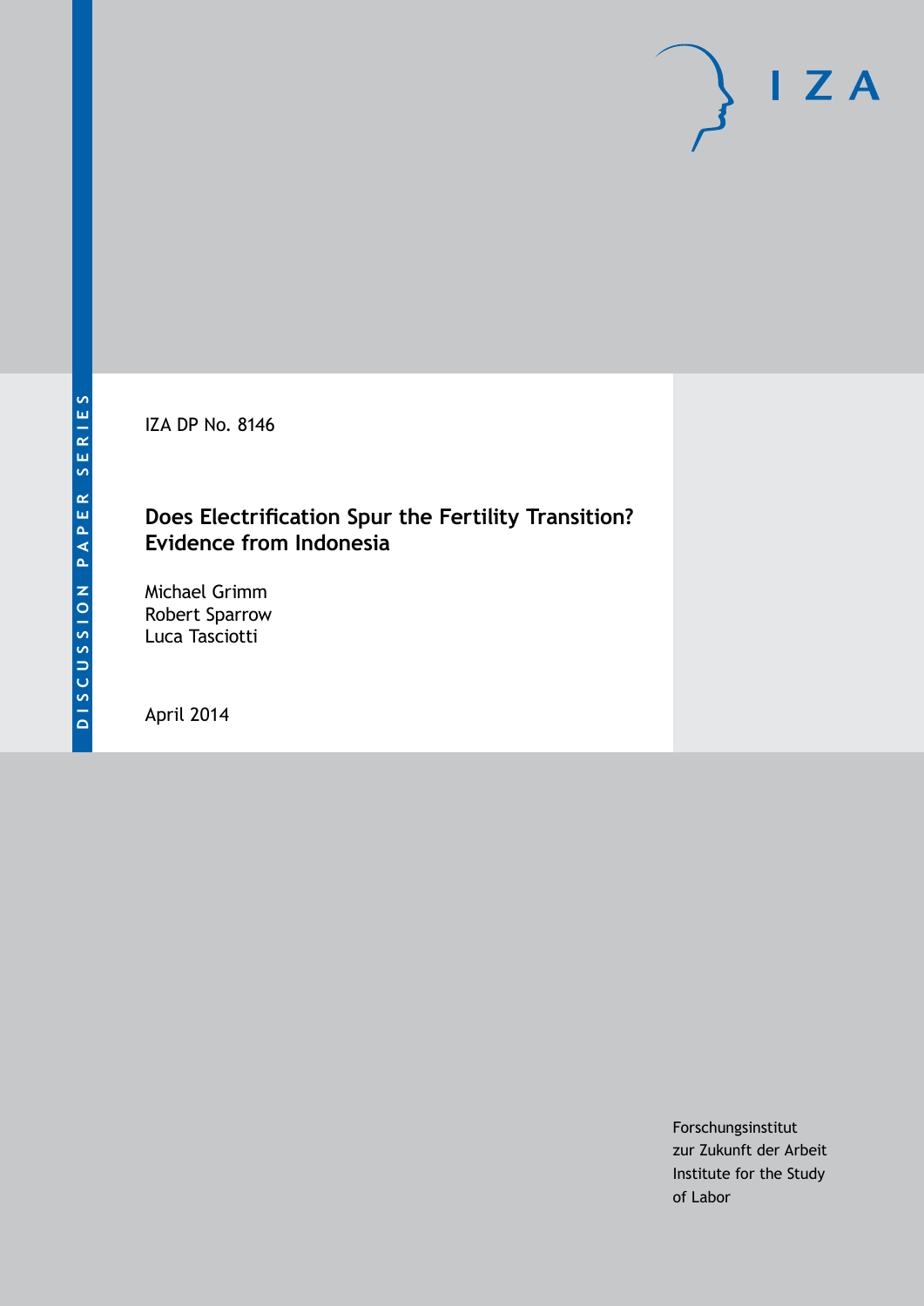IZA DP No. 8146

# Does Electrification Spur the Fertility Transition? Evidence from Indonesia

Michael Grimm
Robert Sparrow
Luca Tasciotti

April 2014

Forschungsinstitut
zur Zukunft der Arbeit
Institute for the Study
of Labor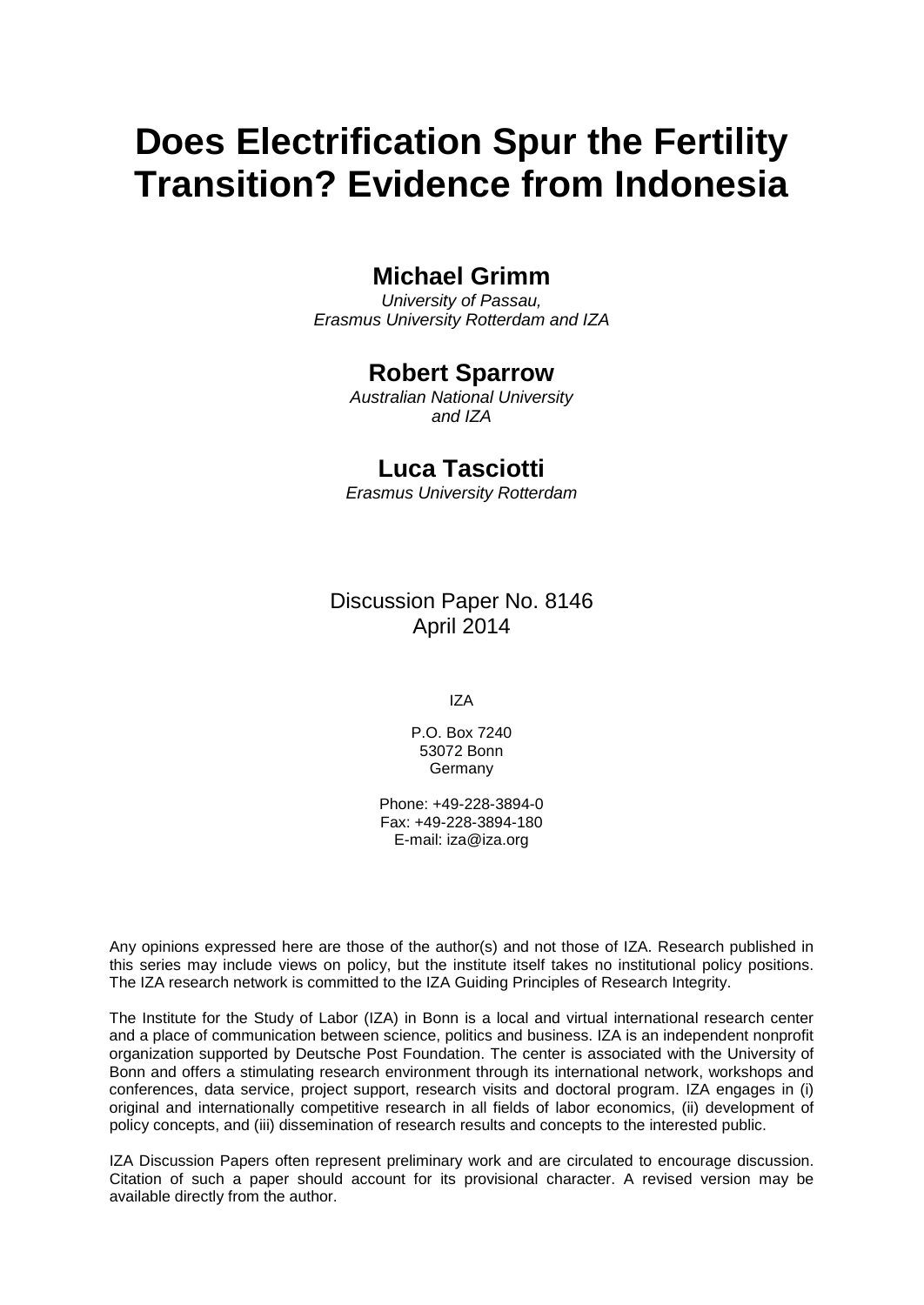# Does Electrification Spur the Fertility Transition? Evidence from Indonesia

**Michael Grimm**

*University of Passau,*
*Erasmus University Rotterdam and IZA*

**Robert Sparrow**

*Australian National University*
*and IZA*

**Luca Tasciotti**

*Erasmus University Rotterdam*

Discussion Paper No. 8146
April 2014

IZA

P.O. Box 7240
53072 Bonn
Germany

Phone: +49-228-3894-0
Fax: +49-228-3894-180
E-mail: iza@iza.org

Any opinions expressed here are those of the author(s) and not those of IZA. Research published in this series may include views on policy, but the institute itself takes no institutional policy positions. The IZA research network is committed to the IZA Guiding Principles of Research Integrity.

The Institute for the Study of Labor (IZA) in Bonn is a local and virtual international research center and a place of communication between science, politics and business. IZA is an independent nonprofit organization supported by Deutsche Post Foundation. The center is associated with the University of Bonn and offers a stimulating research environment through its international network, workshops and conferences, data service, project support, research visits and doctoral program. IZA engages in (i) original and internationally competitive research in all fields of labor economics, (ii) development of policy concepts, and (iii) dissemination of research results and concepts to the interested public.

IZA Discussion Papers often represent preliminary work and are circulated to encourage discussion. Citation of such a paper should account for its provisional character. A revised version may be available directly from the author.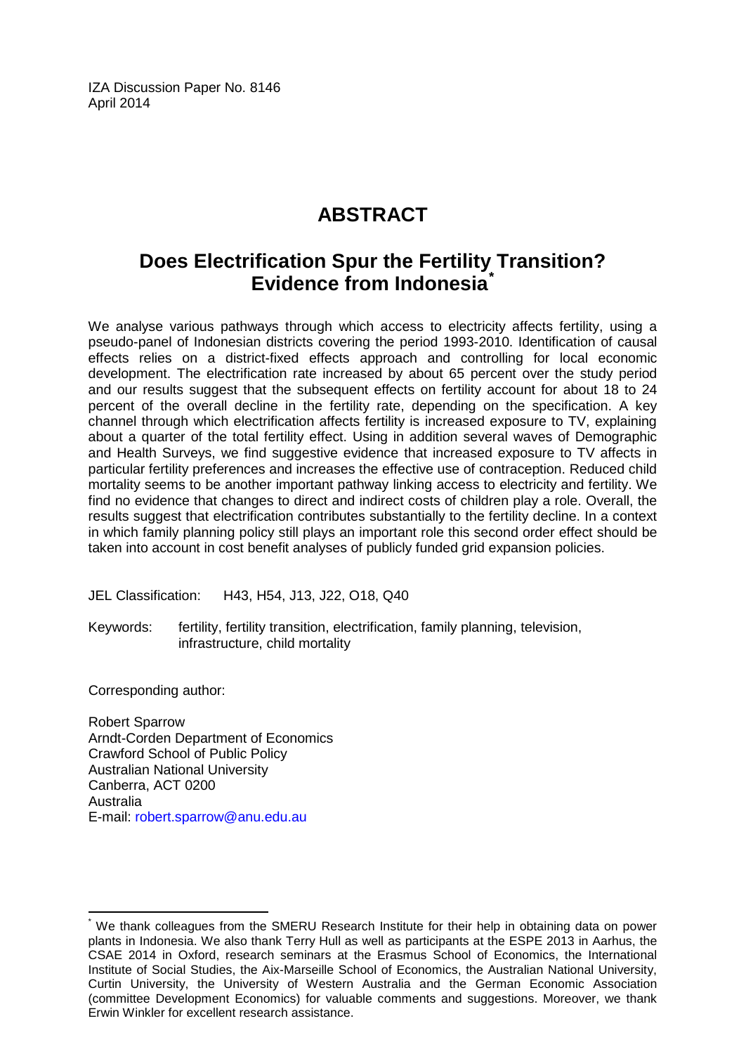IZA Discussion Paper No. 8146
April 2014

# ABSTRACT

## Does Electrification Spur the Fertility Transition? Evidence from Indonesia*

We analyse various pathways through which access to electricity affects fertility, using a pseudo-panel of Indonesian districts covering the period 1993-2010. Identification of causal effects relies on a district-fixed effects approach and controlling for local economic development. The electrification rate increased by about 65 percent over the study period and our results suggest that the subsequent effects on fertility account for about 18 to 24 percent of the overall decline in the fertility rate, depending on the specification. A key channel through which electrification affects fertility is increased exposure to TV, explaining about a quarter of the total fertility effect. Using in addition several waves of Demographic and Health Surveys, we find suggestive evidence that increased exposure to TV affects in particular fertility preferences and increases the effective use of contraception. Reduced child mortality seems to be another important pathway linking access to electricity and fertility. We find no evidence that changes to direct and indirect costs of children play a role. Overall, the results suggest that electrification contributes substantially to the fertility decline. In a context in which family planning policy still plays an important role this second order effect should be taken into account in cost benefit analyses of publicly funded grid expansion policies.

JEL Classification: H43, H54, J13, J22, O18, Q40

Keywords: fertility, fertility transition, electrification, family planning, television, infrastructure, child mortality

Corresponding author:

Robert Sparrow
Arndt-Corden Department of Economics
Crawford School of Public Policy
Australian National University
Canberra, ACT 0200
Australia
E-mail: robert.sparrow@anu.edu.au

---

* We thank colleagues from the SMERU Research Institute for their help in obtaining data on power plants in Indonesia. We also thank Terry Hull as well as participants at the ESPE 2013 in Aarhus, the CSAE 2014 in Oxford, research seminars at the Erasmus School of Economics, the International Institute of Social Studies, the Aix-Marseille School of Economics, the Australian National University, Curtin University, the University of Western Australia and the German Economic Association (committee Development Economics) for valuable comments and suggestions. Moreover, we thank Erwin Winkler for excellent research assistance.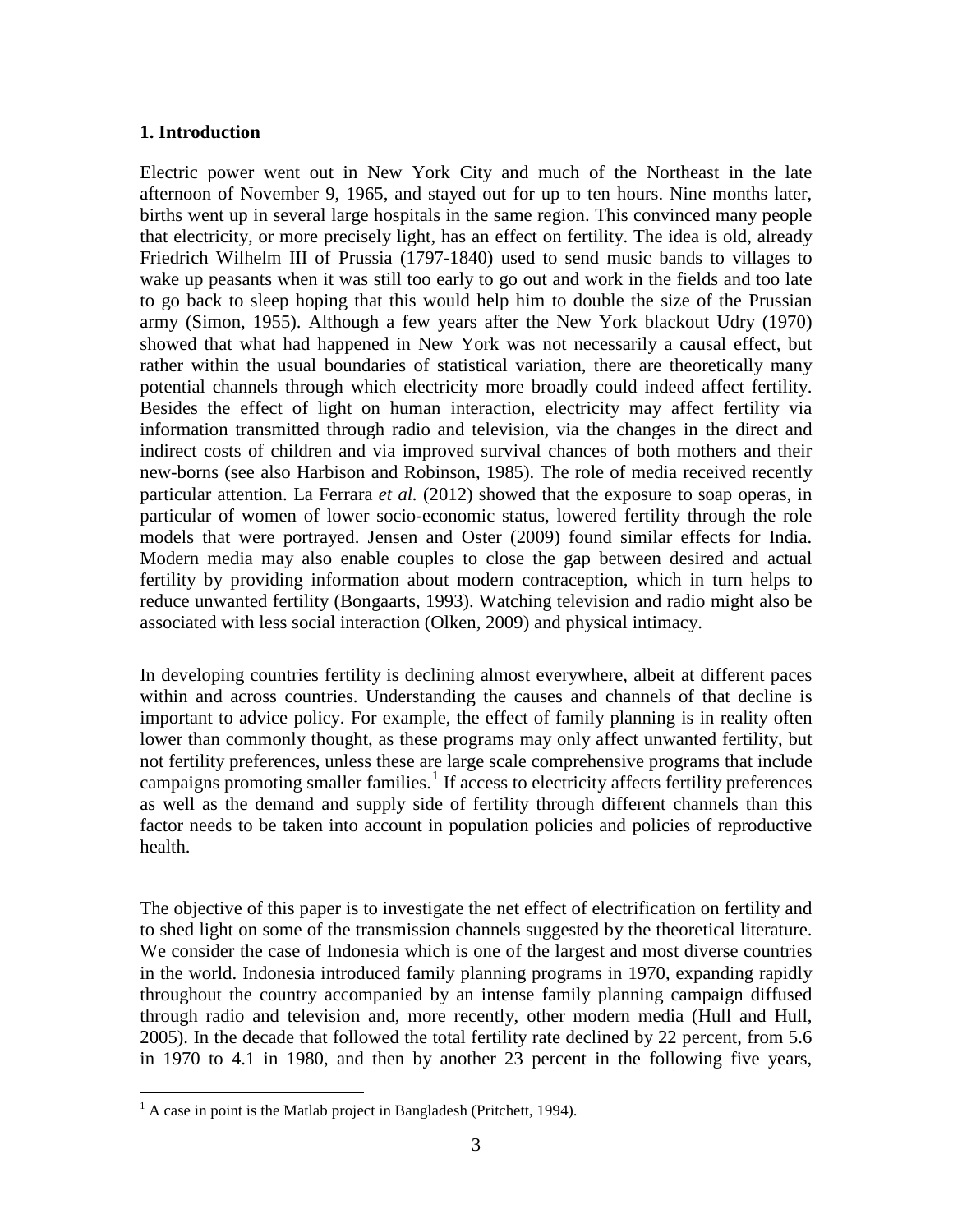## 1. Introduction

Electric power went out in New York City and much of the Northeast in the late afternoon of November 9, 1965, and stayed out for up to ten hours. Nine months later, births went up in several large hospitals in the same region. This convinced many people that electricity, or more precisely light, has an effect on fertility. The idea is old, already Friedrich Wilhelm III of Prussia (1797-1840) used to send music bands to villages to wake up peasants when it was still too early to go out and work in the fields and too late to go back to sleep hoping that this would help him to double the size of the Prussian army (Simon, 1955). Although a few years after the New York blackout Udry (1970) showed that what had happened in New York was not necessarily a causal effect, but rather within the usual boundaries of statistical variation, there are theoretically many potential channels through which electricity more broadly could indeed affect fertility. Besides the effect of light on human interaction, electricity may affect fertility via information transmitted through radio and television, via the changes in the direct and indirect costs of children and via improved survival chances of both mothers and their new-borns (see also Harbison and Robinson, 1985). The role of media received recently particular attention. La Ferrara *et al.* (2012) showed that the exposure to soap operas, in particular of women of lower socio-economic status, lowered fertility through the role models that were portrayed. Jensen and Oster (2009) found similar effects for India. Modern media may also enable couples to close the gap between desired and actual fertility by providing information about modern contraception, which in turn helps to reduce unwanted fertility (Bongaarts, 1993). Watching television and radio might also be associated with less social interaction (Olken, 2009) and physical intimacy.

In developing countries fertility is declining almost everywhere, albeit at different paces within and across countries. Understanding the causes and channels of that decline is important to advice policy. For example, the effect of family planning is in reality often lower than commonly thought, as these programs may only affect unwanted fertility, but not fertility preferences, unless these are large scale comprehensive programs that include campaigns promoting smaller families.[1] If access to electricity affects fertility preferences as well as the demand and supply side of fertility through different channels than this factor needs to be taken into account in population policies and policies of reproductive health.

The objective of this paper is to investigate the net effect of electrification on fertility and to shed light on some of the transmission channels suggested by the theoretical literature. We consider the case of Indonesia which is one of the largest and most diverse countries in the world. Indonesia introduced family planning programs in 1970, expanding rapidly throughout the country accompanied by an intense family planning campaign diffused through radio and television and, more recently, other modern media (Hull and Hull, 2005). In the decade that followed the total fertility rate declined by 22 percent, from 5.6 in 1970 to 4.1 in 1980, and then by another 23 percent in the following five years,

[1] A case in point is the Matlab project in Bangladesh (Pritchett, 1994).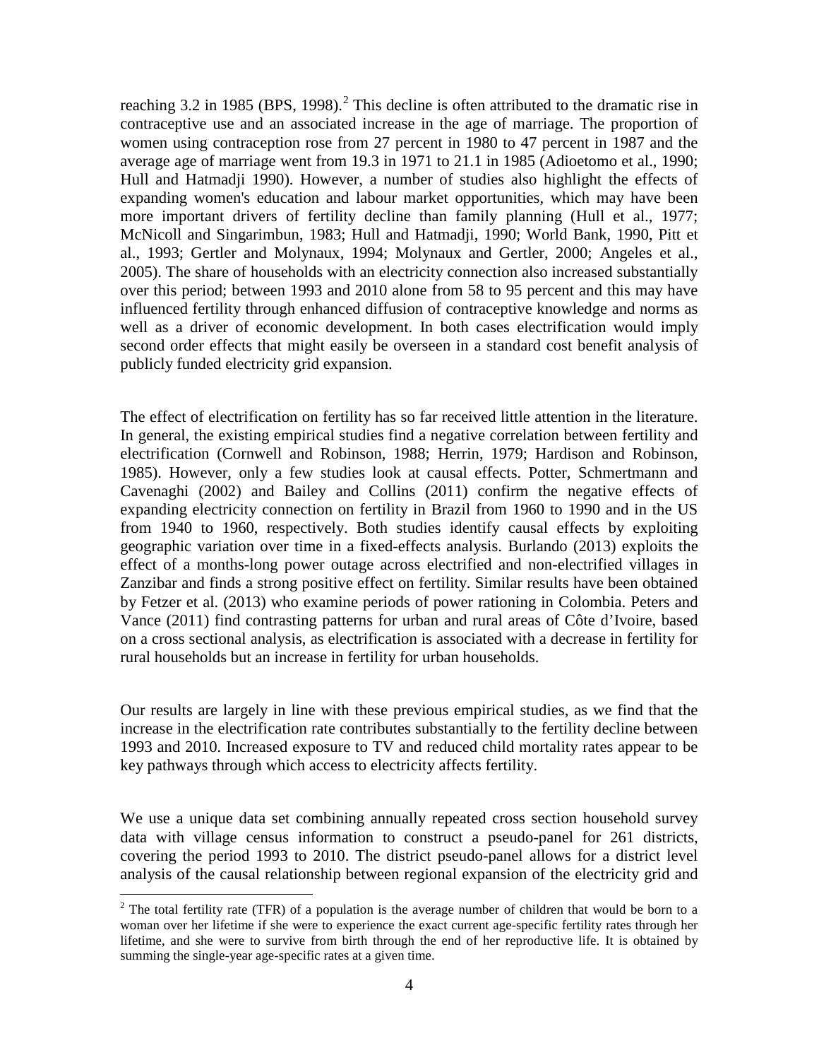reaching 3.2 in 1985 (BPS, 1998).[2] This decline is often attributed to the dramatic rise in contraceptive use and an associated increase in the age of marriage. The proportion of women using contraception rose from 27 percent in 1980 to 47 percent in 1987 and the average age of marriage went from 19.3 in 1971 to 21.1 in 1985 (Adioetomo et al., 1990; Hull and Hatmadji 1990). However, a number of studies also highlight the effects of expanding women's education and labour market opportunities, which may have been more important drivers of fertility decline than family planning (Hull et al., 1977; McNicoll and Singarimbun, 1983; Hull and Hatmadji, 1990; World Bank, 1990, Pitt et al., 1993; Gertler and Molynaux, 1994; Molynaux and Gertler, 2000; Angeles et al., 2005). The share of households with an electricity connection also increased substantially over this period; between 1993 and 2010 alone from 58 to 95 percent and this may have influenced fertility through enhanced diffusion of contraceptive knowledge and norms as well as a driver of economic development. In both cases electrification would imply second order effects that might easily be overseen in a standard cost benefit analysis of publicly funded electricity grid expansion.

The effect of electrification on fertility has so far received little attention in the literature. In general, the existing empirical studies find a negative correlation between fertility and electrification (Cornwell and Robinson, 1988; Herrin, 1979; Hardison and Robinson, 1985). However, only a few studies look at causal effects. Potter, Schmertmann and Cavenaghi (2002) and Bailey and Collins (2011) confirm the negative effects of expanding electricity connection on fertility in Brazil from 1960 to 1990 and in the US from 1940 to 1960, respectively. Both studies identify causal effects by exploiting geographic variation over time in a fixed-effects analysis. Burlando (2013) exploits the effect of a months-long power outage across electrified and non-electrified villages in Zanzibar and finds a strong positive effect on fertility. Similar results have been obtained by Fetzer et al. (2013) who examine periods of power rationing in Colombia. Peters and Vance (2011) find contrasting patterns for urban and rural areas of Côte d'Ivoire, based on a cross sectional analysis, as electrification is associated with a decrease in fertility for rural households but an increase in fertility for urban households.

Our results are largely in line with these previous empirical studies, as we find that the increase in the electrification rate contributes substantially to the fertility decline between 1993 and 2010. Increased exposure to TV and reduced child mortality rates appear to be key pathways through which access to electricity affects fertility.

We use a unique data set combining annually repeated cross section household survey data with village census information to construct a pseudo-panel for 261 districts, covering the period 1993 to 2010. The district pseudo-panel allows for a district level analysis of the causal relationship between regional expansion of the electricity grid and

[2] The total fertility rate (TFR) of a population is the average number of children that would be born to a woman over her lifetime if she were to experience the exact current age-specific fertility rates through her lifetime, and she were to survive from birth through the end of her reproductive life. It is obtained by summing the single-year age-specific rates at a given time.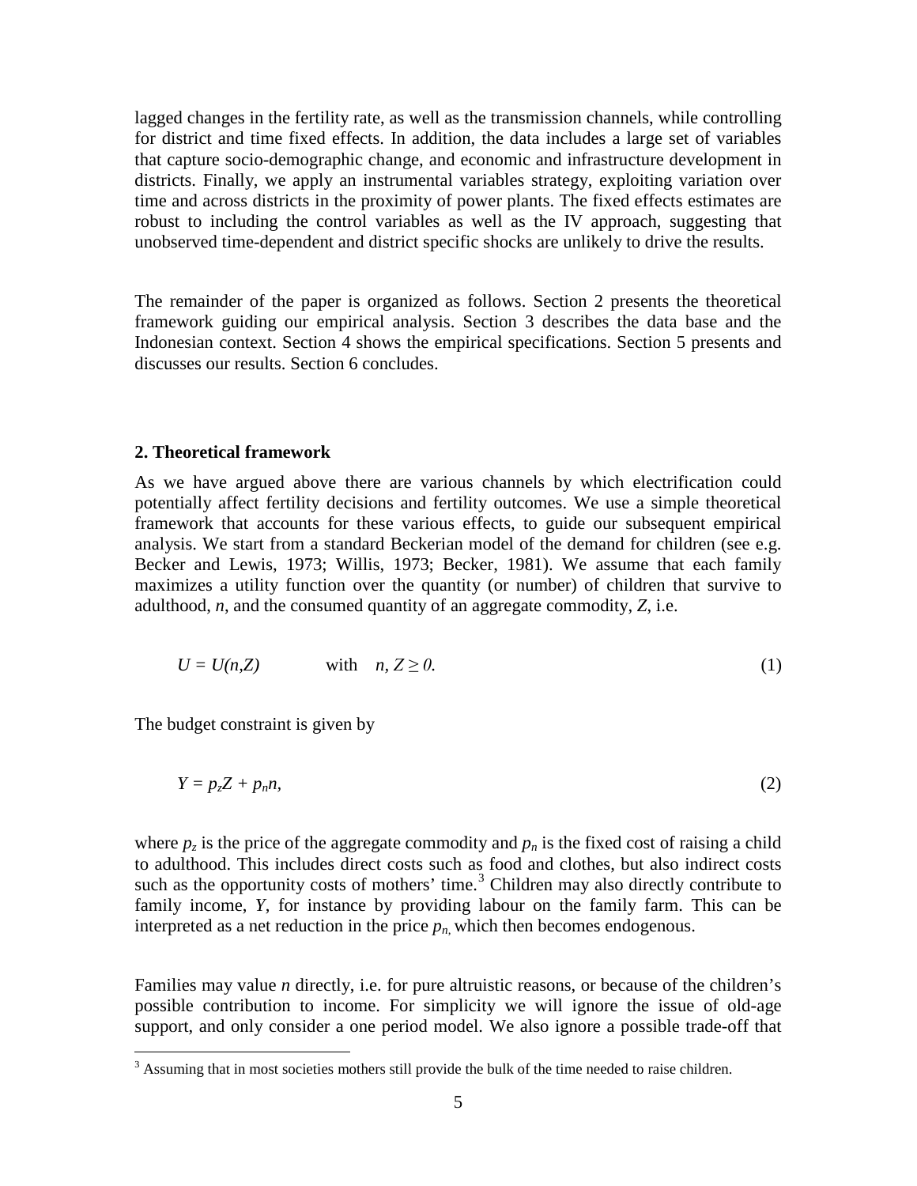lagged changes in the fertility rate, as well as the transmission channels, while controlling for district and time fixed effects. In addition, the data includes a large set of variables that capture socio-demographic change, and economic and infrastructure development in districts. Finally, we apply an instrumental variables strategy, exploiting variation over time and across districts in the proximity of power plants. The fixed effects estimates are robust to including the control variables as well as the IV approach, suggesting that unobserved time-dependent and district specific shocks are unlikely to drive the results.

The remainder of the paper is organized as follows. Section 2 presents the theoretical framework guiding our empirical analysis. Section 3 describes the data base and the Indonesian context. Section 4 shows the empirical specifications. Section 5 presents and discusses our results. Section 6 concludes.

## 2. Theoretical framework

As we have argued above there are various channels by which electrification could potentially affect fertility decisions and fertility outcomes. We use a simple theoretical framework that accounts for these various effects, to guide our subsequent empirical analysis. We start from a standard Beckerian model of the demand for children (see e.g. Becker and Lewis, 1973; Willis, 1973; Becker, 1981). We assume that each family maximizes a utility function over the quantity (or number) of children that survive to adulthood, $n$, and the consumed quantity of an aggregate commodity, $Z$, i.e.

$$U = U(n,Z) \qquad \text{with} \quad n, Z \geq 0. \tag{1}$$

The budget constraint is given by

$$Y = p_z Z + p_n n, \tag{2}$$

where $p_z$ is the price of the aggregate commodity and $p_n$ is the fixed cost of raising a child to adulthood. This includes direct costs such as food and clothes, but also indirect costs such as the opportunity costs of mothers' time.[3] Children may also directly contribute to family income, $Y$, for instance by providing labour on the family farm. This can be interpreted as a net reduction in the price $p_n$, which then becomes endogenous.

Families may value $n$ directly, i.e. for pure altruistic reasons, or because of the children's possible contribution to income. For simplicity we will ignore the issue of old-age support, and only consider a one period model. We also ignore a possible trade-off that

[3] Assuming that in most societies mothers still provide the bulk of the time needed to raise children.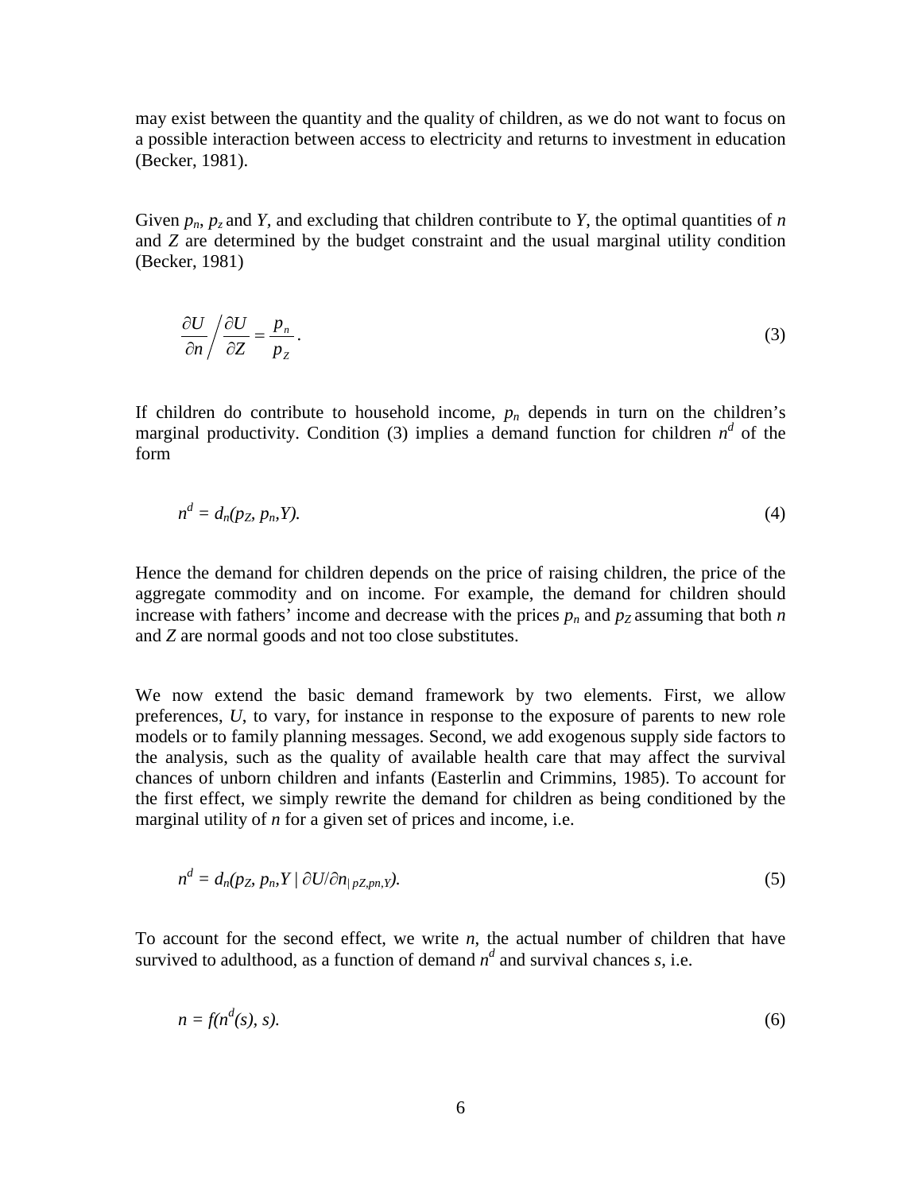may exist between the quantity and the quality of children, as we do not want to focus on a possible interaction between access to electricity and returns to investment in education (Becker, 1981).

Given $p_n$, $p_z$ and $Y$, and excluding that children contribute to $Y$, the optimal quantities of $n$ and $Z$ are determined by the budget constraint and the usual marginal utility condition (Becker, 1981)

$$\frac{\partial U}{\partial n} \bigg/ \frac{\partial U}{\partial Z} = \frac{p_n}{p_Z}. \tag{3}$$

If children do contribute to household income, $p_n$ depends in turn on the children's marginal productivity. Condition (3) implies a demand function for children $n^d$ of the form

$$n^d = d_n(p_Z, p_n, Y). \tag{4}$$

Hence the demand for children depends on the price of raising children, the price of the aggregate commodity and on income. For example, the demand for children should increase with fathers' income and decrease with the prices $p_n$ and $p_Z$ assuming that both $n$ and $Z$ are normal goods and not too close substitutes.

We now extend the basic demand framework by two elements. First, we allow preferences, $U$, to vary, for instance in response to the exposure of parents to new role models or to family planning messages. Second, we add exogenous supply side factors to the analysis, such as the quality of available health care that may affect the survival chances of unborn children and infants (Easterlin and Crimmins, 1985). To account for the first effect, we simply rewrite the demand for children as being conditioned by the marginal utility of $n$ for a given set of prices and income, i.e.

$$n^d = d_n(p_Z, p_n, Y \mid \partial U/\partial n_{\mid pZ,pn,Y}). \tag{5}$$

To account for the second effect, we write $n$, the actual number of children that have survived to adulthood, as a function of demand $n^d$ and survival chances $s$, i.e.

$$n = f(n^d(s), s). \tag{6}$$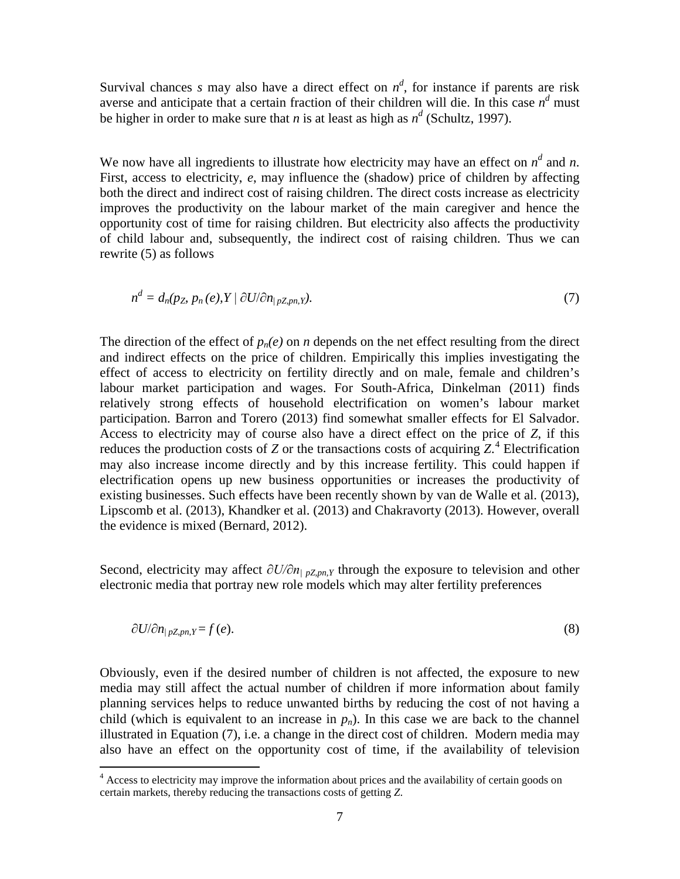Survival chances $s$ may also have a direct effect on $n^d$, for instance if parents are risk averse and anticipate that a certain fraction of their children will die. In this case $n^d$ must be higher in order to make sure that $n$ is at least as high as $n^d$ (Schultz, 1997).

We now have all ingredients to illustrate how electricity may have an effect on $n^d$ and $n$. First, access to electricity, $e$, may influence the (shadow) price of children by affecting both the direct and indirect cost of raising children. The direct costs increase as electricity improves the productivity on the labour market of the main caregiver and hence the opportunity cost of time for raising children. But electricity also affects the productivity of child labour and, subsequently, the indirect cost of raising children. Thus we can rewrite (5) as follows

$$n^d = d_n(p_Z, p_n(e), Y \mid \partial U/\partial n_{\mid pZ,pn,Y}). \tag{7}$$

The direction of the effect of $p_n(e)$ on $n$ depends on the net effect resulting from the direct and indirect effects on the price of children. Empirically this implies investigating the effect of access to electricity on fertility directly and on male, female and children's labour market participation and wages. For South-Africa, Dinkelman (2011) finds relatively strong effects of household electrification on women's labour market participation. Barron and Torero (2013) find somewhat smaller effects for El Salvador. Access to electricity may of course also have a direct effect on the price of $Z$, if this reduces the production costs of $Z$ or the transactions costs of acquiring $Z$.[4] Electrification may also increase income directly and by this increase fertility. This could happen if electrification opens up new business opportunities or increases the productivity of existing businesses. Such effects have been recently shown by van de Walle et al. (2013), Lipscomb et al. (2013), Khandker et al. (2013) and Chakravorty (2013). However, overall the evidence is mixed (Bernard, 2012).

Second, electricity may affect $\partial U/\partial n_{\mid pZ,pn,Y}$ through the exposure to television and other electronic media that portray new role models which may alter fertility preferences

$$\partial U/\partial n_{\mid pZ,pn,Y} = f(e). \tag{8}$$

Obviously, even if the desired number of children is not affected, the exposure to new media may still affect the actual number of children if more information about family planning services helps to reduce unwanted births by reducing the cost of not having a child (which is equivalent to an increase in $p_n$). In this case we are back to the channel illustrated in Equation (7), i.e. a change in the direct cost of children. Modern media may also have an effect on the opportunity cost of time, if the availability of television

[4] Access to electricity may improve the information about prices and the availability of certain goods on certain markets, thereby reducing the transactions costs of getting $Z$.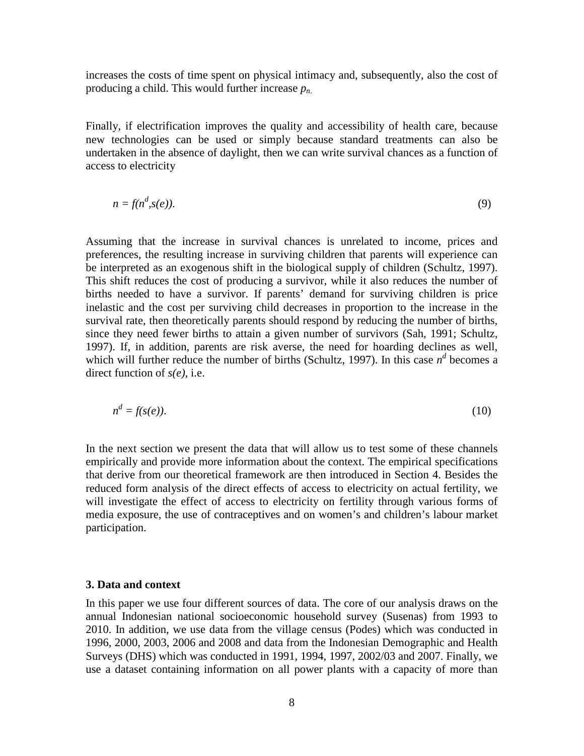increases the costs of time spent on physical intimacy and, subsequently, also the cost of producing a child. This would further increase $p_n$.

Finally, if electrification improves the quality and accessibility of health care, because new technologies can be used or simply because standard treatments can also be undertaken in the absence of daylight, then we can write survival chances as a function of access to electricity

$$n = f(n^d, s(e)). \tag{9}$$

Assuming that the increase in survival chances is unrelated to income, prices and preferences, the resulting increase in surviving children that parents will experience can be interpreted as an exogenous shift in the biological supply of children (Schultz, 1997). This shift reduces the cost of producing a survivor, while it also reduces the number of births needed to have a survivor. If parents' demand for surviving children is price inelastic and the cost per surviving child decreases in proportion to the increase in the survival rate, then theoretically parents should respond by reducing the number of births, since they need fewer births to attain a given number of survivors (Sah, 1991; Schultz, 1997). If, in addition, parents are risk averse, the need for hoarding declines as well, which will further reduce the number of births (Schultz, 1997). In this case $n^d$ becomes a direct function of $s(e)$, i.e.

$$n^d = f(s(e)). \tag{10}$$

In the next section we present the data that will allow us to test some of these channels empirically and provide more information about the context. The empirical specifications that derive from our theoretical framework are then introduced in Section 4. Besides the reduced form analysis of the direct effects of access to electricity on actual fertility, we will investigate the effect of access to electricity on fertility through various forms of media exposure, the use of contraceptives and on women's and children's labour market participation.

### 3. Data and context

In this paper we use four different sources of data. The core of our analysis draws on the annual Indonesian national socioeconomic household survey (Susenas) from 1993 to 2010. In addition, we use data from the village census (Podes) which was conducted in 1996, 2000, 2003, 2006 and 2008 and data from the Indonesian Demographic and Health Surveys (DHS) which was conducted in 1991, 1994, 1997, 2002/03 and 2007. Finally, we use a dataset containing information on all power plants with a capacity of more than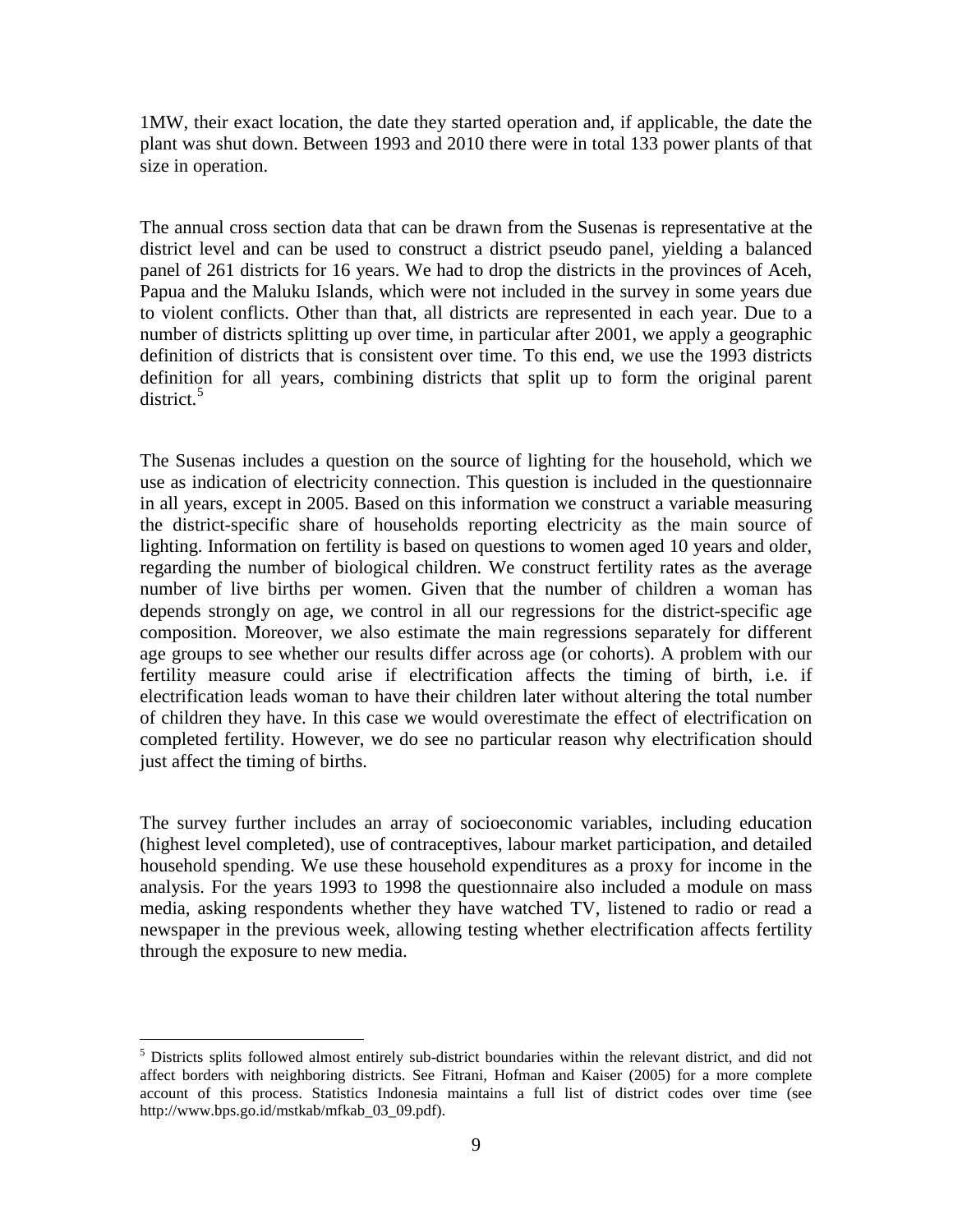1MW, their exact location, the date they started operation and, if applicable, the date the plant was shut down. Between 1993 and 2010 there were in total 133 power plants of that size in operation.

The annual cross section data that can be drawn from the Susenas is representative at the district level and can be used to construct a district pseudo panel, yielding a balanced panel of 261 districts for 16 years. We had to drop the districts in the provinces of Aceh, Papua and the Maluku Islands, which were not included in the survey in some years due to violent conflicts. Other than that, all districts are represented in each year. Due to a number of districts splitting up over time, in particular after 2001, we apply a geographic definition of districts that is consistent over time. To this end, we use the 1993 districts definition for all years, combining districts that split up to form the original parent district.[5]

The Susenas includes a question on the source of lighting for the household, which we use as indication of electricity connection. This question is included in the questionnaire in all years, except in 2005. Based on this information we construct a variable measuring the district-specific share of households reporting electricity as the main source of lighting. Information on fertility is based on questions to women aged 10 years and older, regarding the number of biological children. We construct fertility rates as the average number of live births per women. Given that the number of children a woman has depends strongly on age, we control in all our regressions for the district-specific age composition. Moreover, we also estimate the main regressions separately for different age groups to see whether our results differ across age (or cohorts). A problem with our fertility measure could arise if electrification affects the timing of birth, i.e. if electrification leads woman to have their children later without altering the total number of children they have. In this case we would overestimate the effect of electrification on completed fertility. However, we do see no particular reason why electrification should just affect the timing of births.

The survey further includes an array of socioeconomic variables, including education (highest level completed), use of contraceptives, labour market participation, and detailed household spending. We use these household expenditures as a proxy for income in the analysis. For the years 1993 to 1998 the questionnaire also included a module on mass media, asking respondents whether they have watched TV, listened to radio or read a newspaper in the previous week, allowing testing whether electrification affects fertility through the exposure to new media.

[5] Districts splits followed almost entirely sub-district boundaries within the relevant district, and did not affect borders with neighboring districts. See Fitrani, Hofman and Kaiser (2005) for a more complete account of this process. Statistics Indonesia maintains a full list of district codes over time (see http://www.bps.go.id/mstkab/mfkab_03_09.pdf).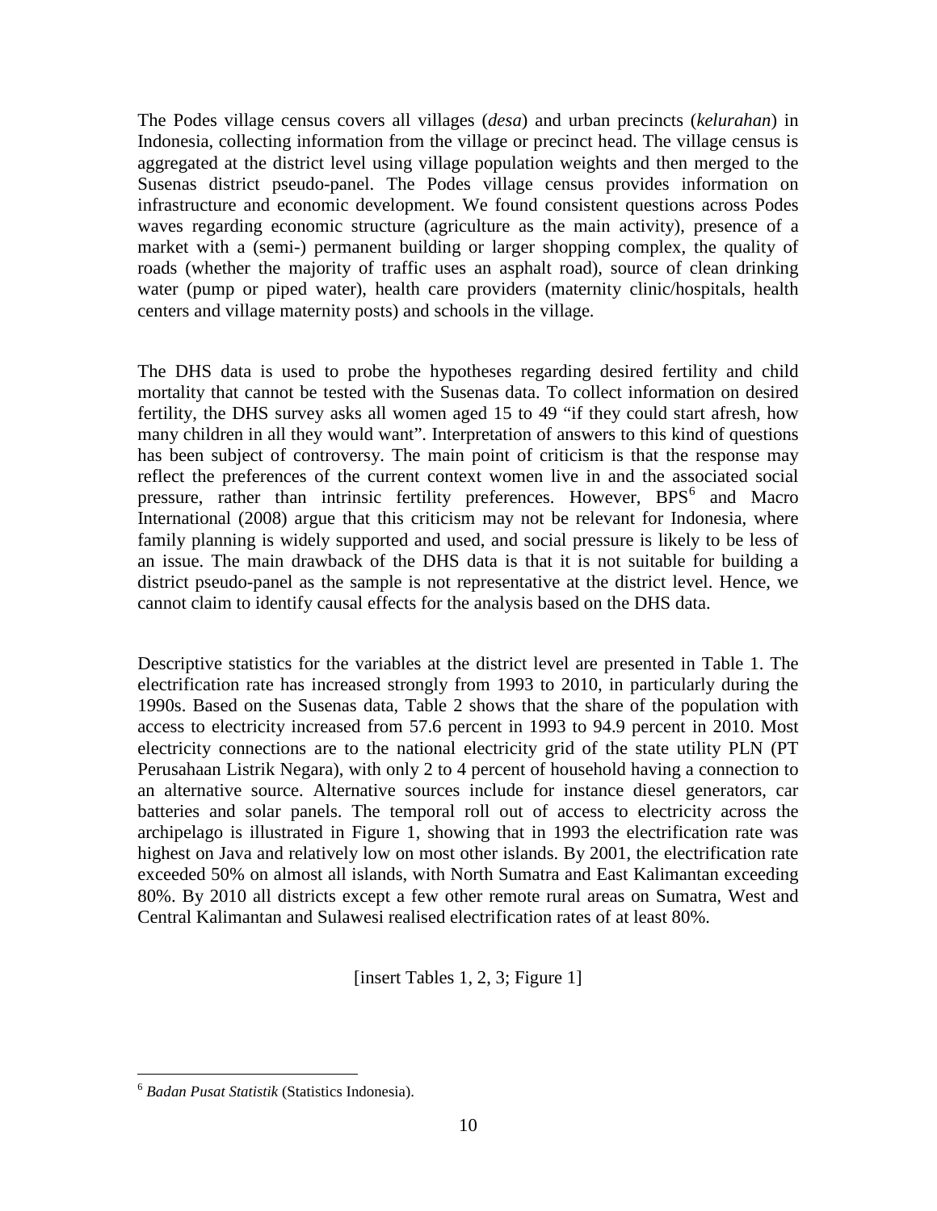The Podes village census covers all villages (*desa*) and urban precincts (*kelurahan*) in Indonesia, collecting information from the village or precinct head. The village census is aggregated at the district level using village population weights and then merged to the Susenas district pseudo-panel. The Podes village census provides information on infrastructure and economic development. We found consistent questions across Podes waves regarding economic structure (agriculture as the main activity), presence of a market with a (semi-) permanent building or larger shopping complex, the quality of roads (whether the majority of traffic uses an asphalt road), source of clean drinking water (pump or piped water), health care providers (maternity clinic/hospitals, health centers and village maternity posts) and schools in the village.

The DHS data is used to probe the hypotheses regarding desired fertility and child mortality that cannot be tested with the Susenas data. To collect information on desired fertility, the DHS survey asks all women aged 15 to 49 "if they could start afresh, how many children in all they would want". Interpretation of answers to this kind of questions has been subject of controversy. The main point of criticism is that the response may reflect the preferences of the current context women live in and the associated social pressure, rather than intrinsic fertility preferences. However, BPS[6] and Macro International (2008) argue that this criticism may not be relevant for Indonesia, where family planning is widely supported and used, and social pressure is likely to be less of an issue. The main drawback of the DHS data is that it is not suitable for building a district pseudo-panel as the sample is not representative at the district level. Hence, we cannot claim to identify causal effects for the analysis based on the DHS data.

Descriptive statistics for the variables at the district level are presented in Table 1. The electrification rate has increased strongly from 1993 to 2010, in particularly during the 1990s. Based on the Susenas data, Table 2 shows that the share of the population with access to electricity increased from 57.6 percent in 1993 to 94.9 percent in 2010. Most electricity connections are to the national electricity grid of the state utility PLN (PT Perusahaan Listrik Negara), with only 2 to 4 percent of household having a connection to an alternative source. Alternative sources include for instance diesel generators, car batteries and solar panels. The temporal roll out of access to electricity across the archipelago is illustrated in Figure 1, showing that in 1993 the electrification rate was highest on Java and relatively low on most other islands. By 2001, the electrification rate exceeded 50% on almost all islands, with North Sumatra and East Kalimantan exceeding 80%. By 2010 all districts except a few other remote rural areas on Sumatra, West and Central Kalimantan and Sulawesi realised electrification rates of at least 80%.

[insert Tables 1, 2, 3; Figure 1]

[6] *Badan Pusat Statistik* (Statistics Indonesia).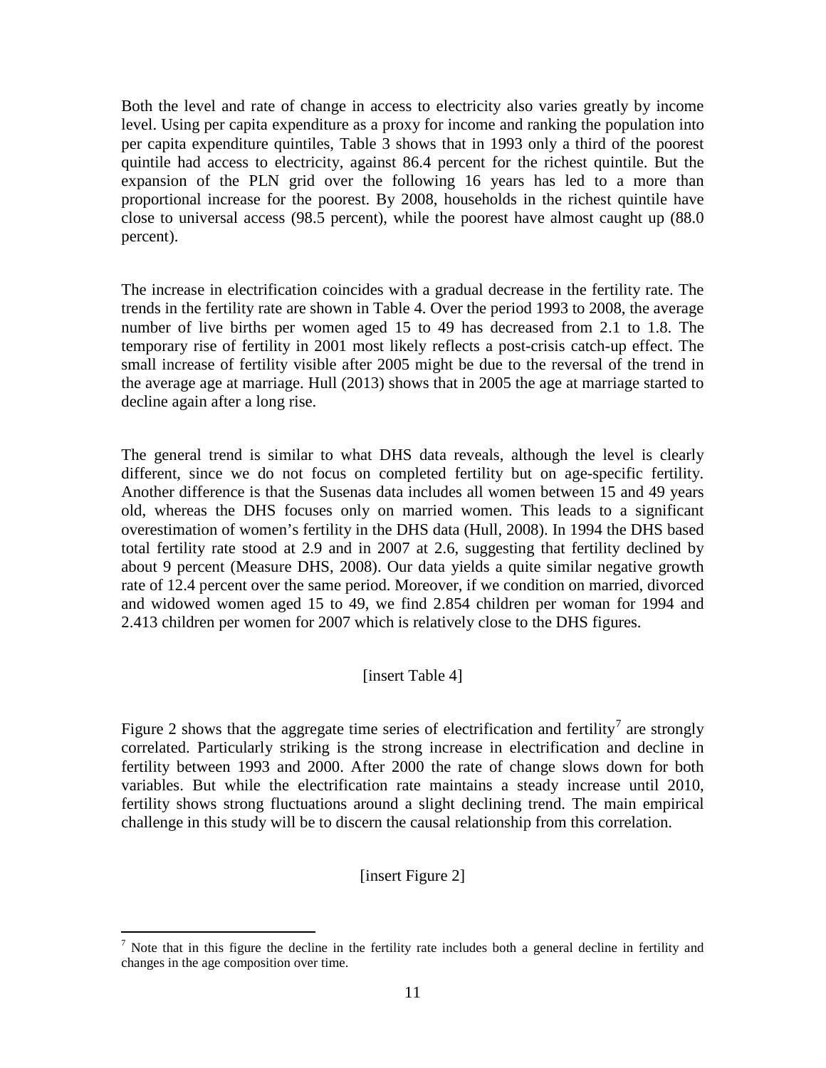Both the level and rate of change in access to electricity also varies greatly by income level. Using per capita expenditure as a proxy for income and ranking the population into per capita expenditure quintiles, Table 3 shows that in 1993 only a third of the poorest quintile had access to electricity, against 86.4 percent for the richest quintile. But the expansion of the PLN grid over the following 16 years has led to a more than proportional increase for the poorest. By 2008, households in the richest quintile have close to universal access (98.5 percent), while the poorest have almost caught up (88.0 percent).

The increase in electrification coincides with a gradual decrease in the fertility rate. The trends in the fertility rate are shown in Table 4. Over the period 1993 to 2008, the average number of live births per women aged 15 to 49 has decreased from 2.1 to 1.8. The temporary rise of fertility in 2001 most likely reflects a post-crisis catch-up effect. The small increase of fertility visible after 2005 might be due to the reversal of the trend in the average age at marriage. Hull (2013) shows that in 2005 the age at marriage started to decline again after a long rise.

The general trend is similar to what DHS data reveals, although the level is clearly different, since we do not focus on completed fertility but on age-specific fertility. Another difference is that the Susenas data includes all women between 15 and 49 years old, whereas the DHS focuses only on married women. This leads to a significant overestimation of women's fertility in the DHS data (Hull, 2008). In 1994 the DHS based total fertility rate stood at 2.9 and in 2007 at 2.6, suggesting that fertility declined by about 9 percent (Measure DHS, 2008). Our data yields a quite similar negative growth rate of 12.4 percent over the same period. Moreover, if we condition on married, divorced and widowed women aged 15 to 49, we find 2.854 children per woman for 1994 and 2.413 children per women for 2007 which is relatively close to the DHS figures.

[insert Table 4]

Figure 2 shows that the aggregate time series of electrification and fertility[7] are strongly correlated. Particularly striking is the strong increase in electrification and decline in fertility between 1993 and 2000. After 2000 the rate of change slows down for both variables. But while the electrification rate maintains a steady increase until 2010, fertility shows strong fluctuations around a slight declining trend. The main empirical challenge in this study will be to discern the causal relationship from this correlation.

[insert Figure 2]

[7] Note that in this figure the decline in the fertility rate includes both a general decline in fertility and changes in the age composition over time.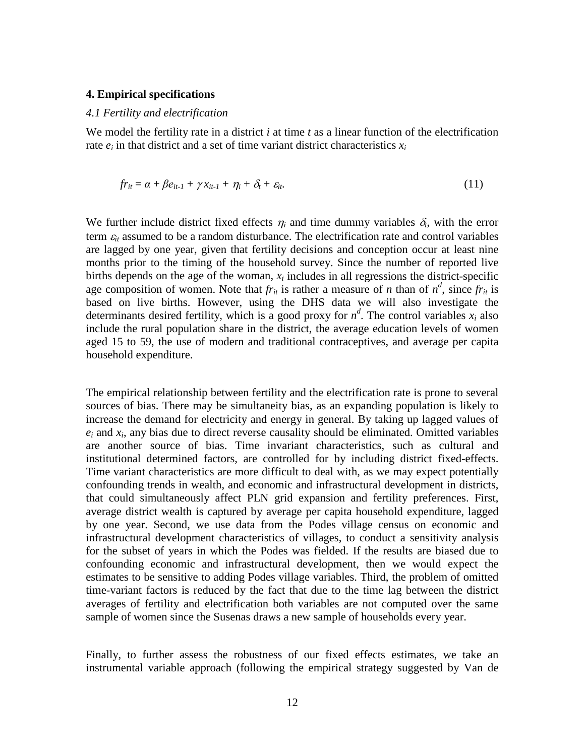## 4. Empirical specifications

### *4.1 Fertility and electrification*

We model the fertility rate in a district *i* at time *t* as a linear function of the electrification rate $e_i$ in that district and a set of time variant district characteristics $x_i$

$$fr_{it} = \alpha + \beta e_{it-1} + \gamma x_{it-1} + \eta_i + \delta_t + \varepsilon_{it}. \tag{11}$$

We further include district fixed effects $\eta_i$ and time dummy variables $\delta_t$, with the error term $\varepsilon_{it}$ assumed to be a random disturbance. The electrification rate and control variables are lagged by one year, given that fertility decisions and conception occur at least nine months prior to the timing of the household survey. Since the number of reported live births depends on the age of the woman, $x_i$ includes in all regressions the district-specific age composition of women. Note that $fr_{it}$ is rather a measure of *n* than of $n^d$, since $fr_{it}$ is based on live births. However, using the DHS data we will also investigate the determinants desired fertility, which is a good proxy for $n^d$. The control variables $x_i$ also include the rural population share in the district, the average education levels of women aged 15 to 59, the use of modern and traditional contraceptives, and average per capita household expenditure.

The empirical relationship between fertility and the electrification rate is prone to several sources of bias. There may be simultaneity bias, as an expanding population is likely to increase the demand for electricity and energy in general. By taking up lagged values of $e_i$ and $x_i$, any bias due to direct reverse causality should be eliminated. Omitted variables are another source of bias. Time invariant characteristics, such as cultural and institutional determined factors, are controlled for by including district fixed-effects. Time variant characteristics are more difficult to deal with, as we may expect potentially confounding trends in wealth, and economic and infrastructural development in districts, that could simultaneously affect PLN grid expansion and fertility preferences. First, average district wealth is captured by average per capita household expenditure, lagged by one year. Second, we use data from the Podes village census on economic and infrastructural development characteristics of villages, to conduct a sensitivity analysis for the subset of years in which the Podes was fielded. If the results are biased due to confounding economic and infrastructural development, then we would expect the estimates to be sensitive to adding Podes village variables. Third, the problem of omitted time-variant factors is reduced by the fact that due to the time lag between the district averages of fertility and electrification both variables are not computed over the same sample of women since the Susenas draws a new sample of households every year.

Finally, to further assess the robustness of our fixed effects estimates, we take an instrumental variable approach (following the empirical strategy suggested by Van de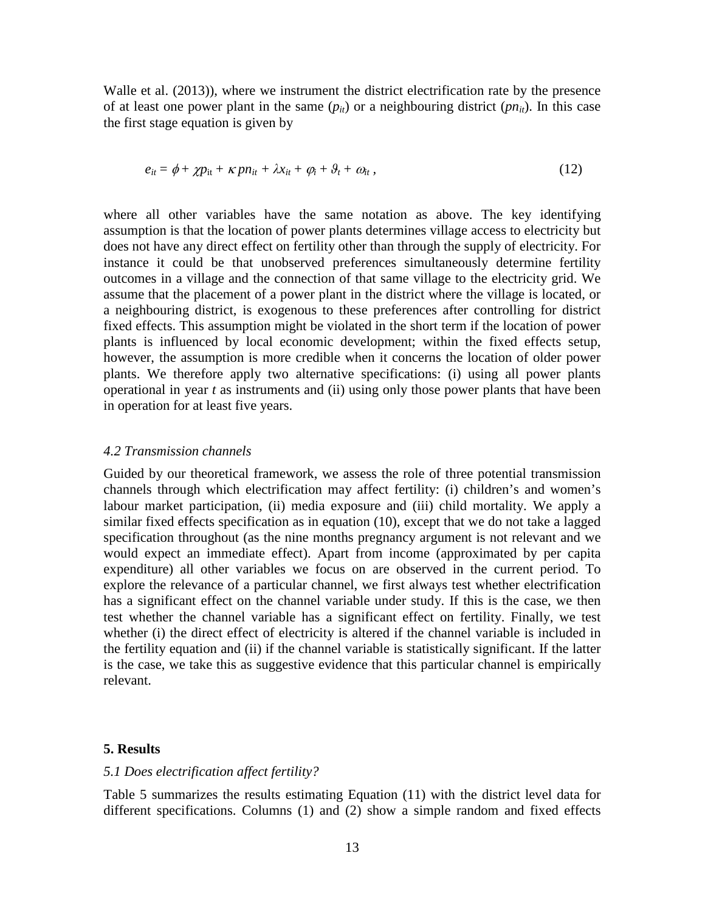Walle et al. (2013)), where we instrument the district electrification rate by the presence of at least one power plant in the same ($p_{it}$) or a neighbouring district ($pn_{it}$). In this case the first stage equation is given by

$$e_{it} = \phi + \chi p_{it} + \kappa \, pn_{it} + \lambda x_{it} + \varphi_i + \vartheta_t + \omega_{it} \, , \tag{12}$$

where all other variables have the same notation as above. The key identifying assumption is that the location of power plants determines village access to electricity but does not have any direct effect on fertility other than through the supply of electricity. For instance it could be that unobserved preferences simultaneously determine fertility outcomes in a village and the connection of that same village to the electricity grid. We assume that the placement of a power plant in the district where the village is located, or a neighbouring district, is exogenous to these preferences after controlling for district fixed effects. This assumption might be violated in the short term if the location of power plants is influenced by local economic development; within the fixed effects setup, however, the assumption is more credible when it concerns the location of older power plants. We therefore apply two alternative specifications: (i) using all power plants operational in year $t$ as instruments and (ii) using only those power plants that have been in operation for at least five years.

### *4.2 Transmission channels*

Guided by our theoretical framework, we assess the role of three potential transmission channels through which electrification may affect fertility: (i) children's and women's labour market participation, (ii) media exposure and (iii) child mortality. We apply a similar fixed effects specification as in equation (10), except that we do not take a lagged specification throughout (as the nine months pregnancy argument is not relevant and we would expect an immediate effect). Apart from income (approximated by per capita expenditure) all other variables we focus on are observed in the current period. To explore the relevance of a particular channel, we first always test whether electrification has a significant effect on the channel variable under study. If this is the case, we then test whether the channel variable has a significant effect on fertility. Finally, we test whether (i) the direct effect of electricity is altered if the channel variable is included in the fertility equation and (ii) if the channel variable is statistically significant. If the latter is the case, we take this as suggestive evidence that this particular channel is empirically relevant.

## **5. Results**

### *5.1 Does electrification affect fertility?*

Table 5 summarizes the results estimating Equation (11) with the district level data for different specifications. Columns (1) and (2) show a simple random and fixed effects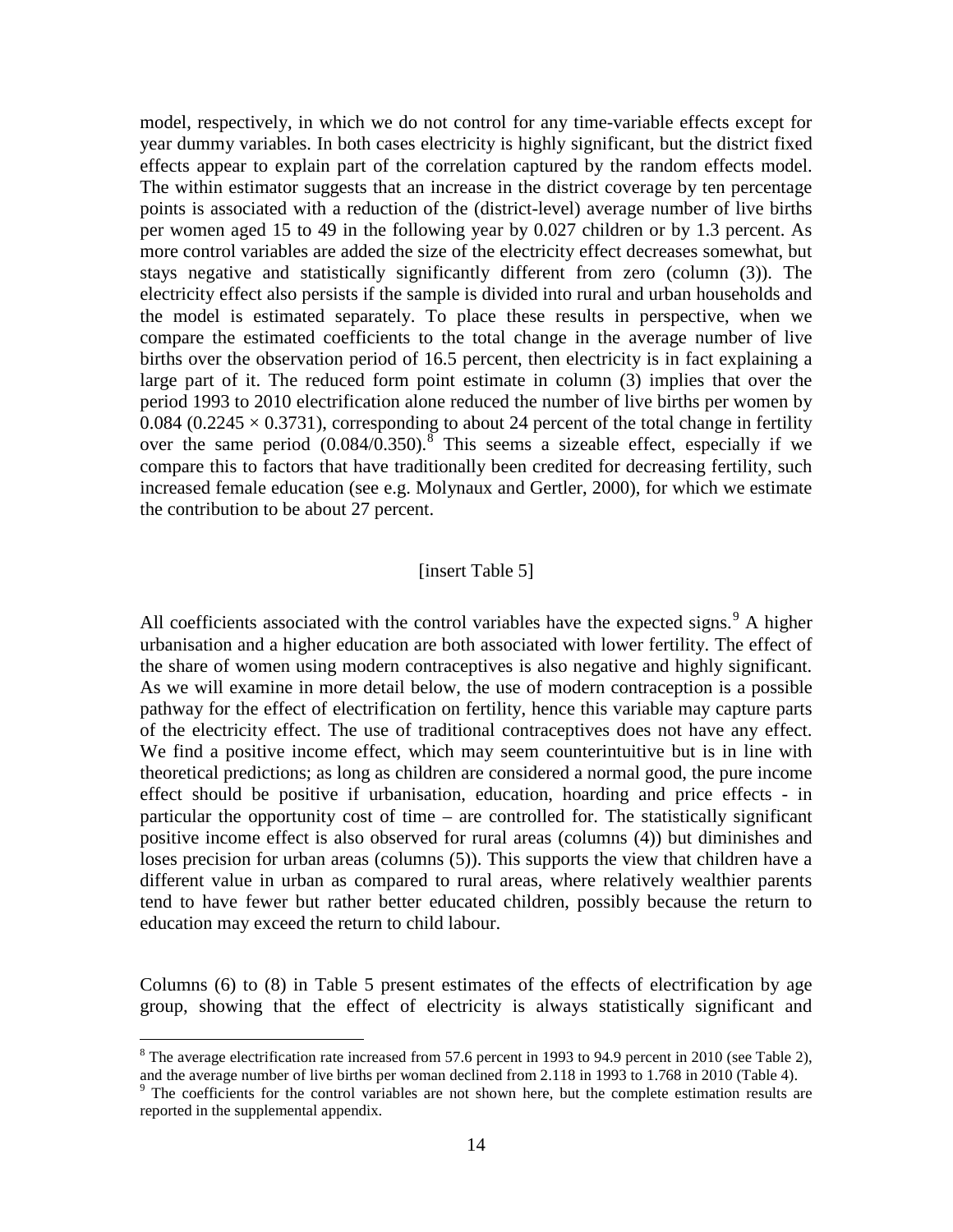model, respectively, in which we do not control for any time-variable effects except for year dummy variables. In both cases electricity is highly significant, but the district fixed effects appear to explain part of the correlation captured by the random effects model. The within estimator suggests that an increase in the district coverage by ten percentage points is associated with a reduction of the (district-level) average number of live births per women aged 15 to 49 in the following year by 0.027 children or by 1.3 percent. As more control variables are added the size of the electricity effect decreases somewhat, but stays negative and statistically significantly different from zero (column (3)). The electricity effect also persists if the sample is divided into rural and urban households and the model is estimated separately. To place these results in perspective, when we compare the estimated coefficients to the total change in the average number of live births over the observation period of 16.5 percent, then electricity is in fact explaining a large part of it. The reduced form point estimate in column (3) implies that over the period 1993 to 2010 electrification alone reduced the number of live births per women by 0.084 ($0.2245 \times 0.3731$), corresponding to about 24 percent of the total change in fertility over the same period (0.084/0.350).[8] This seems a sizeable effect, especially if we compare this to factors that have traditionally been credited for decreasing fertility, such increased female education (see e.g. Molynaux and Gertler, 2000), for which we estimate the contribution to be about 27 percent.

[insert Table 5]

All coefficients associated with the control variables have the expected signs.[9] A higher urbanisation and a higher education are both associated with lower fertility. The effect of the share of women using modern contraceptives is also negative and highly significant. As we will examine in more detail below, the use of modern contraception is a possible pathway for the effect of electrification on fertility, hence this variable may capture parts of the electricity effect. The use of traditional contraceptives does not have any effect. We find a positive income effect, which may seem counterintuitive but is in line with theoretical predictions; as long as children are considered a normal good, the pure income effect should be positive if urbanisation, education, hoarding and price effects - in particular the opportunity cost of time – are controlled for. The statistically significant positive income effect is also observed for rural areas (columns (4)) but diminishes and loses precision for urban areas (columns (5)). This supports the view that children have a different value in urban as compared to rural areas, where relatively wealthier parents tend to have fewer but rather better educated children, possibly because the return to education may exceed the return to child labour.

Columns (6) to (8) in Table 5 present estimates of the effects of electrification by age group, showing that the effect of electricity is always statistically significant and

[8] The average electrification rate increased from 57.6 percent in 1993 to 94.9 percent in 2010 (see Table 2), and the average number of live births per woman declined from 2.118 in 1993 to 1.768 in 2010 (Table 4).

[9] The coefficients for the control variables are not shown here, but the complete estimation results are reported in the supplemental appendix.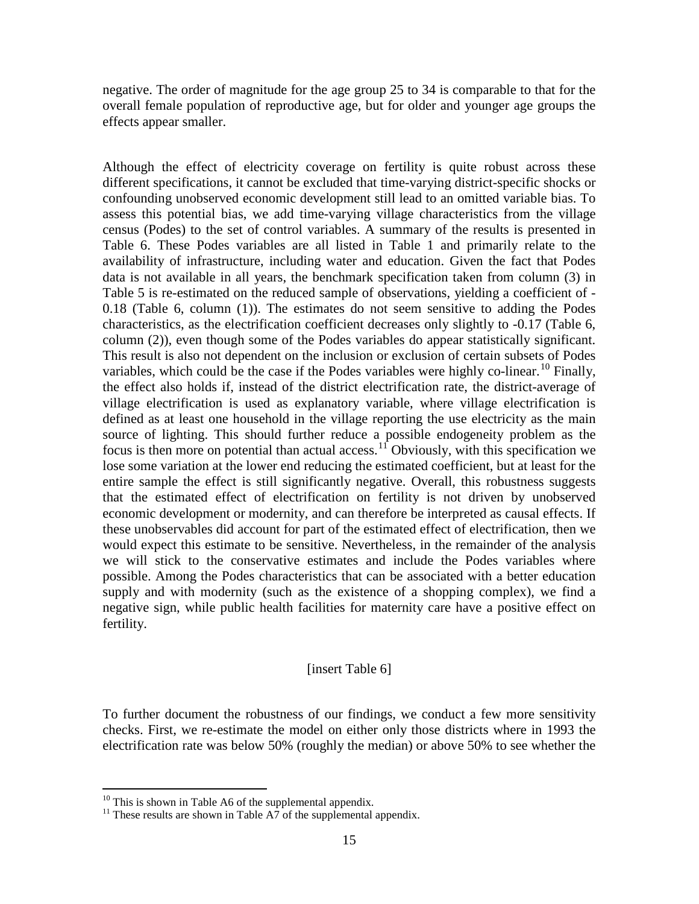negative. The order of magnitude for the age group 25 to 34 is comparable to that for the overall female population of reproductive age, but for older and younger age groups the effects appear smaller.

Although the effect of electricity coverage on fertility is quite robust across these different specifications, it cannot be excluded that time-varying district-specific shocks or confounding unobserved economic development still lead to an omitted variable bias. To assess this potential bias, we add time-varying village characteristics from the village census (Podes) to the set of control variables. A summary of the results is presented in Table 6. These Podes variables are all listed in Table 1 and primarily relate to the availability of infrastructure, including water and education. Given the fact that Podes data is not available in all years, the benchmark specification taken from column (3) in Table 5 is re-estimated on the reduced sample of observations, yielding a coefficient of -0.18 (Table 6, column (1)). The estimates do not seem sensitive to adding the Podes characteristics, as the electrification coefficient decreases only slightly to -0.17 (Table 6, column (2)), even though some of the Podes variables do appear statistically significant. This result is also not dependent on the inclusion or exclusion of certain subsets of Podes variables, which could be the case if the Podes variables were highly co-linear.[10] Finally, the effect also holds if, instead of the district electrification rate, the district-average of village electrification is used as explanatory variable, where village electrification is defined as at least one household in the village reporting the use electricity as the main source of lighting. This should further reduce a possible endogeneity problem as the focus is then more on potential than actual access.[11] Obviously, with this specification we lose some variation at the lower end reducing the estimated coefficient, but at least for the entire sample the effect is still significantly negative. Overall, this robustness suggests that the estimated effect of electrification on fertility is not driven by unobserved economic development or modernity, and can therefore be interpreted as causal effects. If these unobservables did account for part of the estimated effect of electrification, then we would expect this estimate to be sensitive. Nevertheless, in the remainder of the analysis we will stick to the conservative estimates and include the Podes variables where possible. Among the Podes characteristics that can be associated with a better education supply and with modernity (such as the existence of a shopping complex), we find a negative sign, while public health facilities for maternity care have a positive effect on fertility.

[insert Table 6]

To further document the robustness of our findings, we conduct a few more sensitivity checks. First, we re-estimate the model on either only those districts where in 1993 the electrification rate was below 50% (roughly the median) or above 50% to see whether the

[10] This is shown in Table A6 of the supplemental appendix.

[11] These results are shown in Table A7 of the supplemental appendix.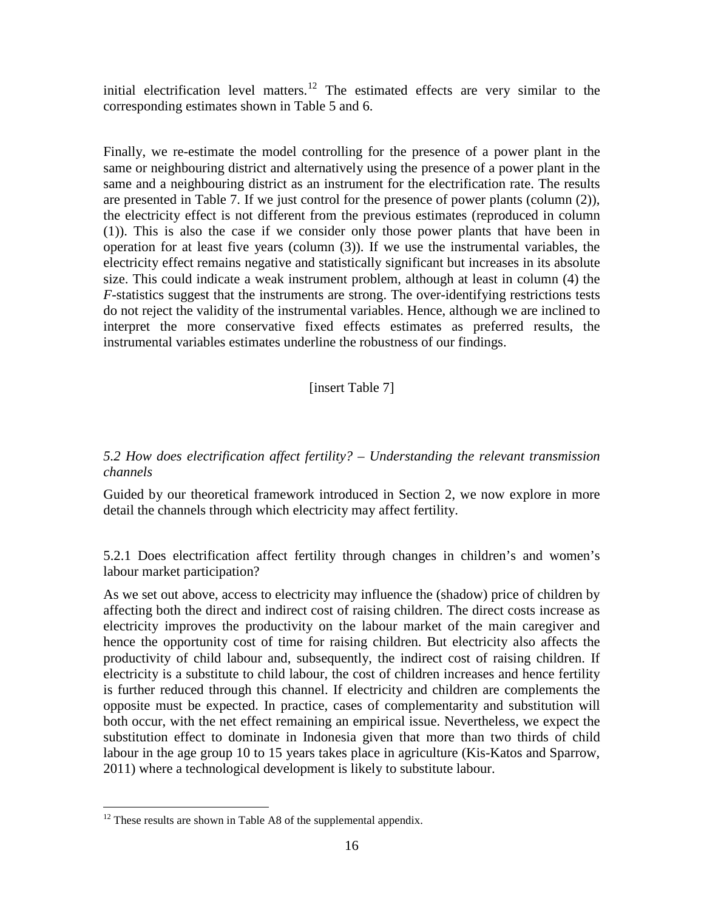initial electrification level matters.[12] The estimated effects are very similar to the corresponding estimates shown in Table 5 and 6.

Finally, we re-estimate the model controlling for the presence of a power plant in the same or neighbouring district and alternatively using the presence of a power plant in the same and a neighbouring district as an instrument for the electrification rate. The results are presented in Table 7. If we just control for the presence of power plants (column (2)), the electricity effect is not different from the previous estimates (reproduced in column (1)). This is also the case if we consider only those power plants that have been in operation for at least five years (column (3)). If we use the instrumental variables, the electricity effect remains negative and statistically significant but increases in its absolute size. This could indicate a weak instrument problem, although at least in column (4) the *F*-statistics suggest that the instruments are strong. The over-identifying restrictions tests do not reject the validity of the instrumental variables. Hence, although we are inclined to interpret the more conservative fixed effects estimates as preferred results, the instrumental variables estimates underline the robustness of our findings.

[insert Table 7]

### *5.2 How does electrification affect fertility? – Understanding the relevant transmission channels*

Guided by our theoretical framework introduced in Section 2, we now explore in more detail the channels through which electricity may affect fertility.

#### 5.2.1 Does electrification affect fertility through changes in children's and women's labour market participation?

As we set out above, access to electricity may influence the (shadow) price of children by affecting both the direct and indirect cost of raising children. The direct costs increase as electricity improves the productivity on the labour market of the main caregiver and hence the opportunity cost of time for raising children. But electricity also affects the productivity of child labour and, subsequently, the indirect cost of raising children. If electricity is a substitute to child labour, the cost of children increases and hence fertility is further reduced through this channel. If electricity and children are complements the opposite must be expected. In practice, cases of complementarity and substitution will both occur, with the net effect remaining an empirical issue. Nevertheless, we expect the substitution effect to dominate in Indonesia given that more than two thirds of child labour in the age group 10 to 15 years takes place in agriculture (Kis-Katos and Sparrow, 2011) where a technological development is likely to substitute labour.

[12] These results are shown in Table A8 of the supplemental appendix.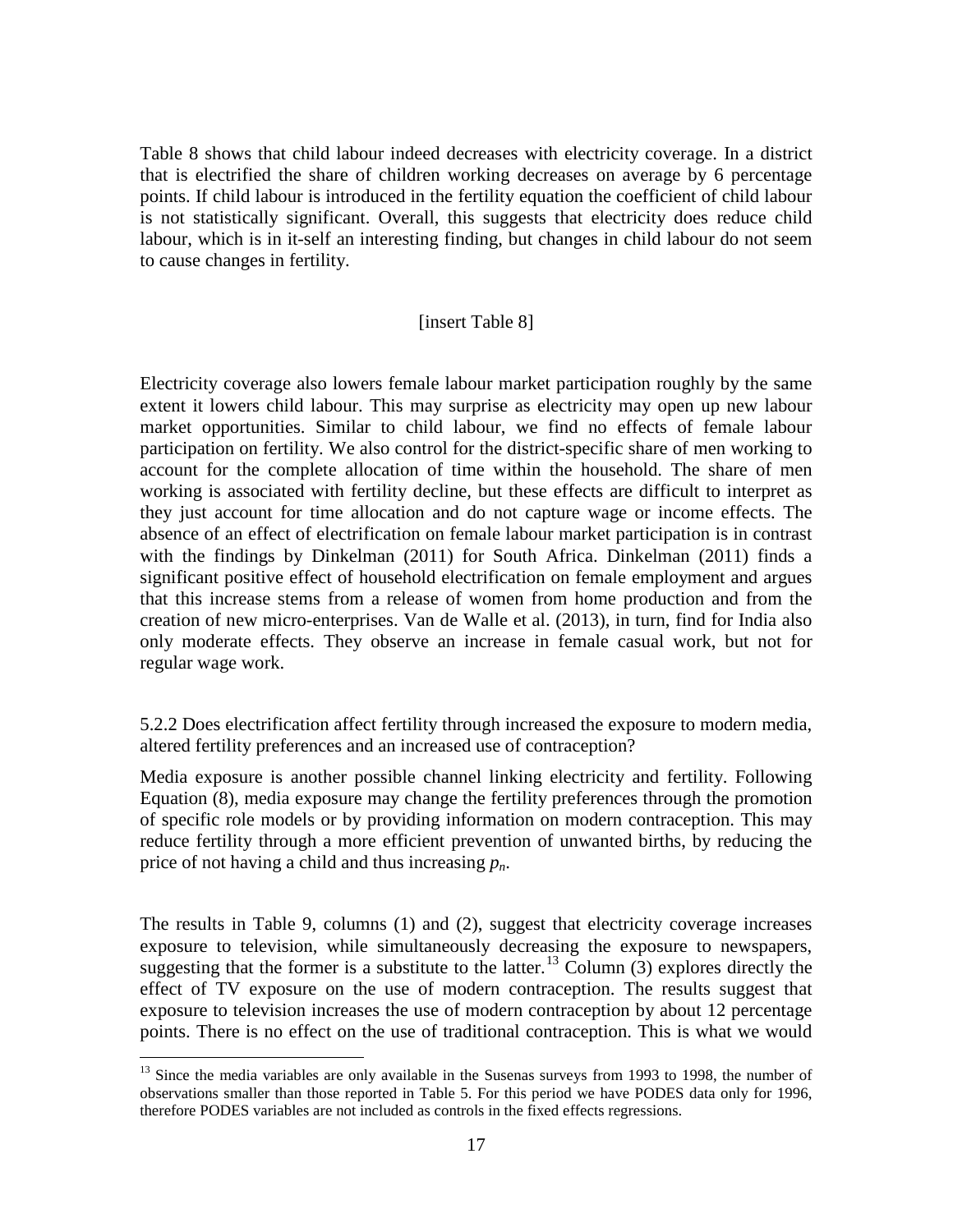Table 8 shows that child labour indeed decreases with electricity coverage. In a district that is electrified the share of children working decreases on average by 6 percentage points. If child labour is introduced in the fertility equation the coefficient of child labour is not statistically significant. Overall, this suggests that electricity does reduce child labour, which is in it-self an interesting finding, but changes in child labour do not seem to cause changes in fertility.

[insert Table 8]

Electricity coverage also lowers female labour market participation roughly by the same extent it lowers child labour. This may surprise as electricity may open up new labour market opportunities. Similar to child labour, we find no effects of female labour participation on fertility. We also control for the district-specific share of men working to account for the complete allocation of time within the household. The share of men working is associated with fertility decline, but these effects are difficult to interpret as they just account for time allocation and do not capture wage or income effects. The absence of an effect of electrification on female labour market participation is in contrast with the findings by Dinkelman (2011) for South Africa. Dinkelman (2011) finds a significant positive effect of household electrification on female employment and argues that this increase stems from a release of women from home production and from the creation of new micro-enterprises. Van de Walle et al. (2013), in turn, find for India also only moderate effects. They observe an increase in female casual work, but not for regular wage work.

5.2.2 Does electrification affect fertility through increased the exposure to modern media, altered fertility preferences and an increased use of contraception?

Media exposure is another possible channel linking electricity and fertility. Following Equation (8), media exposure may change the fertility preferences through the promotion of specific role models or by providing information on modern contraception. This may reduce fertility through a more efficient prevention of unwanted births, by reducing the price of not having a child and thus increasing $p_n$.

The results in Table 9, columns (1) and (2), suggest that electricity coverage increases exposure to television, while simultaneously decreasing the exposure to newspapers, suggesting that the former is a substitute to the latter.[13] Column (3) explores directly the effect of TV exposure on the use of modern contraception. The results suggest that exposure to television increases the use of modern contraception by about 12 percentage points. There is no effect on the use of traditional contraception. This is what we would

[13] Since the media variables are only available in the Susenas surveys from 1993 to 1998, the number of observations smaller than those reported in Table 5. For this period we have PODES data only for 1996, therefore PODES variables are not included as controls in the fixed effects regressions.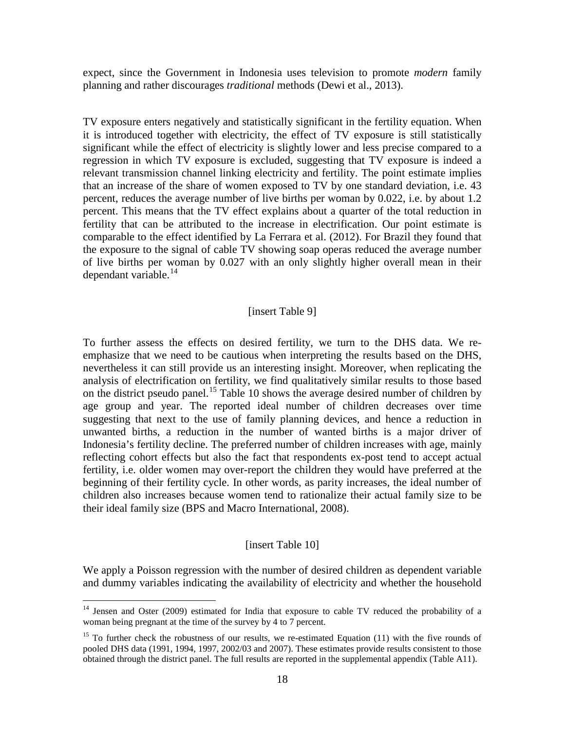expect, since the Government in Indonesia uses television to promote *modern* family planning and rather discourages *traditional* methods (Dewi et al., 2013).

TV exposure enters negatively and statistically significant in the fertility equation. When it is introduced together with electricity, the effect of TV exposure is still statistically significant while the effect of electricity is slightly lower and less precise compared to a regression in which TV exposure is excluded, suggesting that TV exposure is indeed a relevant transmission channel linking electricity and fertility. The point estimate implies that an increase of the share of women exposed to TV by one standard deviation, i.e. 43 percent, reduces the average number of live births per woman by 0.022, i.e. by about 1.2 percent. This means that the TV effect explains about a quarter of the total reduction in fertility that can be attributed to the increase in electrification. Our point estimate is comparable to the effect identified by La Ferrara et al. (2012). For Brazil they found that the exposure to the signal of cable TV showing soap operas reduced the average number of live births per woman by 0.027 with an only slightly higher overall mean in their dependant variable.[14]

[insert Table 9]

To further assess the effects on desired fertility, we turn to the DHS data. We re-emphasize that we need to be cautious when interpreting the results based on the DHS, nevertheless it can still provide us an interesting insight. Moreover, when replicating the analysis of electrification on fertility, we find qualitatively similar results to those based on the district pseudo panel.[15] Table 10 shows the average desired number of children by age group and year. The reported ideal number of children decreases over time suggesting that next to the use of family planning devices, and hence a reduction in unwanted births, a reduction in the number of wanted births is a major driver of Indonesia's fertility decline. The preferred number of children increases with age, mainly reflecting cohort effects but also the fact that respondents ex-post tend to accept actual fertility, i.e. older women may over-report the children they would have preferred at the beginning of their fertility cycle. In other words, as parity increases, the ideal number of children also increases because women tend to rationalize their actual family size to be their ideal family size (BPS and Macro International, 2008).

[insert Table 10]

We apply a Poisson regression with the number of desired children as dependent variable and dummy variables indicating the availability of electricity and whether the household

[14] Jensen and Oster (2009) estimated for India that exposure to cable TV reduced the probability of a woman being pregnant at the time of the survey by 4 to 7 percent.

[15] To further check the robustness of our results, we re-estimated Equation (11) with the five rounds of pooled DHS data (1991, 1994, 1997, 2002/03 and 2007). These estimates provide results consistent to those obtained through the district panel. The full results are reported in the supplemental appendix (Table A11).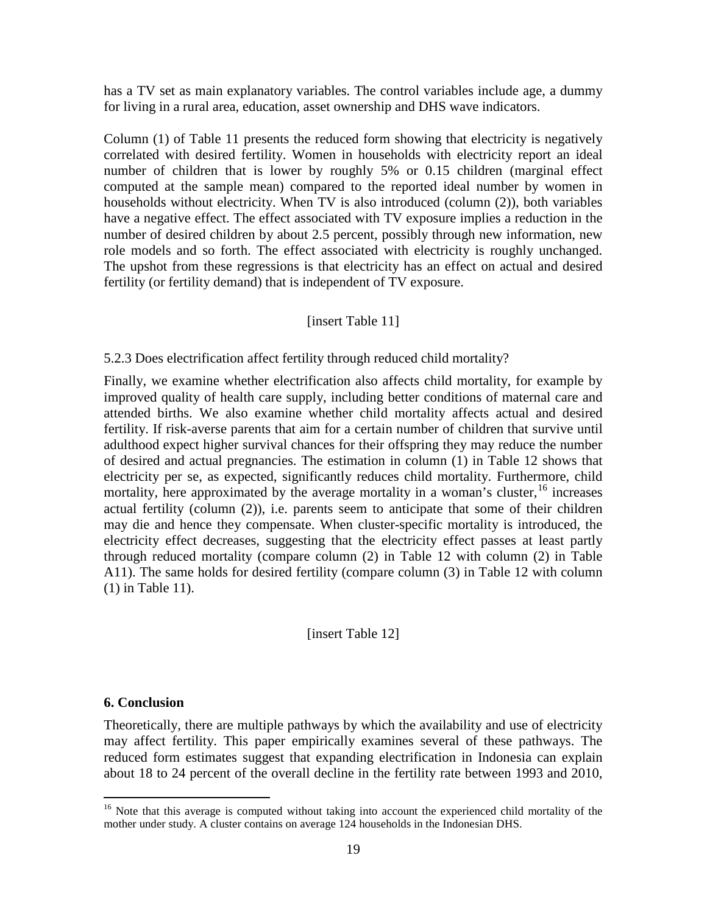has a TV set as main explanatory variables. The control variables include age, a dummy for living in a rural area, education, asset ownership and DHS wave indicators.

Column (1) of Table 11 presents the reduced form showing that electricity is negatively correlated with desired fertility. Women in households with electricity report an ideal number of children that is lower by roughly 5% or 0.15 children (marginal effect computed at the sample mean) compared to the reported ideal number by women in households without electricity. When TV is also introduced (column (2)), both variables have a negative effect. The effect associated with TV exposure implies a reduction in the number of desired children by about 2.5 percent, possibly through new information, new role models and so forth. The effect associated with electricity is roughly unchanged. The upshot from these regressions is that electricity has an effect on actual and desired fertility (or fertility demand) that is independent of TV exposure.

[insert Table 11]

5.2.3 Does electrification affect fertility through reduced child mortality?

Finally, we examine whether electrification also affects child mortality, for example by improved quality of health care supply, including better conditions of maternal care and attended births. We also examine whether child mortality affects actual and desired fertility. If risk-averse parents that aim for a certain number of children that survive until adulthood expect higher survival chances for their offspring they may reduce the number of desired and actual pregnancies. The estimation in column (1) in Table 12 shows that electricity per se, as expected, significantly reduces child mortality. Furthermore, child mortality, here approximated by the average mortality in a woman's cluster,[16] increases actual fertility (column (2)), i.e. parents seem to anticipate that some of their children may die and hence they compensate. When cluster-specific mortality is introduced, the electricity effect decreases, suggesting that the electricity effect passes at least partly through reduced mortality (compare column (2) in Table 12 with column (2) in Table A11). The same holds for desired fertility (compare column (3) in Table 12 with column (1) in Table 11).

[insert Table 12]

## 6. Conclusion

Theoretically, there are multiple pathways by which the availability and use of electricity may affect fertility. This paper empirically examines several of these pathways. The reduced form estimates suggest that expanding electrification in Indonesia can explain about 18 to 24 percent of the overall decline in the fertility rate between 1993 and 2010,

[16] Note that this average is computed without taking into account the experienced child mortality of the mother under study. A cluster contains on average 124 households in the Indonesian DHS.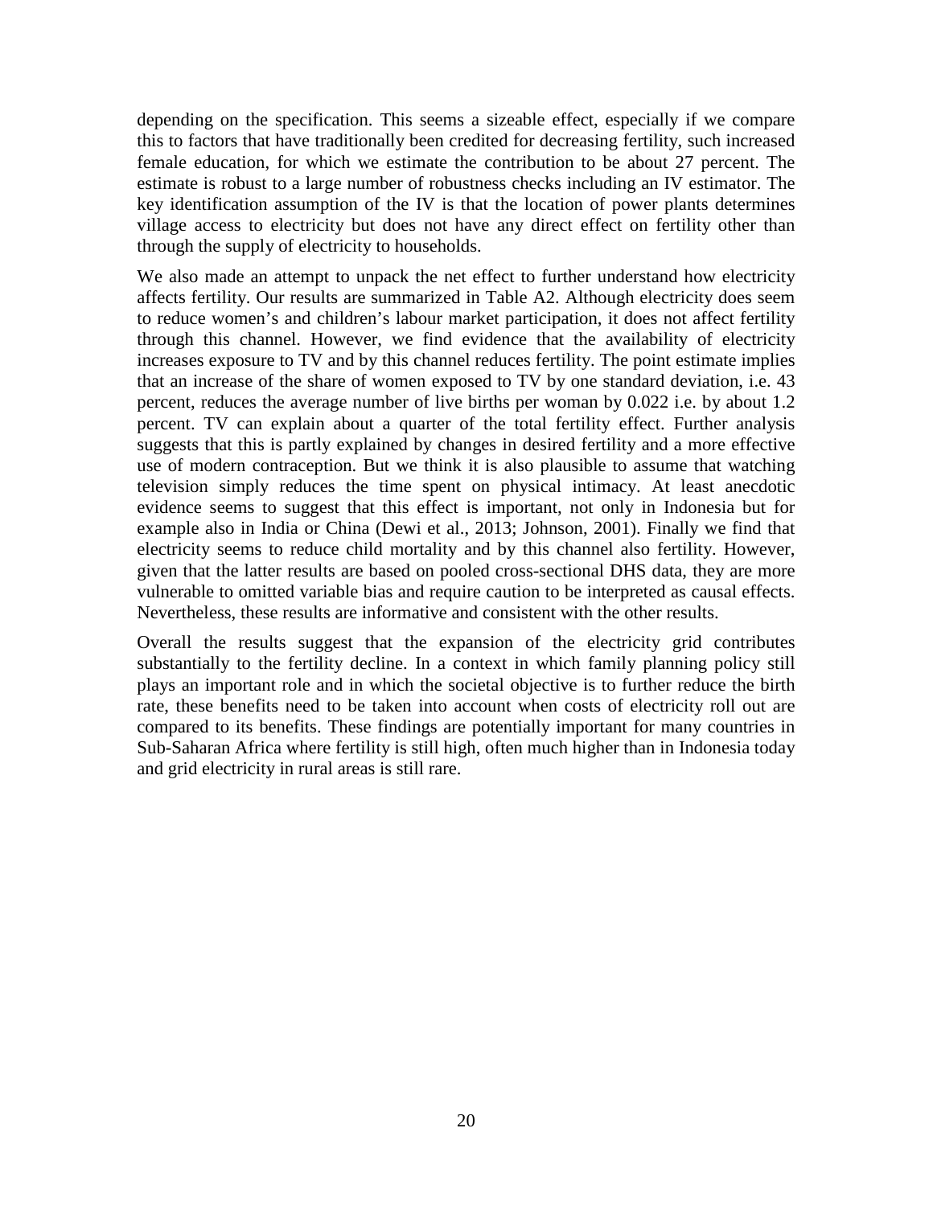depending on the specification. This seems a sizeable effect, especially if we compare this to factors that have traditionally been credited for decreasing fertility, such increased female education, for which we estimate the contribution to be about 27 percent. The estimate is robust to a large number of robustness checks including an IV estimator. The key identification assumption of the IV is that the location of power plants determines village access to electricity but does not have any direct effect on fertility other than through the supply of electricity to households.

We also made an attempt to unpack the net effect to further understand how electricity affects fertility. Our results are summarized in Table A2. Although electricity does seem to reduce women's and children's labour market participation, it does not affect fertility through this channel. However, we find evidence that the availability of electricity increases exposure to TV and by this channel reduces fertility. The point estimate implies that an increase of the share of women exposed to TV by one standard deviation, i.e. 43 percent, reduces the average number of live births per woman by 0.022 i.e. by about 1.2 percent. TV can explain about a quarter of the total fertility effect. Further analysis suggests that this is partly explained by changes in desired fertility and a more effective use of modern contraception. But we think it is also plausible to assume that watching television simply reduces the time spent on physical intimacy. At least anecdotic evidence seems to suggest that this effect is important, not only in Indonesia but for example also in India or China (Dewi et al., 2013; Johnson, 2001). Finally we find that electricity seems to reduce child mortality and by this channel also fertility. However, given that the latter results are based on pooled cross-sectional DHS data, they are more vulnerable to omitted variable bias and require caution to be interpreted as causal effects. Nevertheless, these results are informative and consistent with the other results.

Overall the results suggest that the expansion of the electricity grid contributes substantially to the fertility decline. In a context in which family planning policy still plays an important role and in which the societal objective is to further reduce the birth rate, these benefits need to be taken into account when costs of electricity roll out are compared to its benefits. These findings are potentially important for many countries in Sub-Saharan Africa where fertility is still high, often much higher than in Indonesia today and grid electricity in rural areas is still rare.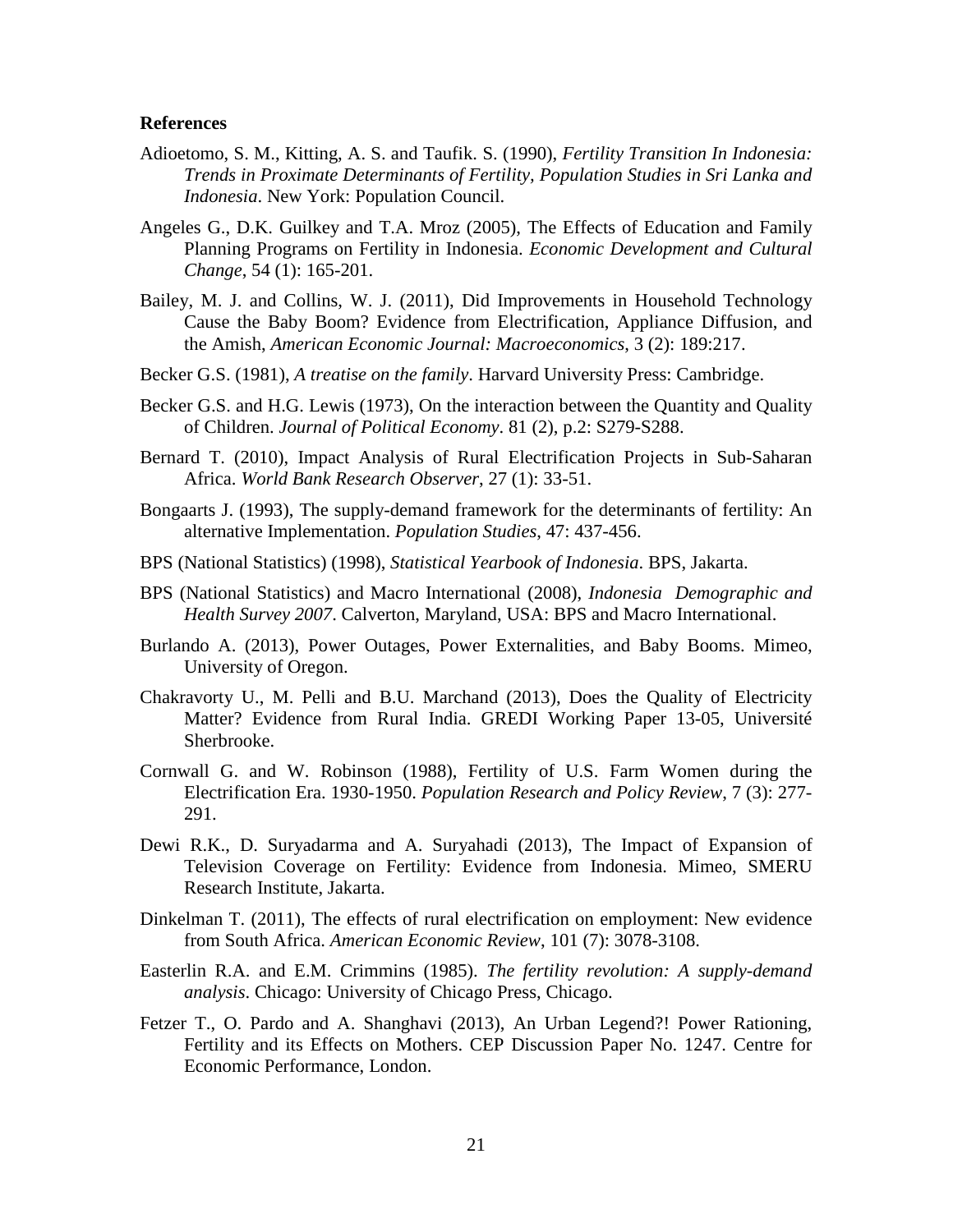**References**

Adioetomo, S. M., Kitting, A. S. and Taufik. S. (1990), *Fertility Transition In Indonesia: Trends in Proximate Determinants of Fertility, Population Studies in Sri Lanka and Indonesia*. New York: Population Council.

Angeles G., D.K. Guilkey and T.A. Mroz (2005), The Effects of Education and Family Planning Programs on Fertility in Indonesia. *Economic Development and Cultural Change*, 54 (1): 165-201.

Bailey, M. J. and Collins, W. J. (2011), Did Improvements in Household Technology Cause the Baby Boom? Evidence from Electrification, Appliance Diffusion, and the Amish, *American Economic Journal: Macroeconomics*, 3 (2): 189:217.

Becker G.S. (1981), *A treatise on the family*. Harvard University Press: Cambridge.

Becker G.S. and H.G. Lewis (1973), On the interaction between the Quantity and Quality of Children. *Journal of Political Economy*. 81 (2), p.2: S279-S288.

Bernard T. (2010), Impact Analysis of Rural Electrification Projects in Sub-Saharan Africa. *World Bank Research Observer*, 27 (1): 33-51.

Bongaarts J. (1993), The supply-demand framework for the determinants of fertility: An alternative Implementation. *Population Studies*, 47: 437-456.

BPS (National Statistics) (1998), *Statistical Yearbook of Indonesia*. BPS, Jakarta.

BPS (National Statistics) and Macro International (2008), *Indonesia Demographic and Health Survey 2007*. Calverton, Maryland, USA: BPS and Macro International.

Burlando A. (2013), Power Outages, Power Externalities, and Baby Booms. Mimeo, University of Oregon.

Chakravorty U., M. Pelli and B.U. Marchand (2013), Does the Quality of Electricity Matter? Evidence from Rural India. GREDI Working Paper 13-05, Université Sherbrooke.

Cornwall G. and W. Robinson (1988), Fertility of U.S. Farm Women during the Electrification Era. 1930-1950. *Population Research and Policy Review*, 7 (3): 277-291.

Dewi R.K., D. Suryadarma and A. Suryahadi (2013), The Impact of Expansion of Television Coverage on Fertility: Evidence from Indonesia. Mimeo, SMERU Research Institute, Jakarta.

Dinkelman T. (2011), The effects of rural electrification on employment: New evidence from South Africa. *American Economic Review*, 101 (7): 3078-3108.

Easterlin R.A. and E.M. Crimmins (1985). *The fertility revolution: A supply-demand analysis*. Chicago: University of Chicago Press, Chicago.

Fetzer T., O. Pardo and A. Shanghavi (2013), An Urban Legend?! Power Rationing, Fertility and its Effects on Mothers. CEP Discussion Paper No. 1247. Centre for Economic Performance, London.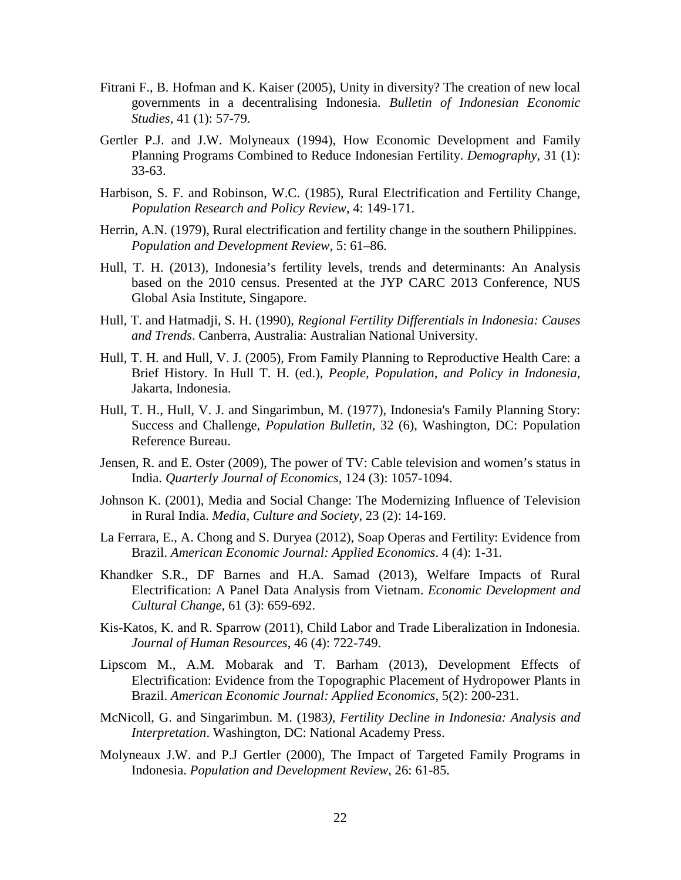Fitrani F., B. Hofman and K. Kaiser (2005), Unity in diversity? The creation of new local governments in a decentralising Indonesia. *Bulletin of Indonesian Economic Studies*, 41 (1): 57-79.

Gertler P.J. and J.W. Molyneaux (1994), How Economic Development and Family Planning Programs Combined to Reduce Indonesian Fertility. *Demography*, 31 (1): 33-63.

Harbison, S. F. and Robinson, W.C. (1985), Rural Electrification and Fertility Change, *Population Research and Policy Review*, 4: 149-171.

Herrin, A.N. (1979), Rural electrification and fertility change in the southern Philippines. *Population and Development Review,* 5: 61–86.

Hull, T. H. (2013), Indonesia's fertility levels, trends and determinants: An Analysis based on the 2010 census. Presented at the JYP CARC 2013 Conference, NUS Global Asia Institute, Singapore.

Hull, T. and Hatmadji, S. H. (1990), *Regional Fertility Differentials in Indonesia: Causes and Trends*. Canberra, Australia: Australian National University.

Hull, T. H. and Hull, V. J. (2005), From Family Planning to Reproductive Health Care: a Brief History. In Hull T. H. (ed.), *People, Population, and Policy in Indonesia*, Jakarta, Indonesia.

Hull, T. H., Hull, V. J. and Singarimbun, M. (1977), Indonesia's Family Planning Story: Success and Challenge, *Population Bulletin*, 32 (6), Washington, DC: Population Reference Bureau.

Jensen, R. and E. Oster (2009), The power of TV: Cable television and women's status in India. *Quarterly Journal of Economics*, 124 (3): 1057-1094.

Johnson K. (2001), Media and Social Change: The Modernizing Influence of Television in Rural India. *Media, Culture and Society*, 23 (2): 14-169.

La Ferrara, E., A. Chong and S. Duryea (2012), Soap Operas and Fertility: Evidence from Brazil. *American Economic Journal: Applied Economics*. 4 (4): 1-31.

Khandker S.R., DF Barnes and H.A. Samad (2013), Welfare Impacts of Rural Electrification: A Panel Data Analysis from Vietnam. *Economic Development and Cultural Change*, 61 (3): 659-692.

Kis-Katos, K. and R. Sparrow (2011), Child Labor and Trade Liberalization in Indonesia. *Journal of Human Resources*, 46 (4): 722-749.

Lipscom M., A.M. Mobarak and T. Barham (2013), Development Effects of Electrification: Evidence from the Topographic Placement of Hydropower Plants in Brazil. *American Economic Journal: Applied Economics*, 5(2): 200-231.

McNicoll, G. and Singarimbun. M. (1983*), Fertility Decline in Indonesia: Analysis and Interpretation*. Washington, DC: National Academy Press.

Molyneaux J.W. and P.J Gertler (2000), The Impact of Targeted Family Programs in Indonesia. *Population and Development Review*, 26: 61-85.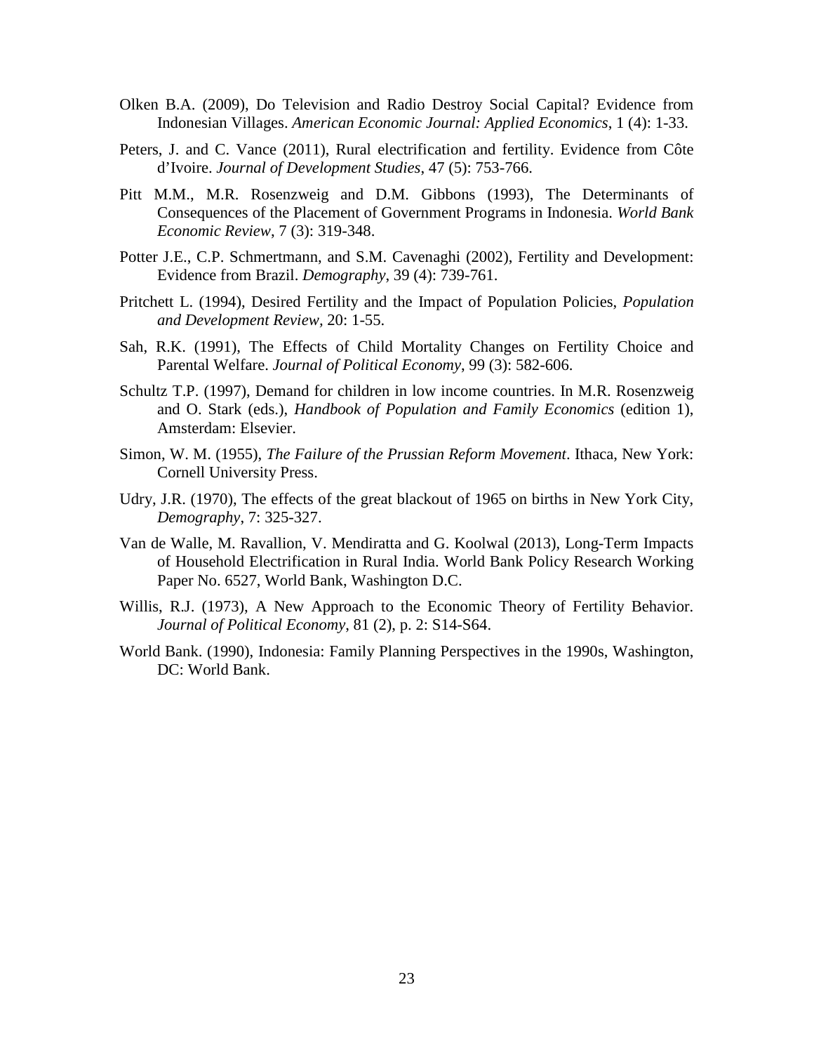Olken B.A. (2009), Do Television and Radio Destroy Social Capital? Evidence from Indonesian Villages. *American Economic Journal: Applied Economics*, 1 (4): 1-33.

Peters, J. and C. Vance (2011), Rural electrification and fertility. Evidence from Côte d'Ivoire. *Journal of Development Studies*, 47 (5): 753-766.

Pitt M.M., M.R. Rosenzweig and D.M. Gibbons (1993), The Determinants of Consequences of the Placement of Government Programs in Indonesia. *World Bank Economic Review*, 7 (3): 319-348.

Potter J.E., C.P. Schmertmann, and S.M. Cavenaghi (2002), Fertility and Development: Evidence from Brazil. *Demography*, 39 (4): 739-761.

Pritchett L. (1994), Desired Fertility and the Impact of Population Policies, *Population and Development Review,* 20: 1-55.

Sah, R.K. (1991), The Effects of Child Mortality Changes on Fertility Choice and Parental Welfare. *Journal of Political Economy*, 99 (3): 582-606.

Schultz T.P. (1997), Demand for children in low income countries. In M.R. Rosenzweig and O. Stark (eds.), *Handbook of Population and Family Economics* (edition 1), Amsterdam: Elsevier.

Simon, W. M. (1955), *The Failure of the Prussian Reform Movement*. Ithaca, New York: Cornell University Press.

Udry, J.R. (1970), The effects of the great blackout of 1965 on births in New York City, *Demography*, 7: 325-327.

Van de Walle, M. Ravallion, V. Mendiratta and G. Koolwal (2013), Long-Term Impacts of Household Electrification in Rural India. World Bank Policy Research Working Paper No. 6527, World Bank, Washington D.C.

Willis, R.J. (1973), A New Approach to the Economic Theory of Fertility Behavior. *Journal of Political Economy*, 81 (2), p. 2: S14-S64.

World Bank. (1990), Indonesia: Family Planning Perspectives in the 1990s, Washington, DC: World Bank.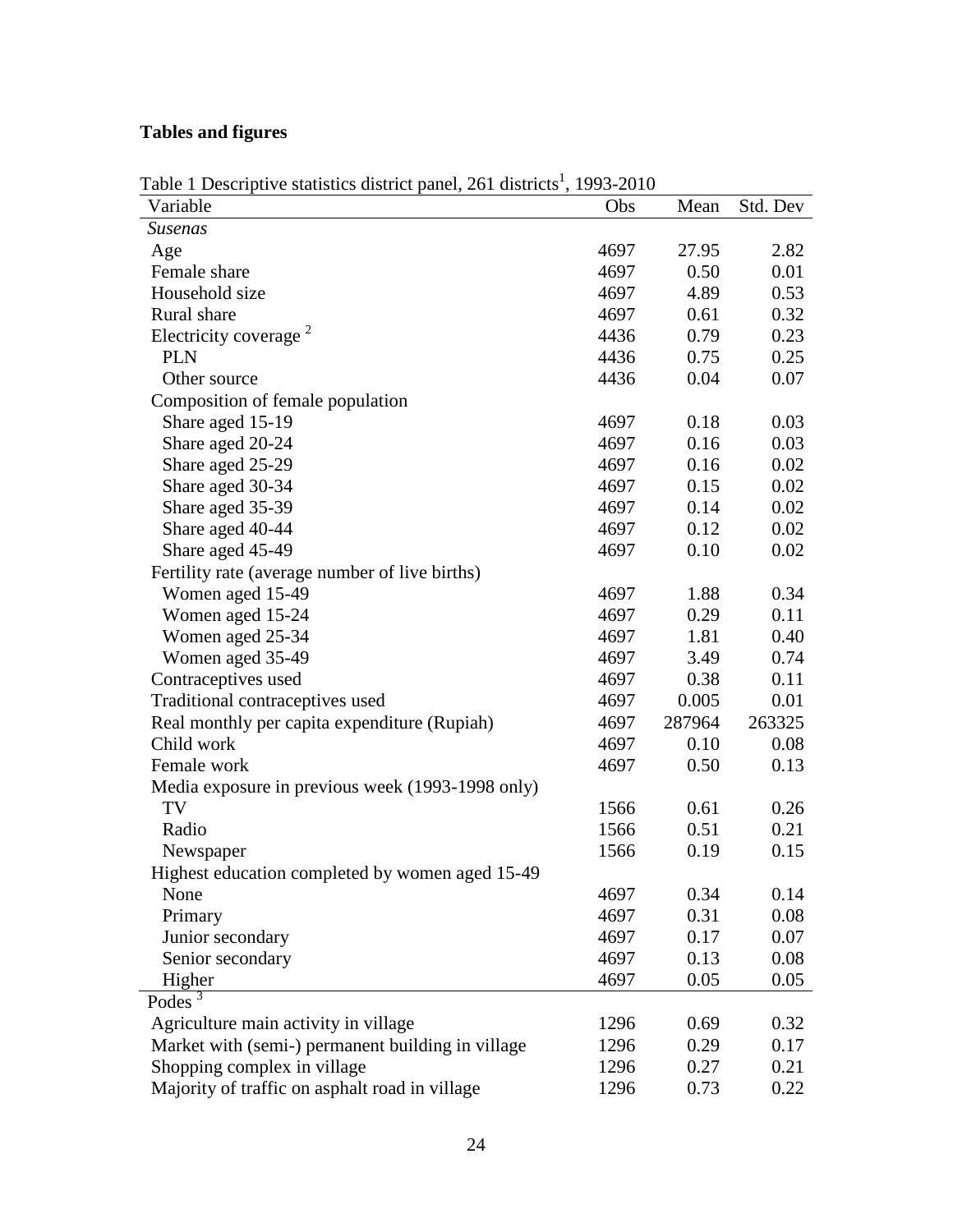## Tables and figures

Table 1 Descriptive statistics district panel, 261 districts[1], 1993-2010

| Variable | Obs | Mean | Std. Dev |
|---|---|---|---|
| *Susenas* | | | |
| Age | 4697 | 27.95 | 2.82 |
| Female share | 4697 | 0.50 | 0.01 |
| Household size | 4697 | 4.89 | 0.53 |
| Rural share | 4697 | 0.61 | 0.32 |
| Electricity coverage [2] | 4436 | 0.79 | 0.23 |
| PLN | 4436 | 0.75 | 0.25 |
| Other source | 4436 | 0.04 | 0.07 |
| Composition of female population | | | |
| Share aged 15-19 | 4697 | 0.18 | 0.03 |
| Share aged 20-24 | 4697 | 0.16 | 0.03 |
| Share aged 25-29 | 4697 | 0.16 | 0.02 |
| Share aged 30-34 | 4697 | 0.15 | 0.02 |
| Share aged 35-39 | 4697 | 0.14 | 0.02 |
| Share aged 40-44 | 4697 | 0.12 | 0.02 |
| Share aged 45-49 | 4697 | 0.10 | 0.02 |
| Fertility rate (average number of live births) | | | |
| Women aged 15-49 | 4697 | 1.88 | 0.34 |
| Women aged 15-24 | 4697 | 0.29 | 0.11 |
| Women aged 25-34 | 4697 | 1.81 | 0.40 |
| Women aged 35-49 | 4697 | 3.49 | 0.74 |
| Contraceptives used | 4697 | 0.38 | 0.11 |
| Traditional contraceptives used | 4697 | 0.005 | 0.01 |
| Real monthly per capita expenditure (Rupiah) | 4697 | 287964 | 263325 |
| Child work | 4697 | 0.10 | 0.08 |
| Female work | 4697 | 0.50 | 0.13 |
| Media exposure in previous week (1993-1998 only) | | | |
| TV | 1566 | 0.61 | 0.26 |
| Radio | 1566 | 0.51 | 0.21 |
| Newspaper | 1566 | 0.19 | 0.15 |
| Highest education completed by women aged 15-49 | | | |
| None | 4697 | 0.34 | 0.14 |
| Primary | 4697 | 0.31 | 0.08 |
| Junior secondary | 4697 | 0.17 | 0.07 |
| Senior secondary | 4697 | 0.13 | 0.08 |
| Higher | 4697 | 0.05 | 0.05 |
| Podes [3] | | | |
| Agriculture main activity in village | 1296 | 0.69 | 0.32 |
| Market with (semi-) permanent building in village | 1296 | 0.29 | 0.17 |
| Shopping complex in village | 1296 | 0.27 | 0.21 |
| Majority of traffic on asphalt road in village | 1296 | 0.73 | 0.22 |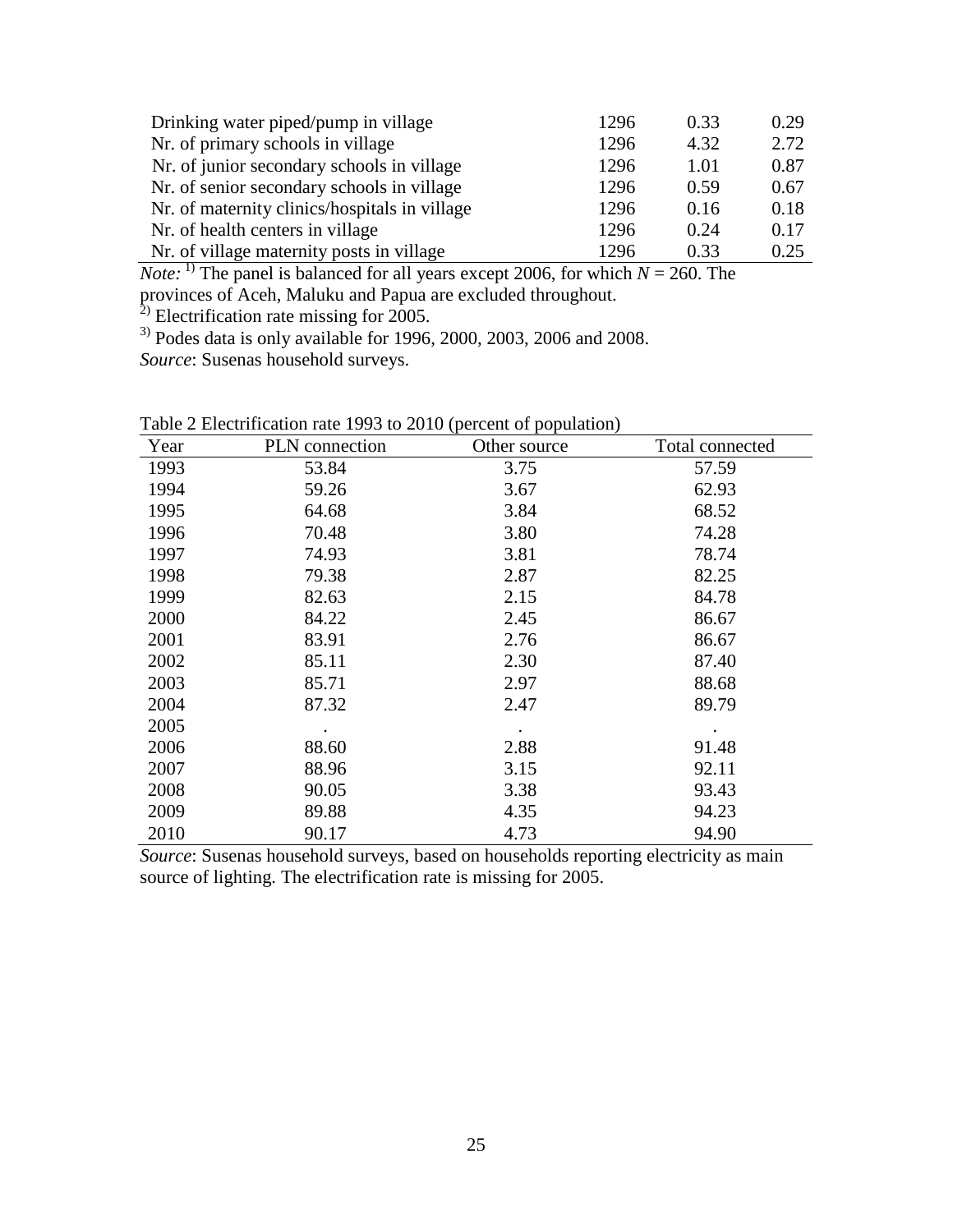| | | | |
|---|---|---|---|
| Drinking water piped/pump in village | 1296 | 0.33 | 0.29 |
| Nr. of primary schools in village | 1296 | 4.32 | 2.72 |
| Nr. of junior secondary schools in village | 1296 | 1.01 | 0.87 |
| Nr. of senior secondary schools in village | 1296 | 0.59 | 0.67 |
| Nr. of maternity clinics/hospitals in village | 1296 | 0.16 | 0.18 |
| Nr. of health centers in village | 1296 | 0.24 | 0.17 |
| Nr. of village maternity posts in village | 1296 | 0.33 | 0.25 |

*Note:* [1] The panel is balanced for all years except 2006, for which $N$ = 260. The provinces of Aceh, Maluku and Papua are excluded throughout.
[2] Electrification rate missing for 2005.
[3] Podes data is only available for 1996, 2000, 2003, 2006 and 2008.
*Source*: Susenas household surveys.

Table 2 Electrification rate 1993 to 2010 (percent of population)

| Year | PLN connection | Other source | Total connected |
|---|---|---|---|
| 1993 | 53.84 | 3.75 | 57.59 |
| 1994 | 59.26 | 3.67 | 62.93 |
| 1995 | 64.68 | 3.84 | 68.52 |
| 1996 | 70.48 | 3.80 | 74.28 |
| 1997 | 74.93 | 3.81 | 78.74 |
| 1998 | 79.38 | 2.87 | 82.25 |
| 1999 | 82.63 | 2.15 | 84.78 |
| 2000 | 84.22 | 2.45 | 86.67 |
| 2001 | 83.91 | 2.76 | 86.67 |
| 2002 | 85.11 | 2.30 | 87.40 |
| 2003 | 85.71 | 2.97 | 88.68 |
| 2004 | 87.32 | 2.47 | 89.79 |
| 2005 | . | . | . |
| 2006 | 88.60 | 2.88 | 91.48 |
| 2007 | 88.96 | 3.15 | 92.11 |
| 2008 | 90.05 | 3.38 | 93.43 |
| 2009 | 89.88 | 4.35 | 94.23 |
| 2010 | 90.17 | 4.73 | 94.90 |

*Source*: Susenas household surveys, based on households reporting electricity as main source of lighting. The electrification rate is missing for 2005.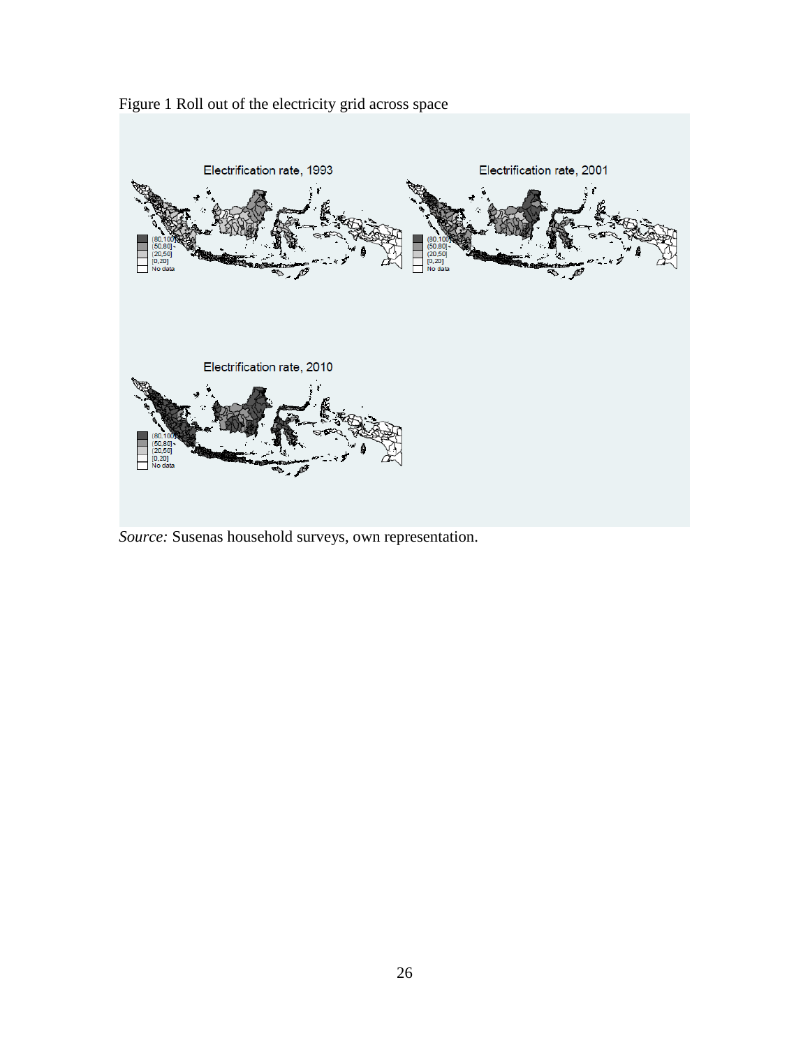Figure 1 Roll out of the electricity grid across space

*Source:* Susenas household surveys, own representation.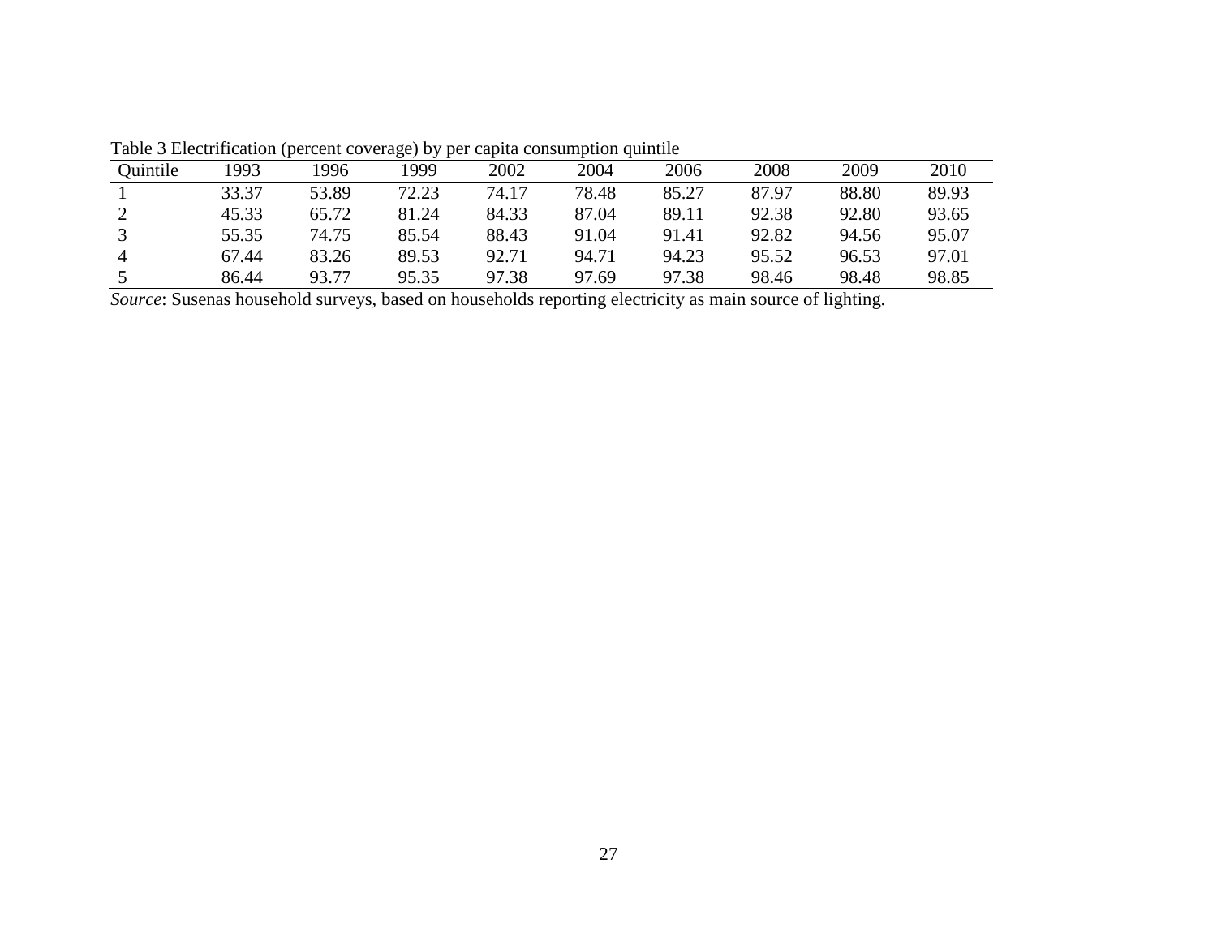Table 3 Electrification (percent coverage) by per capita consumption quintile

| Quintile | 1993 | 1996 | 1999 | 2002 | 2004 | 2006 | 2008 | 2009 | 2010 |
|---|---|---|---|---|---|---|---|---|---|
| 1 | 33.37 | 53.89 | 72.23 | 74.17 | 78.48 | 85.27 | 87.97 | 88.80 | 89.93 |
| 2 | 45.33 | 65.72 | 81.24 | 84.33 | 87.04 | 89.11 | 92.38 | 92.80 | 93.65 |
| 3 | 55.35 | 74.75 | 85.54 | 88.43 | 91.04 | 91.41 | 92.82 | 94.56 | 95.07 |
| 4 | 67.44 | 83.26 | 89.53 | 92.71 | 94.71 | 94.23 | 95.52 | 96.53 | 97.01 |
| 5 | 86.44 | 93.77 | 95.35 | 97.38 | 97.69 | 97.38 | 98.46 | 98.48 | 98.85 |

*Source*: Susenas household surveys, based on households reporting electricity as main source of lighting.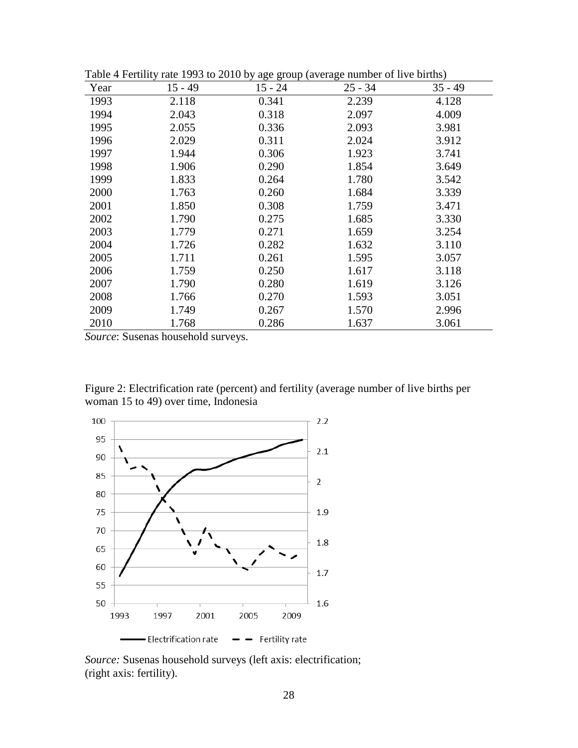Table 4 Fertility rate 1993 to 2010 by age group (average number of live births)

| Year | 15 - 49 | 15 - 24 | 25 - 34 | 35 - 49 |
|---|---|---|---|---|
| 1993 | 2.118 | 0.341 | 2.239 | 4.128 |
| 1994 | 2.043 | 0.318 | 2.097 | 4.009 |
| 1995 | 2.055 | 0.336 | 2.093 | 3.981 |
| 1996 | 2.029 | 0.311 | 2.024 | 3.912 |
| 1997 | 1.944 | 0.306 | 1.923 | 3.741 |
| 1998 | 1.906 | 0.290 | 1.854 | 3.649 |
| 1999 | 1.833 | 0.264 | 1.780 | 3.542 |
| 2000 | 1.763 | 0.260 | 1.684 | 3.339 |
| 2001 | 1.850 | 0.308 | 1.759 | 3.471 |
| 2002 | 1.790 | 0.275 | 1.685 | 3.330 |
| 2003 | 1.779 | 0.271 | 1.659 | 3.254 |
| 2004 | 1.726 | 0.282 | 1.632 | 3.110 |
| 2005 | 1.711 | 0.261 | 1.595 | 3.057 |
| 2006 | 1.759 | 0.250 | 1.617 | 3.118 |
| 2007 | 1.790 | 0.280 | 1.619 | 3.126 |
| 2008 | 1.766 | 0.270 | 1.593 | 3.051 |
| 2009 | 1.749 | 0.267 | 1.570 | 2.996 |
| 2010 | 1.768 | 0.286 | 1.637 | 3.061 |

*Source*: Susenas household surveys.

Figure 2: Electrification rate (percent) and fertility (average number of live births per woman 15 to 49) over time, Indonesia

*Source:* Susenas household surveys (left axis: electrification; (right axis: fertility).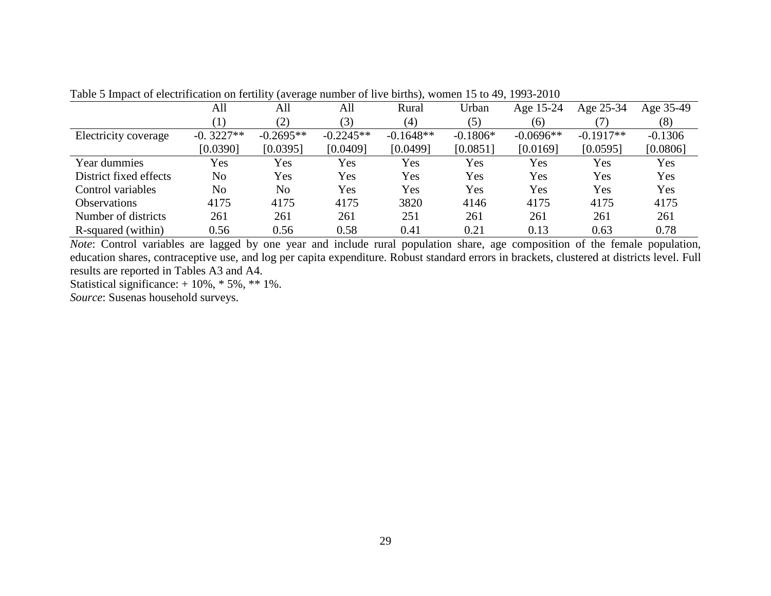Table 5 Impact of electrification on fertility (average number of live births), women 15 to 49, 1993-2010

| | All | All | All | Rural | Urban | Age 15-24 | Age 25-34 | Age 35-49 |
|---|---|---|---|---|---|---|---|---|
| | (1) | (2) | (3) | (4) | (5) | (6) | (7) | (8) |
| Electricity coverage | -0. 3227** | -0.2695** | -0.2245** | -0.1648** | -0.1806* | -0.0696** | -0.1917** | -0.1306 |
| | [0.0390] | [0.0395] | [0.0409] | [0.0499] | [0.0851] | [0.0169] | [0.0595] | [0.0806] |
| Year dummies | Yes | Yes | Yes | Yes | Yes | Yes | Yes | Yes |
| District fixed effects | No | Yes | Yes | Yes | Yes | Yes | Yes | Yes |
| Control variables | No | No | Yes | Yes | Yes | Yes | Yes | Yes |
| Observations | 4175 | 4175 | 4175 | 3820 | 4146 | 4175 | 4175 | 4175 |
| Number of districts | 261 | 261 | 261 | 251 | 261 | 261 | 261 | 261 |
| R-squared (within) | 0.56 | 0.56 | 0.58 | 0.41 | 0.21 | 0.13 | 0.63 | 0.78 |

*Note*: Control variables are lagged by one year and include rural population share, age composition of the female population, education shares, contraceptive use, and log per capita expenditure. Robust standard errors in brackets, clustered at districts level. Full results are reported in Tables A3 and A4.

Statistical significance: + 10%, * 5%, ** 1%.

*Source*: Susenas household surveys.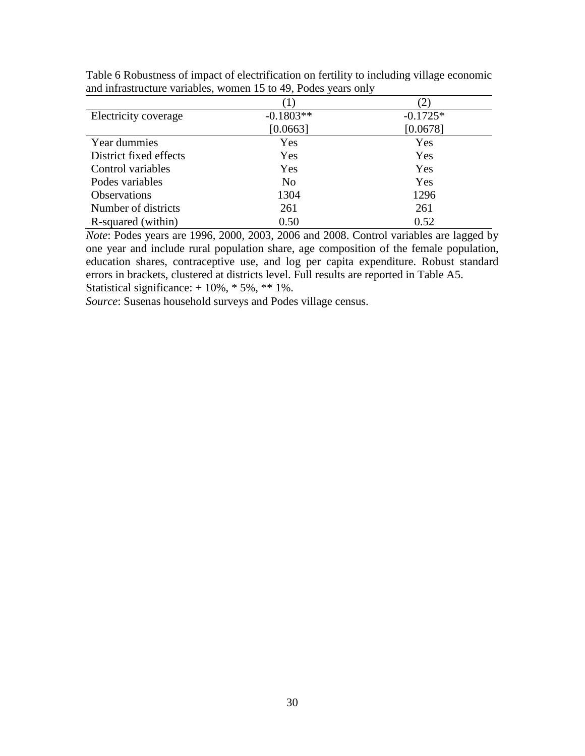Table 6 Robustness of impact of electrification on fertility to including village economic and infrastructure variables, women 15 to 49, Podes years only

| | (1) | (2) |
|---|---|---|
| Electricity coverage | -0.1803** | -0.1725* |
| | [0.0663] | [0.0678] |
| Year dummies | Yes | Yes |
| District fixed effects | Yes | Yes |
| Control variables | Yes | Yes |
| Podes variables | No | Yes |
| Observations | 1304 | 1296 |
| Number of districts | 261 | 261 |
| R-squared (within) | 0.50 | 0.52 |

*Note*: Podes years are 1996, 2000, 2003, 2006 and 2008. Control variables are lagged by one year and include rural population share, age composition of the female population, education shares, contraceptive use, and log per capita expenditure. Robust standard errors in brackets, clustered at districts level. Full results are reported in Table A5.
Statistical significance: + 10%, * 5%, ** 1%.

*Source*: Susenas household surveys and Podes village census.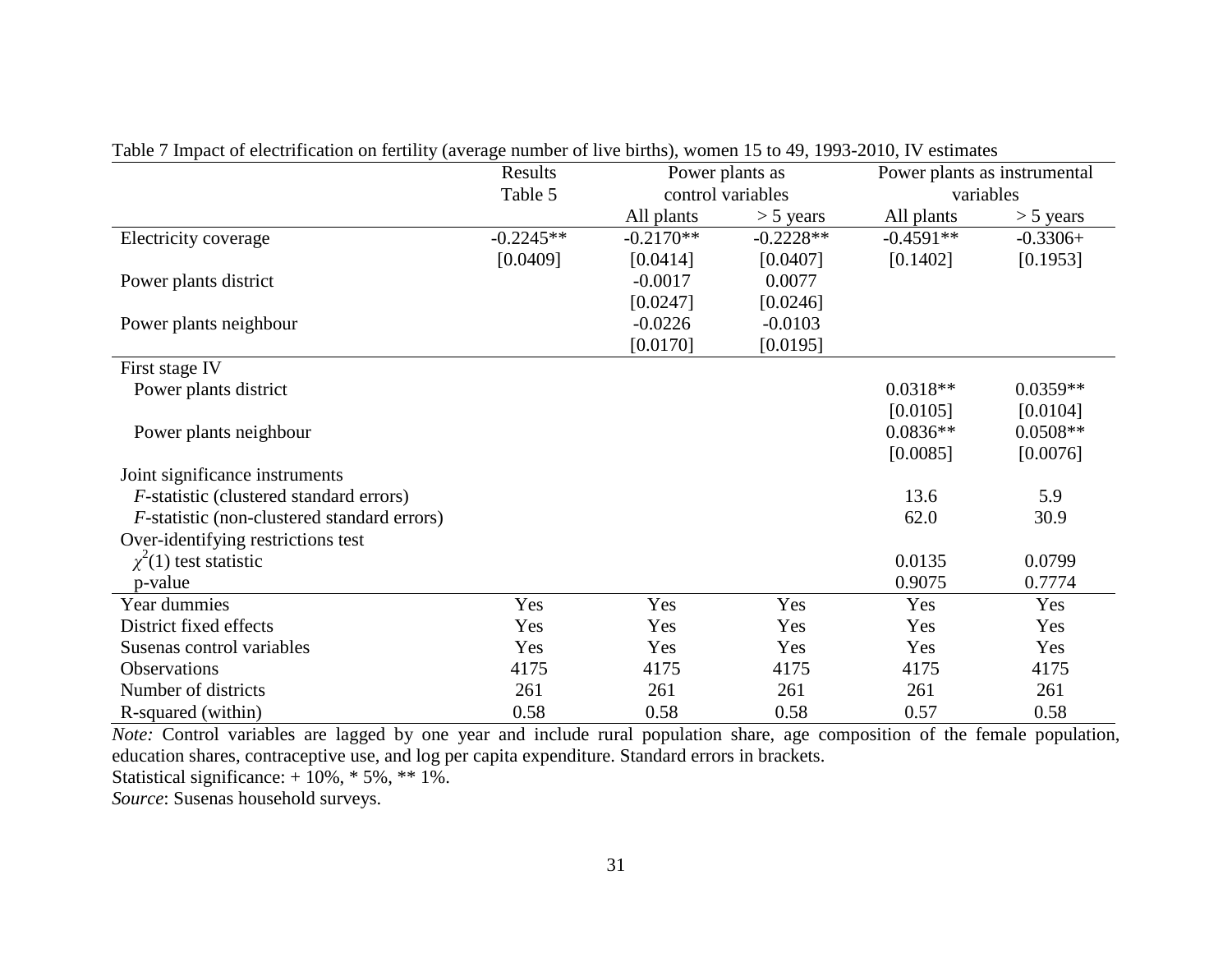Table 7 Impact of electrification on fertility (average number of live births), women 15 to 49, 1993-2010, IV estimates

| | Results Table 5 | Power plants as control variables | | Power plants as instrumental variables | |
|---|---|---|---|---|---|
| | | All plants | > 5 years | All plants | > 5 years |
| Electricity coverage | -0.2245** | -0.2170** | -0.2228** | -0.4591** | -0.3306+ |
| | [0.0409] | [0.0414] | [0.0407] | [0.1402] | [0.1953] |
| Power plants district | | -0.0017 | 0.0077 | | |
| | | [0.0247] | [0.0246] | | |
| Power plants neighbour | | -0.0226 | -0.0103 | | |
| | | [0.0170] | [0.0195] | | |
| First stage IV | | | | | |
| Power plants district | | | | 0.0318** | 0.0359** |
| | | | | [0.0105] | [0.0104] |
| Power plants neighbour | | | | 0.0836** | 0.0508** |
| | | | | [0.0085] | [0.0076] |
| Joint significance instruments | | | | | |
| *F*-statistic (clustered standard errors) | | | | 13.6 | 5.9 |
| *F*-statistic (non-clustered standard errors) | | | | 62.0 | 30.9 |
| Over-identifying restrictions test | | | | | |
| $\chi^2(1)$ test statistic | | | | 0.0135 | 0.0799 |
| p-value | | | | 0.9075 | 0.7774 |
| Year dummies | Yes | Yes | Yes | Yes | Yes |
| District fixed effects | Yes | Yes | Yes | Yes | Yes |
| Susenas control variables | Yes | Yes | Yes | Yes | Yes |
| Observations | 4175 | 4175 | 4175 | 4175 | 4175 |
| Number of districts | 261 | 261 | 261 | 261 | 261 |
| R-squared (within) | 0.58 | 0.58 | 0.58 | 0.57 | 0.58 |

*Note:* Control variables are lagged by one year and include rural population share, age composition of the female population, education shares, contraceptive use, and log per capita expenditure. Standard errors in brackets.

Statistical significance: + 10%, * 5%, ** 1%.

*Source*: Susenas household surveys.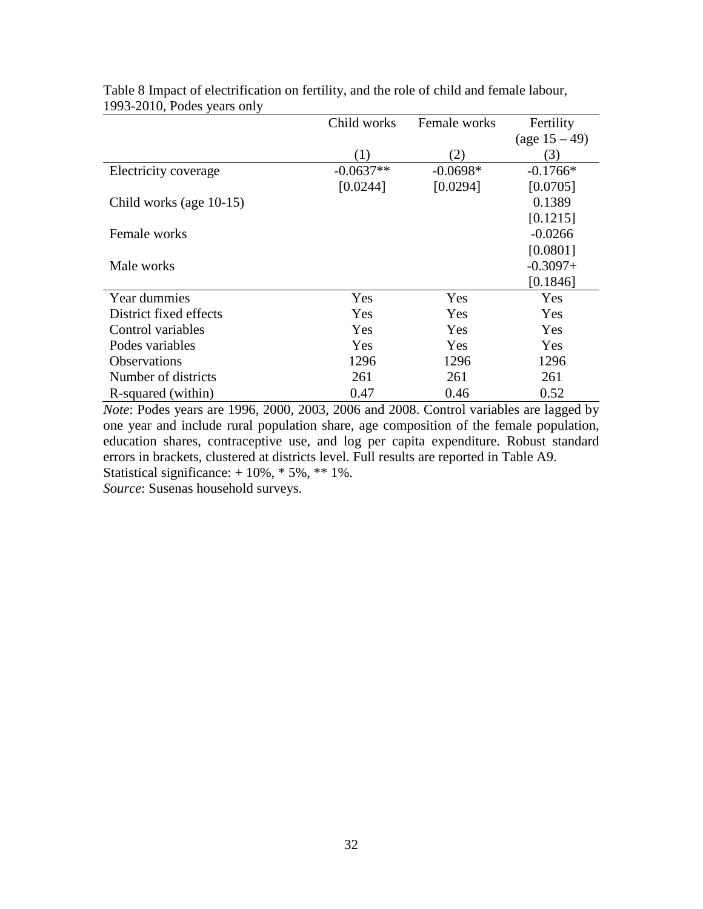Table 8 Impact of electrification on fertility, and the role of child and female labour, 1993-2010, Podes years only

| | Child works | Female works | Fertility (age 15 – 49) |
|---|---|---|---|
| | (1) | (2) | (3) |
| Electricity coverage | -0.0637** | -0.0698* | -0.1766* |
| | [0.0244] | [0.0294] | [0.0705] |
| Child works (age 10-15) | | | 0.1389 |
| | | | [0.1215] |
| Female works | | | -0.0266 |
| | | | [0.0801] |
| Male works | | | -0.3097+ |
| | | | [0.1846] |
| Year dummies | Yes | Yes | Yes |
| District fixed effects | Yes | Yes | Yes |
| Control variables | Yes | Yes | Yes |
| Podes variables | Yes | Yes | Yes |
| Observations | 1296 | 1296 | 1296 |
| Number of districts | 261 | 261 | 261 |
| R-squared (within) | 0.47 | 0.46 | 0.52 |

*Note*: Podes years are 1996, 2000, 2003, 2006 and 2008. Control variables are lagged by one year and include rural population share, age composition of the female population, education shares, contraceptive use, and log per capita expenditure. Robust standard errors in brackets, clustered at districts level. Full results are reported in Table A9.
Statistical significance: + 10%, * 5%, ** 1%.
*Source*: Susenas household surveys.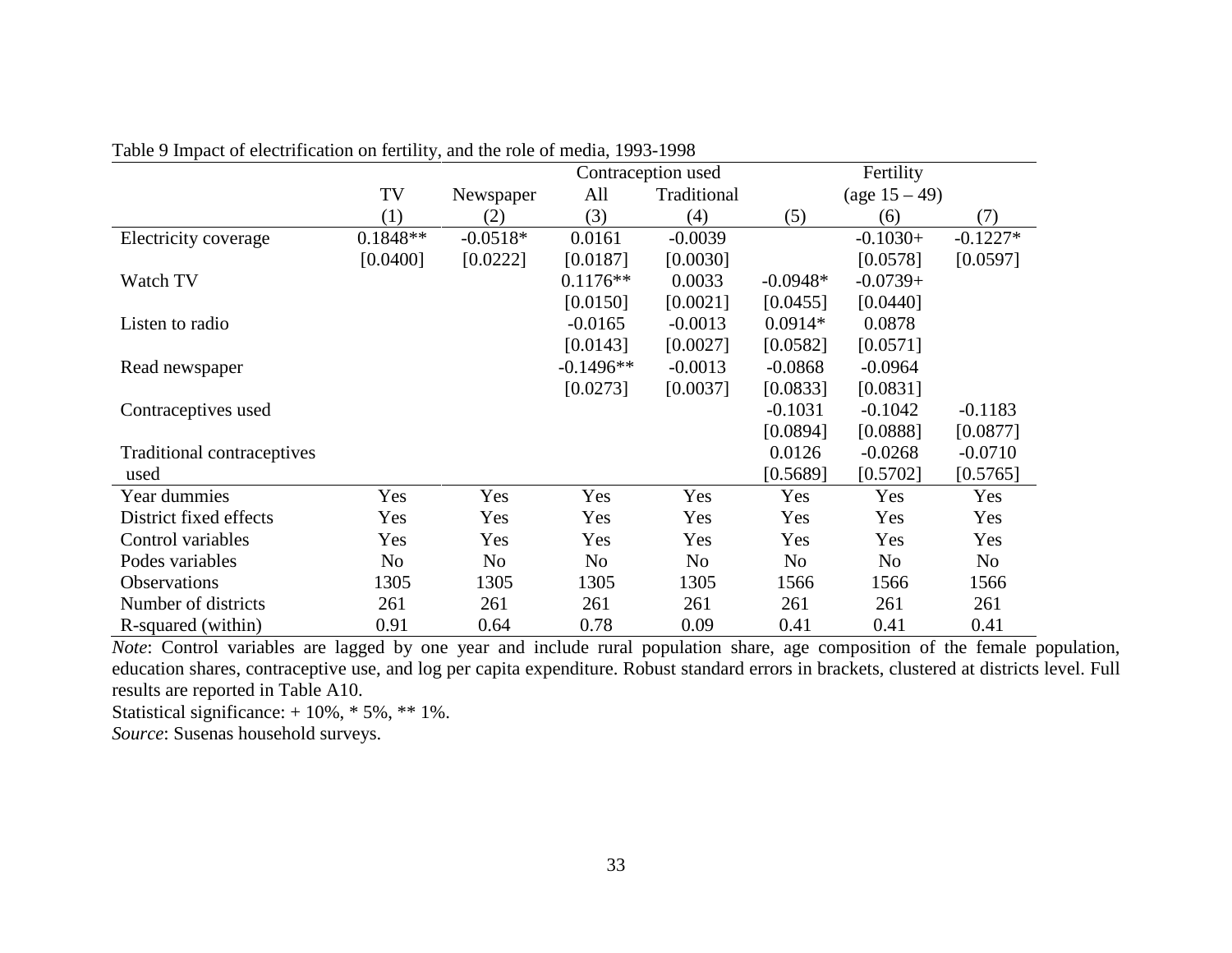Table 9 Impact of electrification on fertility, and the role of media, 1993-1998

| | TV | Newspaper | Contraception used | | Fertility | | |
|---|---|---|---|---|---|---|---|
| | | | All | Traditional | | (age 15 – 49) | |
| | (1) | (2) | (3) | (4) | (5) | (6) | (7) |
| Electricity coverage | 0.1848** | -0.0518* | 0.0161 | -0.0039 | | -0.1030+ | -0.1227* |
| | [0.0400] | [0.0222] | [0.0187] | [0.0030] | | [0.0578] | [0.0597] |
| Watch TV | | | 0.1176** | 0.0033 | -0.0948* | -0.0739+ | |
| | | | [0.0150] | [0.0021] | [0.0455] | [0.0440] | |
| Listen to radio | | | -0.0165 | -0.0013 | 0.0914* | 0.0878 | |
| | | | [0.0143] | [0.0027] | [0.0582] | [0.0571] | |
| Read newspaper | | | -0.1496** | -0.0013 | -0.0868 | -0.0964 | |
| | | | [0.0273] | [0.0037] | [0.0833] | [0.0831] | |
| Contraceptives used | | | | | -0.1031 | -0.1042 | -0.1183 |
| | | | | | [0.0894] | [0.0888] | [0.0877] |
| Traditional contraceptives used | | | | | 0.0126 | -0.0268 | -0.0710 |
| | | | | | [0.5689] | [0.5702] | [0.5765] |
| Year dummies | Yes | Yes | Yes | Yes | Yes | Yes | Yes |
| District fixed effects | Yes | Yes | Yes | Yes | Yes | Yes | Yes |
| Control variables | Yes | Yes | Yes | Yes | Yes | Yes | Yes |
| Podes variables | No | No | No | No | No | No | No |
| Observations | 1305 | 1305 | 1305 | 1305 | 1566 | 1566 | 1566 |
| Number of districts | 261 | 261 | 261 | 261 | 261 | 261 | 261 |
| R-squared (within) | 0.91 | 0.64 | 0.78 | 0.09 | 0.41 | 0.41 | 0.41 |

*Note*: Control variables are lagged by one year and include rural population share, age composition of the female population, education shares, contraceptive use, and log per capita expenditure. Robust standard errors in brackets, clustered at districts level. Full results are reported in Table A10.

Statistical significance: + 10%, * 5%, ** 1%.

*Source*: Susenas household surveys.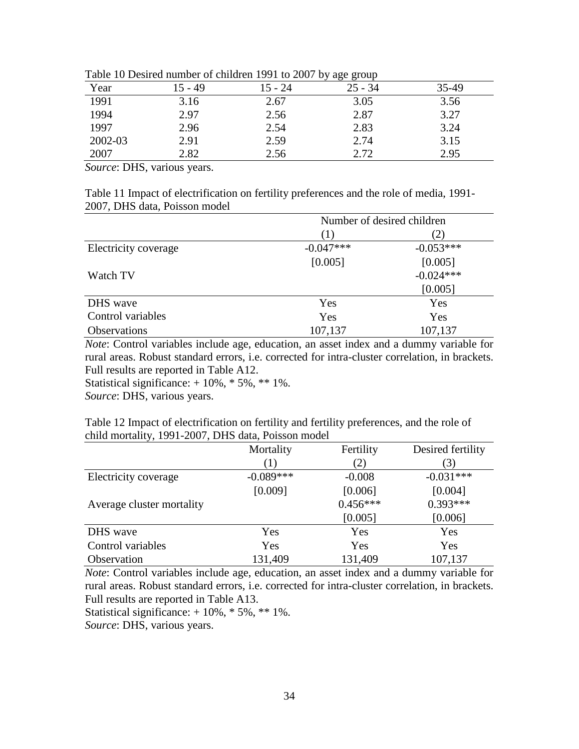Table 10 Desired number of children 1991 to 2007 by age group

| Year | 15 - 49 | 15 - 24 | 25 - 34 | 35-49 |
|---|---|---|---|---|
| 1991 | 3.16 | 2.67 | 3.05 | 3.56 |
| 1994 | 2.97 | 2.56 | 2.87 | 3.27 |
| 1997 | 2.96 | 2.54 | 2.83 | 3.24 |
| 2002-03 | 2.91 | 2.59 | 2.74 | 3.15 |
| 2007 | 2.82 | 2.56 | 2.72 | 2.95 |

*Source*: DHS, various years.

Table 11 Impact of electrification on fertility preferences and the role of media, 1991-2007, DHS data, Poisson model

| | Number of desired children | |
|---|---|---|
| | (1) | (2) |
| Electricity coverage | -0.047*** | -0.053*** |
| | [0.005] | [0.005] |
| Watch TV | | -0.024*** |
| | | [0.005] |
| DHS wave | Yes | Yes |
| Control variables | Yes | Yes |
| Observations | 107,137 | 107,137 |

*Note*: Control variables include age, education, an asset index and a dummy variable for rural areas. Robust standard errors, i.e. corrected for intra-cluster correlation, in brackets. Full results are reported in Table A12.

Statistical significance: + 10%, * 5%, ** 1%.

*Source*: DHS, various years.

Table 12 Impact of electrification on fertility and fertility preferences, and the role of child mortality, 1991-2007, DHS data, Poisson model

| | Mortality | Fertility | Desired fertility |
|---|---|---|---|
| | (1) | (2) | (3) |
| Electricity coverage | -0.089*** | -0.008 | -0.031*** |
| | [0.009] | [0.006] | [0.004] |
| Average cluster mortality | | 0.456*** | 0.393*** |
| | | [0.005] | [0.006] |
| DHS wave | Yes | Yes | Yes |
| Control variables | Yes | Yes | Yes |
| Observation | 131,409 | 131,409 | 107,137 |

*Note*: Control variables include age, education, an asset index and a dummy variable for rural areas. Robust standard errors, i.e. corrected for intra-cluster correlation, in brackets. Full results are reported in Table A13.

Statistical significance: + 10%, * 5%, ** 1%.

*Source*: DHS, various years.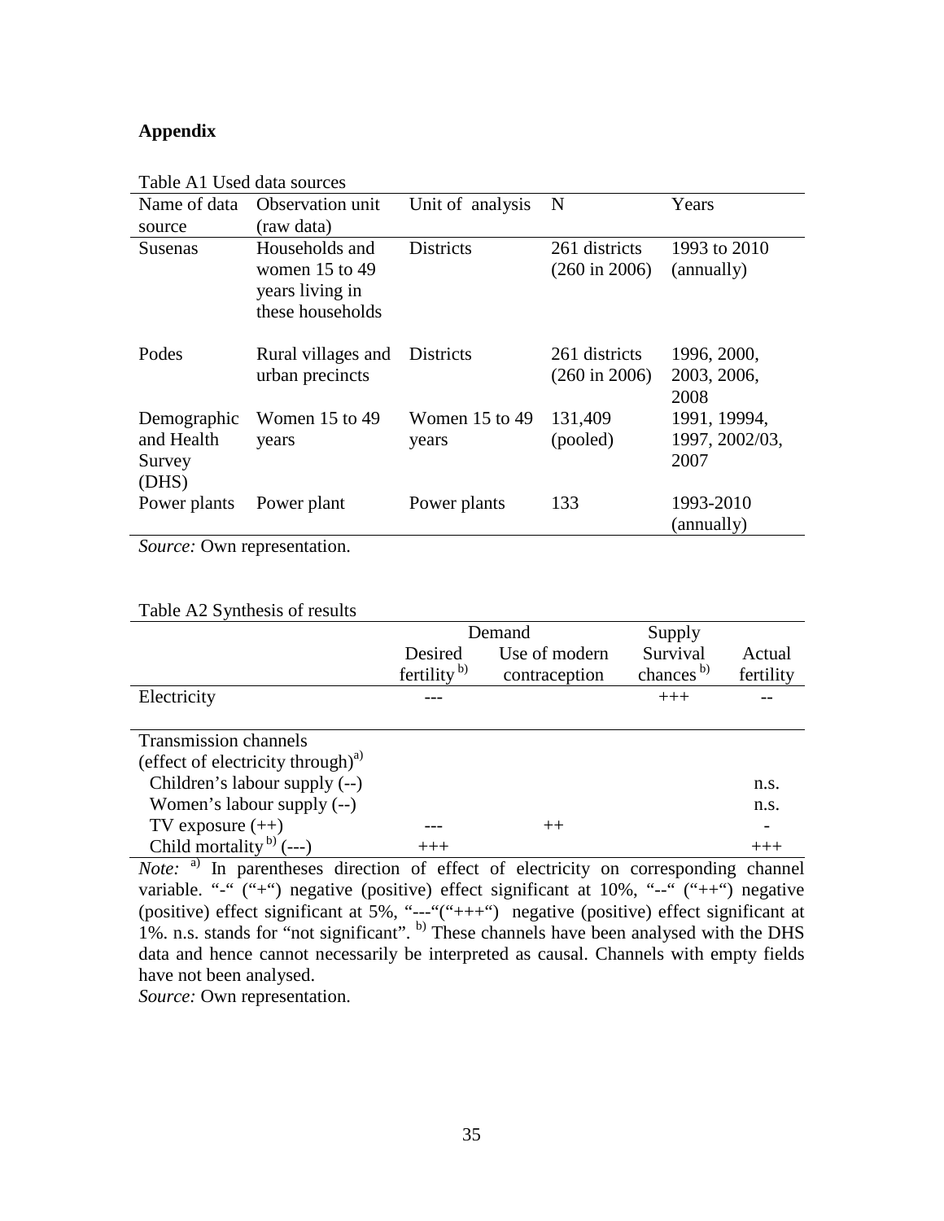## Appendix

Table A1 Used data sources

| Name of data source | Observation unit (raw data) | Unit of analysis | N | Years |
|---|---|---|---|---|
| Susenas | Households and women 15 to 49 years living in these households | Districts | 261 districts (260 in 2006) | 1993 to 2010 (annually) |
| Podes | Rural villages and urban precincts | Districts | 261 districts (260 in 2006) | 1996, 2000, 2003, 2006, 2008 |
| Demographic and Health Survey (DHS) | Women 15 to 49 years | Women 15 to 49 years | 131,409 (pooled) | 1991, 19994, 1997, 2002/03, 2007 |
| Power plants | Power plant | Power plants | 133 | 1993-2010 (annually) |

*Source:* Own representation.

Table A2 Synthesis of results

| | Demand | | Supply | |
|---|---|---|---|---|
| | Desired fertility [b)] | Use of modern contraception | Survival chances [b)] | Actual fertility |
| Electricity | --- | | +++ | -- |
| Transmission channels (effect of electricity through)[a)] | | | | |
| Children's labour supply (--) | | | | n.s. |
| Women's labour supply (--) | | | | n.s. |
| TV exposure (++) | --- | ++ | | - |
| Child mortality [b)] (---) | +++ | | | +++ |

*Note:* [a)] In parentheses direction of effect of electricity on corresponding channel variable. "-" ("+") negative (positive) effect significant at 10%, "--" ("++") negative (positive) effect significant at 5%, "---"("+++") negative (positive) effect significant at 1%. n.s. stands for "not significant". [b)] These channels have been analysed with the DHS data and hence cannot necessarily be interpreted as causal. Channels with empty fields have not been analysed.

*Source:* Own representation.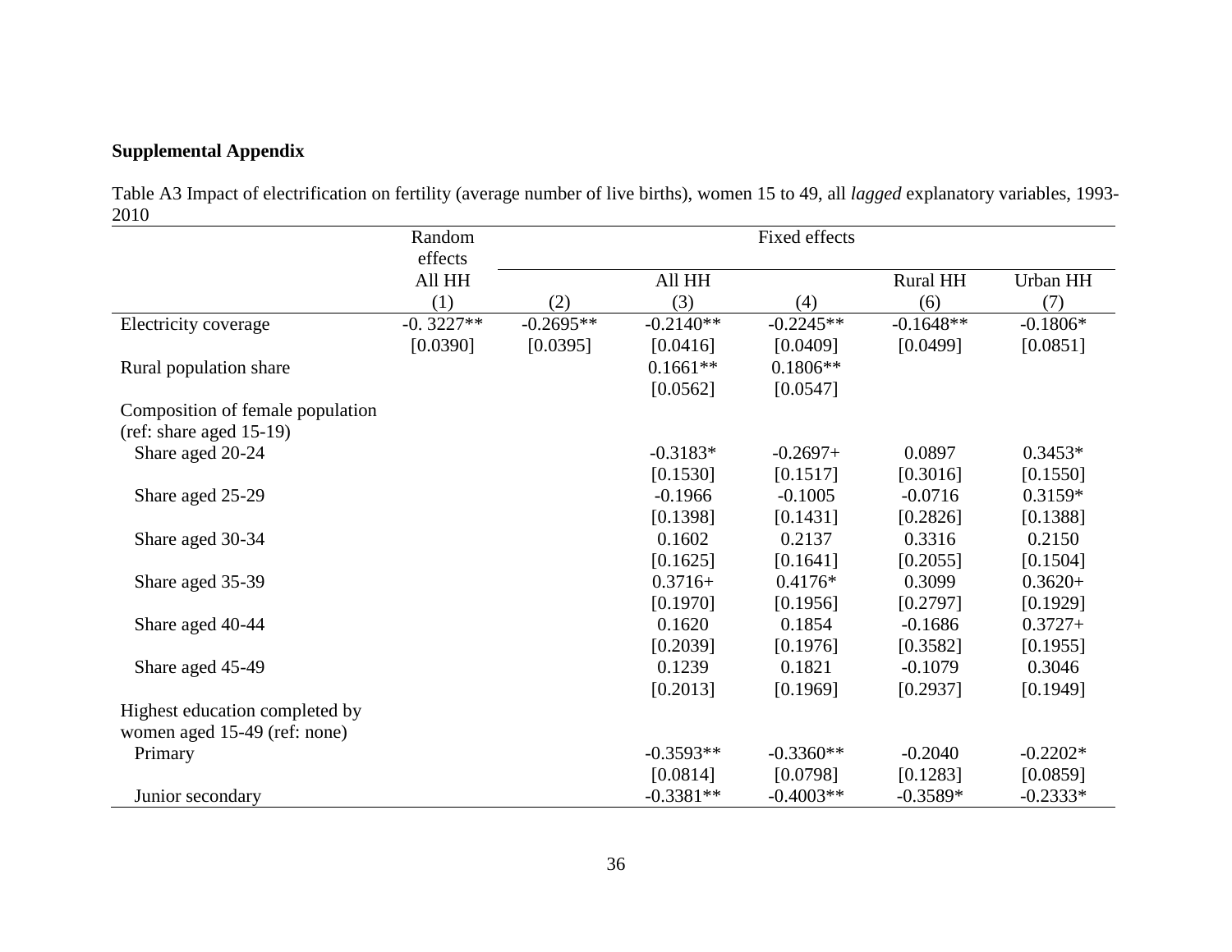**Supplemental Appendix**

Table A3 Impact of electrification on fertility (average number of live births), women 15 to 49, all *lagged* explanatory variables, 1993-2010

| | Random effects | Fixed effects | | | | |
|---|---|---|---|---|---|---|
| | All HH | | All HH | | Rural HH | Urban HH |
| | (1) | (2) | (3) | (4) | (6) | (7) |
| Electricity coverage | -0. 3227** | -0.2695** | -0.2140** | -0.2245** | -0.1648** | -0.1806* |
| | [0.0390] | [0.0395] | [0.0416] | [0.0409] | [0.0499] | [0.0851] |
| Rural population share | | | 0.1661** | 0.1806** | | |
| | | | [0.0562] | [0.0547] | | |
| Composition of female population (ref: share aged 15-19) | | | | | | |
| Share aged 20-24 | | | -0.3183* | -0.2697+ | 0.0897 | 0.3453* |
| | | | [0.1530] | [0.1517] | [0.3016] | [0.1550] |
| Share aged 25-29 | | | -0.1966 | -0.1005 | -0.0716 | 0.3159* |
| | | | [0.1398] | [0.1431] | [0.2826] | [0.1388] |
| Share aged 30-34 | | | 0.1602 | 0.2137 | 0.3316 | 0.2150 |
| | | | [0.1625] | [0.1641] | [0.2055] | [0.1504] |
| Share aged 35-39 | | | 0.3716+ | 0.4176* | 0.3099 | 0.3620+ |
| | | | [0.1970] | [0.1956] | [0.2797] | [0.1929] |
| Share aged 40-44 | | | 0.1620 | 0.1854 | -0.1686 | 0.3727+ |
| | | | [0.2039] | [0.1976] | [0.3582] | [0.1955] |
| Share aged 45-49 | | | 0.1239 | 0.1821 | -0.1079 | 0.3046 |
| | | | [0.2013] | [0.1969] | [0.2937] | [0.1949] |
| Highest education completed by women aged 15-49 (ref: none) | | | | | | |
| Primary | | | -0.3593** | -0.3360** | -0.2040 | -0.2202* |
| | | | [0.0814] | [0.0798] | [0.1283] | [0.0859] |
| Junior secondary | | | -0.3381** | -0.4003** | -0.3589* | -0.2333* |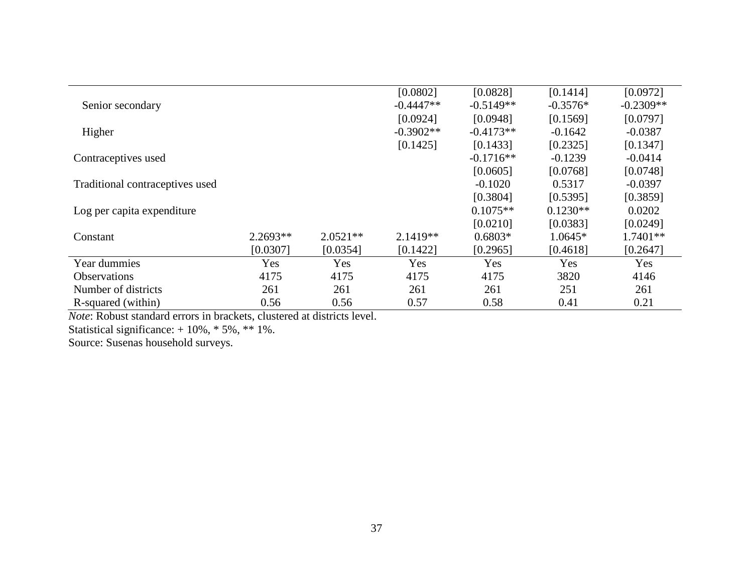| | | | | | | |
|---|---|---|---|---|---|---|
| | | | [0.0802] | [0.0828] | [0.1414] | [0.0972] |
| Senior secondary | | | -0.4447** | -0.5149** | -0.3576* | -0.2309** |
| | | | [0.0924] | [0.0948] | [0.1569] | [0.0797] |
| Higher | | | -0.3902** | -0.4173** | -0.1642 | -0.0387 |
| | | | [0.1425] | [0.1433] | [0.2325] | [0.1347] |
| Contraceptives used | | | | -0.1716** | -0.1239 | -0.0414 |
| | | | | [0.0605] | [0.0768] | [0.0748] |
| Traditional contraceptives used | | | | -0.1020 | 0.5317 | -0.0397 |
| | | | | [0.3804] | [0.5395] | [0.3859] |
| Log per capita expenditure | | | | 0.1075** | 0.1230** | 0.0202 |
| | | | | [0.0210] | [0.0383] | [0.0249] |
| Constant | 2.2693** | 2.0521** | 2.1419** | 0.6803* | 1.0645* | 1.7401** |
| | [0.0307] | [0.0354] | [0.1422] | [0.2965] | [0.4618] | [0.2647] |
| Year dummies | Yes | Yes | Yes | Yes | Yes | Yes |
| Observations | 4175 | 4175 | 4175 | 4175 | 3820 | 4146 |
| Number of districts | 261 | 261 | 261 | 261 | 251 | 261 |
| R-squared (within) | 0.56 | 0.56 | 0.57 | 0.58 | 0.41 | 0.21 |

*Note*: Robust standard errors in brackets, clustered at districts level.

Statistical significance: + 10%, * 5%, ** 1%.

Source: Susenas household surveys.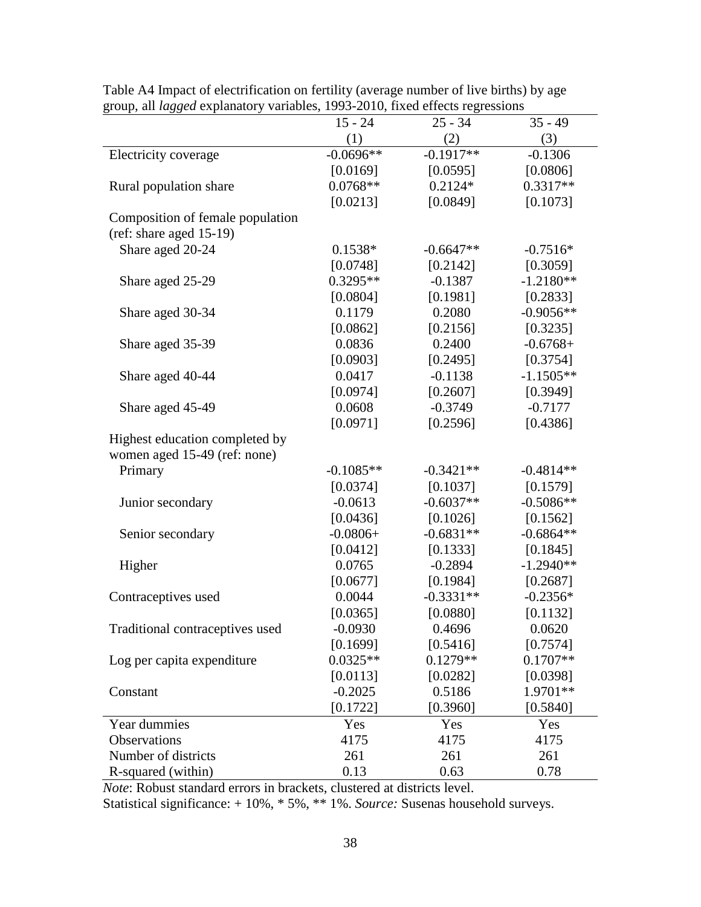Table A4 Impact of electrification on fertility (average number of live births) by age group, all *lagged* explanatory variables, 1993-2010, fixed effects regressions

| | 15 - 24 | 25 - 34 | 35 - 49 |
|---|---|---|---|
| | (1) | (2) | (3) |
| Electricity coverage | -0.0696** | -0.1917** | -0.1306 |
| | [0.0169] | [0.0595] | [0.0806] |
| Rural population share | 0.0768** | 0.2124* | 0.3317** |
| | [0.0213] | [0.0849] | [0.1073] |
| Composition of female population (ref: share aged 15-19) | | | |
| Share aged 20-24 | 0.1538* | -0.6647** | -0.7516* |
| | [0.0748] | [0.2142] | [0.3059] |
| Share aged 25-29 | 0.3295** | -0.1387 | -1.2180** |
| | [0.0804] | [0.1981] | [0.2833] |
| Share aged 30-34 | 0.1179 | 0.2080 | -0.9056** |
| | [0.0862] | [0.2156] | [0.3235] |
| Share aged 35-39 | 0.0836 | 0.2400 | -0.6768+ |
| | [0.0903] | [0.2495] | [0.3754] |
| Share aged 40-44 | 0.0417 | -0.1138 | -1.1505** |
| | [0.0974] | [0.2607] | [0.3949] |
| Share aged 45-49 | 0.0608 | -0.3749 | -0.7177 |
| | [0.0971] | [0.2596] | [0.4386] |
| Highest education completed by women aged 15-49 (ref: none) | | | |
| Primary | -0.1085** | -0.3421** | -0.4814** |
| | [0.0374] | [0.1037] | [0.1579] |
| Junior secondary | -0.0613 | -0.6037** | -0.5086** |
| | [0.0436] | [0.1026] | [0.1562] |
| Senior secondary | -0.0806+ | -0.6831** | -0.6864** |
| | [0.0412] | [0.1333] | [0.1845] |
| Higher | 0.0765 | -0.2894 | -1.2940** |
| | [0.0677] | [0.1984] | [0.2687] |
| Contraceptives used | 0.0044 | -0.3331** | -0.2356* |
| | [0.0365] | [0.0880] | [0.1132] |
| Traditional contraceptives used | -0.0930 | 0.4696 | 0.0620 |
| | [0.1699] | [0.5416] | [0.7574] |
| Log per capita expenditure | 0.0325** | 0.1279** | 0.1707** |
| | [0.0113] | [0.0282] | [0.0398] |
| Constant | -0.2025 | 0.5186 | 1.9701** |
| | [0.1722] | [0.3960] | [0.5840] |
| Year dummies | Yes | Yes | Yes |
| Observations | 4175 | 4175 | 4175 |
| Number of districts | 261 | 261 | 261 |
| R-squared (within) | 0.13 | 0.63 | 0.78 |

*Note*: Robust standard errors in brackets, clustered at districts level.
Statistical significance: + 10%, * 5%, ** 1%. *Source:* Susenas household surveys.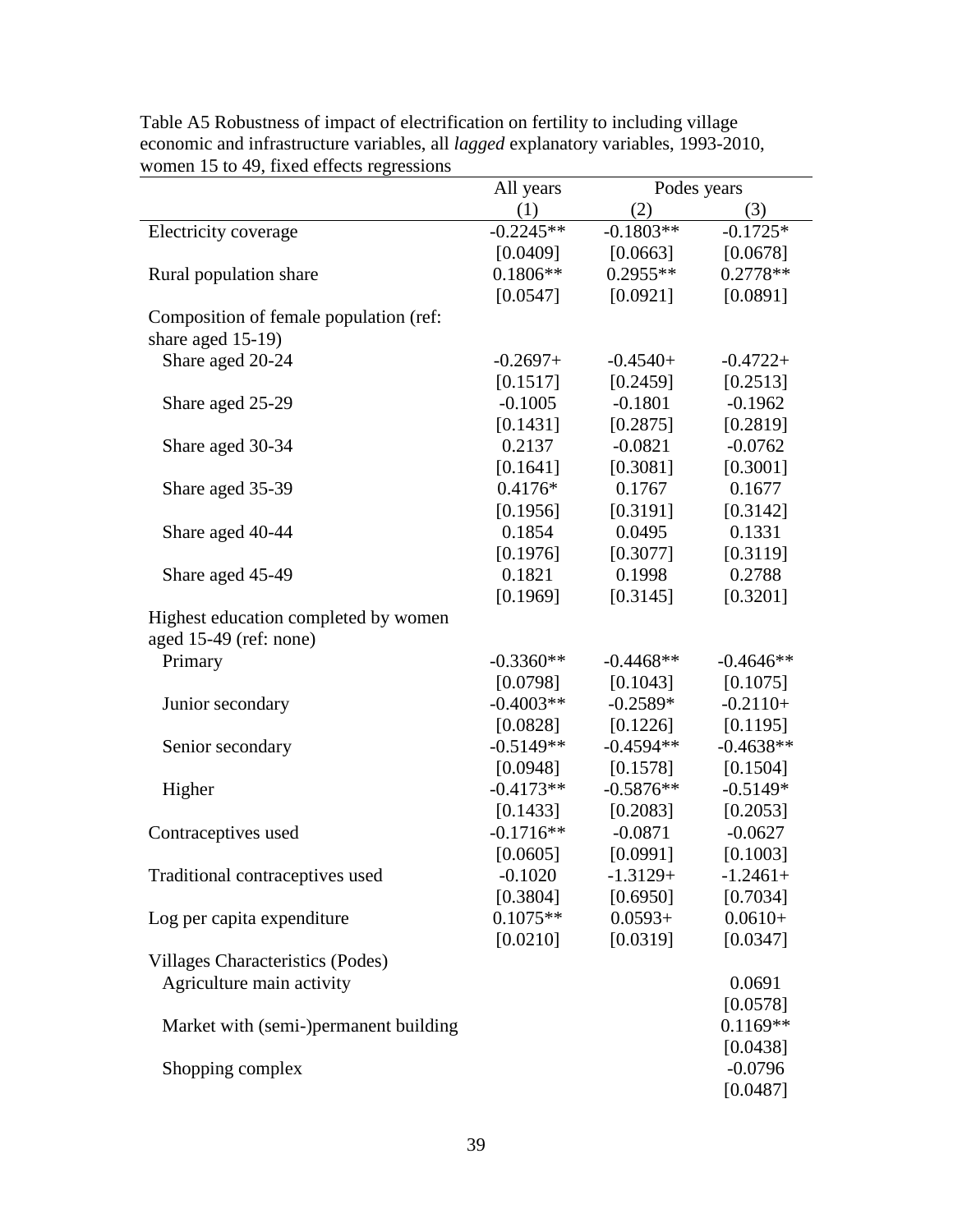Table A5 Robustness of impact of electrification on fertility to including village economic and infrastructure variables, all *lagged* explanatory variables, 1993-2010, women 15 to 49, fixed effects regressions

| | All years | Podes years | |
|---|---|---|---|
| | (1) | (2) | (3) |
| Electricity coverage | -0.2245** | -0.1803** | -0.1725* |
| | [0.0409] | [0.0663] | [0.0678] |
| Rural population share | 0.1806** | 0.2955** | 0.2778** |
| | [0.0547] | [0.0921] | [0.0891] |
| Composition of female population (ref: share aged 15-19) | | | |
| Share aged 20-24 | -0.2697+ | -0.4540+ | -0.4722+ |
| | [0.1517] | [0.2459] | [0.2513] |
| Share aged 25-29 | -0.1005 | -0.1801 | -0.1962 |
| | [0.1431] | [0.2875] | [0.2819] |
| Share aged 30-34 | 0.2137 | -0.0821 | -0.0762 |
| | [0.1641] | [0.3081] | [0.3001] |
| Share aged 35-39 | 0.4176* | 0.1767 | 0.1677 |
| | [0.1956] | [0.3191] | [0.3142] |
| Share aged 40-44 | 0.1854 | 0.0495 | 0.1331 |
| | [0.1976] | [0.3077] | [0.3119] |
| Share aged 45-49 | 0.1821 | 0.1998 | 0.2788 |
| | [0.1969] | [0.3145] | [0.3201] |
| Highest education completed by women aged 15-49 (ref: none) | | | |
| Primary | -0.3360** | -0.4468** | -0.4646** |
| | [0.0798] | [0.1043] | [0.1075] |
| Junior secondary | -0.4003** | -0.2589* | -0.2110+ |
| | [0.0828] | [0.1226] | [0.1195] |
| Senior secondary | -0.5149** | -0.4594** | -0.4638** |
| | [0.0948] | [0.1578] | [0.1504] |
| Higher | -0.4173** | -0.5876** | -0.5149* |
| | [0.1433] | [0.2083] | [0.2053] |
| Contraceptives used | -0.1716** | -0.0871 | -0.0627 |
| | [0.0605] | [0.0991] | [0.1003] |
| Traditional contraceptives used | -0.1020 | -1.3129+ | -1.2461+ |
| | [0.3804] | [0.6950] | [0.7034] |
| Log per capita expenditure | 0.1075** | 0.0593+ | 0.0610+ |
| | [0.0210] | [0.0319] | [0.0347] |
| Villages Characteristics (Podes) | | | |
| Agriculture main activity | | | 0.0691 |
| | | | [0.0578] |
| Market with (semi-)permanent building | | | 0.1169** |
| | | | [0.0438] |
| Shopping complex | | | -0.0796 |
| | | | [0.0487] |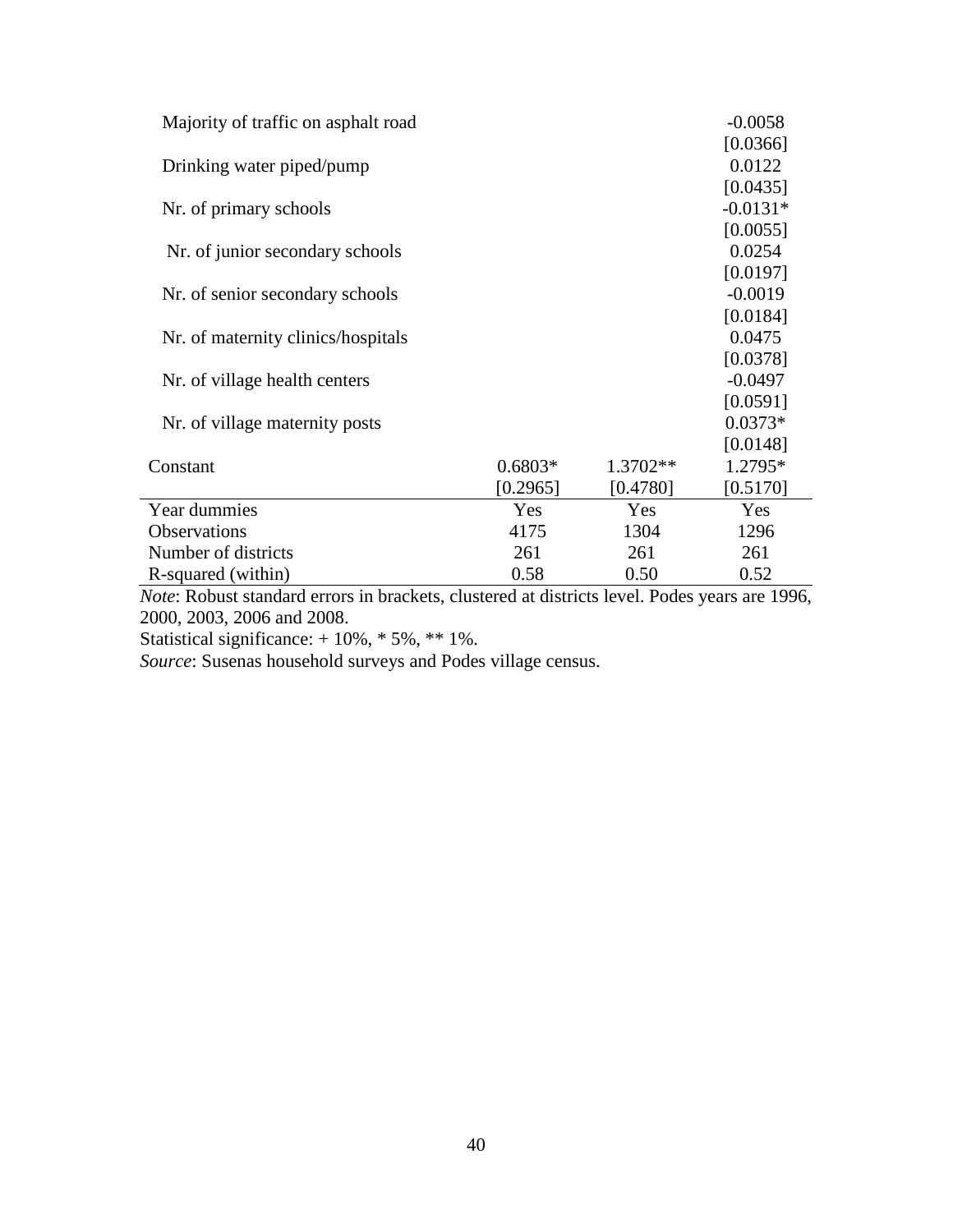| | | | |
|---|---|---|---|
| Majority of traffic on asphalt road | | | -0.0058 |
| | | | [0.0366] |
| Drinking water piped/pump | | | 0.0122 |
| | | | [0.0435] |
| Nr. of primary schools | | | -0.0131* |
| | | | [0.0055] |
| Nr. of junior secondary schools | | | 0.0254 |
| | | | [0.0197] |
| Nr. of senior secondary schools | | | -0.0019 |
| | | | [0.0184] |
| Nr. of maternity clinics/hospitals | | | 0.0475 |
| | | | [0.0378] |
| Nr. of village health centers | | | -0.0497 |
| | | | [0.0591] |
| Nr. of village maternity posts | | | 0.0373* |
| | | | [0.0148] |
| Constant | 0.6803* | 1.3702** | 1.2795* |
| | [0.2965] | [0.4780] | [0.5170] |
| Year dummies | Yes | Yes | Yes |
| Observations | 4175 | 1304 | 1296 |
| Number of districts | 261 | 261 | 261 |
| R-squared (within) | 0.58 | 0.50 | 0.52 |

*Note*: Robust standard errors in brackets, clustered at districts level. Podes years are 1996, 2000, 2003, 2006 and 2008.

Statistical significance: + 10%, * 5%, ** 1%.

*Source*: Susenas household surveys and Podes village census.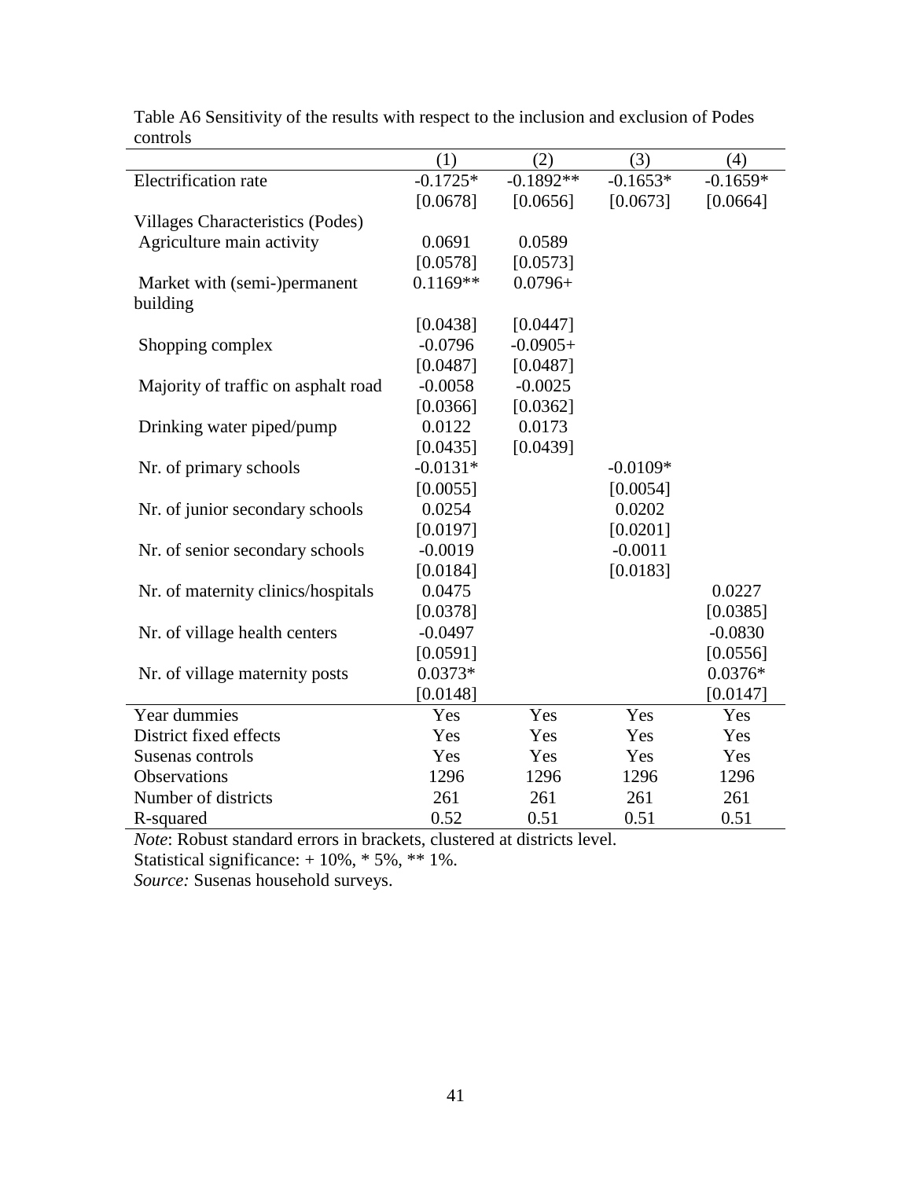Table A6 Sensitivity of the results with respect to the inclusion and exclusion of Podes controls

| | (1) | (2) | (3) | (4) |
|---|---|---|---|---|
| Electrification rate | -0.1725* | -0.1892** | -0.1653* | -0.1659* |
| | [0.0678] | [0.0656] | [0.0673] | [0.0664] |
| Villages Characteristics (Podes) | | | | |
| Agriculture main activity | 0.0691 | 0.0589 | | |
| | [0.0578] | [0.0573] | | |
| Market with (semi-)permanent building | 0.1169** | 0.0796+ | | |
| | [0.0438] | [0.0447] | | |
| Shopping complex | -0.0796 | -0.0905+ | | |
| | [0.0487] | [0.0487] | | |
| Majority of traffic on asphalt road | -0.0058 | -0.0025 | | |
| | [0.0366] | [0.0362] | | |
| Drinking water piped/pump | 0.0122 | 0.0173 | | |
| | [0.0435] | [0.0439] | | |
| Nr. of primary schools | -0.0131* | | -0.0109* | |
| | [0.0055] | | [0.0054] | |
| Nr. of junior secondary schools | 0.0254 | | 0.0202 | |
| | [0.0197] | | [0.0201] | |
| Nr. of senior secondary schools | -0.0019 | | -0.0011 | |
| | [0.0184] | | [0.0183] | |
| Nr. of maternity clinics/hospitals | 0.0475 | | | 0.0227 |
| | [0.0378] | | | [0.0385] |
| Nr. of village health centers | -0.0497 | | | -0.0830 |
| | [0.0591] | | | [0.0556] |
| Nr. of village maternity posts | 0.0373* | | | 0.0376* |
| | [0.0148] | | | [0.0147] |
| Year dummies | Yes | Yes | Yes | Yes |
| District fixed effects | Yes | Yes | Yes | Yes |
| Susenas controls | Yes | Yes | Yes | Yes |
| Observations | 1296 | 1296 | 1296 | 1296 |
| Number of districts | 261 | 261 | 261 | 261 |
| R-squared | 0.52 | 0.51 | 0.51 | 0.51 |

*Note*: Robust standard errors in brackets, clustered at districts level.
Statistical significance: + 10%, * 5%, ** 1%.
*Source:* Susenas household surveys.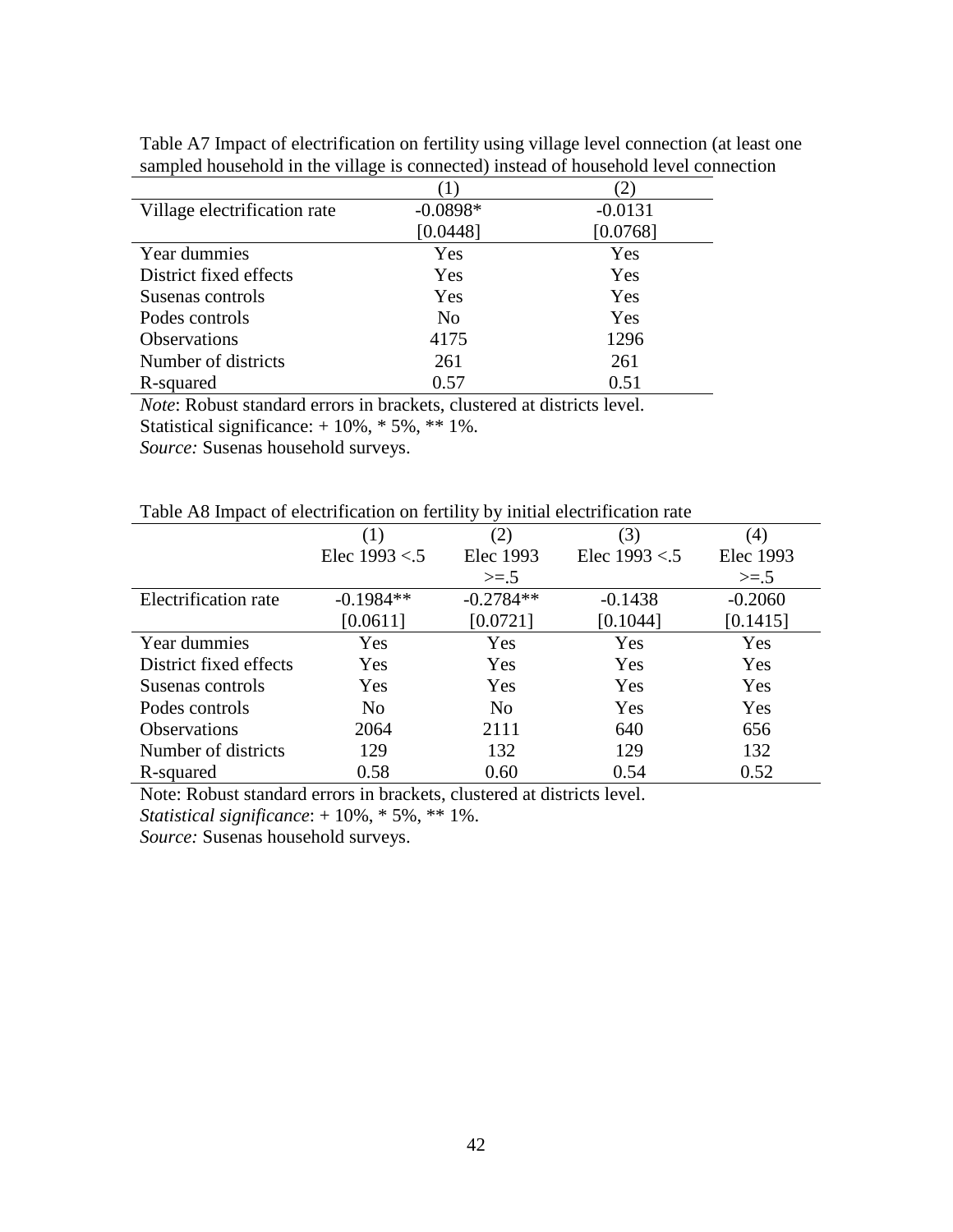Table A7 Impact of electrification on fertility using village level connection (at least one sampled household in the village is connected) instead of household level connection

| | (1) | (2) |
|---|---|---|
| Village electrification rate | -0.0898* | -0.0131 |
| | [0.0448] | [0.0768] |
| Year dummies | Yes | Yes |
| District fixed effects | Yes | Yes |
| Susenas controls | Yes | Yes |
| Podes controls | No | Yes |
| Observations | 4175 | 1296 |
| Number of districts | 261 | 261 |
| R-squared | 0.57 | 0.51 |

*Note*: Robust standard errors in brackets, clustered at districts level.
Statistical significance: + 10%, * 5%, ** 1%.
*Source:* Susenas household surveys.

Table A8 Impact of electrification on fertility by initial electrification rate

| | (1) | (2) | (3) | (4) |
|---|---|---|---|---|
| | Elec 1993 <.5 | Elec 1993 >=.5 | Elec 1993 <.5 | Elec 1993 >=.5 |
| Electrification rate | -0.1984** | -0.2784** | -0.1438 | -0.2060 |
| | [0.0611] | [0.0721] | [0.1044] | [0.1415] |
| Year dummies | Yes | Yes | Yes | Yes |
| District fixed effects | Yes | Yes | Yes | Yes |
| Susenas controls | Yes | Yes | Yes | Yes |
| Podes controls | No | No | Yes | Yes |
| Observations | 2064 | 2111 | 640 | 656 |
| Number of districts | 129 | 132 | 129 | 132 |
| R-squared | 0.58 | 0.60 | 0.54 | 0.52 |

Note: Robust standard errors in brackets, clustered at districts level.
*Statistical significance*: + 10%, * 5%, ** 1%.
*Source:* Susenas household surveys.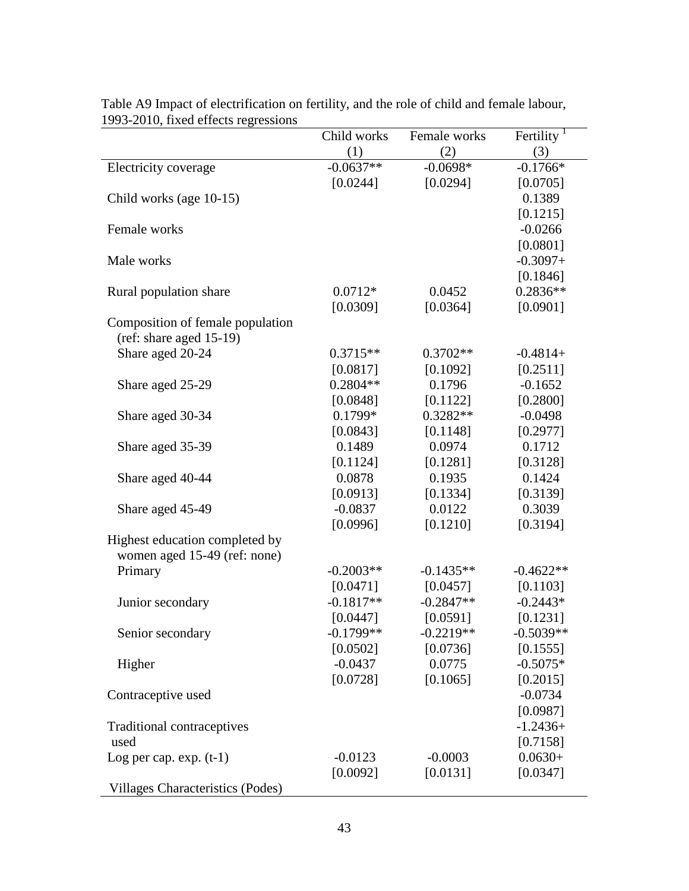Table A9 Impact of electrification on fertility, and the role of child and female labour, 1993-2010, fixed effects regressions

| | Child works | Female works | Fertility [1] |
|---|---|---|---|
| | (1) | (2) | (3) |
| Electricity coverage | -0.0637** | -0.0698* | -0.1766* |
| | [0.0244] | [0.0294] | [0.0705] |
| Child works (age 10-15) | | | 0.1389 |
| | | | [0.1215] |
| Female works | | | -0.0266 |
| | | | [0.0801] |
| Male works | | | -0.3097+ |
| | | | [0.1846] |
| Rural population share | 0.0712* | 0.0452 | 0.2836** |
| | [0.0309] | [0.0364] | [0.0901] |
| Composition of female population (ref: share aged 15-19) | | | |
| Share aged 20-24 | 0.3715** | 0.3702** | -0.4814+ |
| | [0.0817] | [0.1092] | [0.2511] |
| Share aged 25-29 | 0.2804** | 0.1796 | -0.1652 |
| | [0.0848] | [0.1122] | [0.2800] |
| Share aged 30-34 | 0.1799* | 0.3282** | -0.0498 |
| | [0.0843] | [0.1148] | [0.2977] |
| Share aged 35-39 | 0.1489 | 0.0974 | 0.1712 |
| | [0.1124] | [0.1281] | [0.3128] |
| Share aged 40-44 | 0.0878 | 0.1935 | 0.1424 |
| | [0.0913] | [0.1334] | [0.3139] |
| Share aged 45-49 | -0.0837 | 0.0122 | 0.3039 |
| | [0.0996] | [0.1210] | [0.3194] |
| Highest education completed by women aged 15-49 (ref: none) | | | |
| Primary | -0.2003** | -0.1435** | -0.4622** |
| | [0.0471] | [0.0457] | [0.1103] |
| Junior secondary | -0.1817** | -0.2847** | -0.2443* |
| | [0.0447] | [0.0591] | [0.1231] |
| Senior secondary | -0.1799** | -0.2219** | -0.5039** |
| | [0.0502] | [0.0736] | [0.1555] |
| Higher | -0.0437 | 0.0775 | -0.5075* |
| | [0.0728] | [0.1065] | [0.2015] |
| Contraceptive used | | | -0.0734 |
| | | | [0.0987] |
| Traditional contraceptives used | | | -1.2436+ |
| | | | [0.7158] |
| Log per cap. exp. (t-1) | -0.0123 | -0.0003 | 0.0630+ |
| | [0.0092] | [0.0131] | [0.0347] |
| Villages Characteristics (Podes) | | | |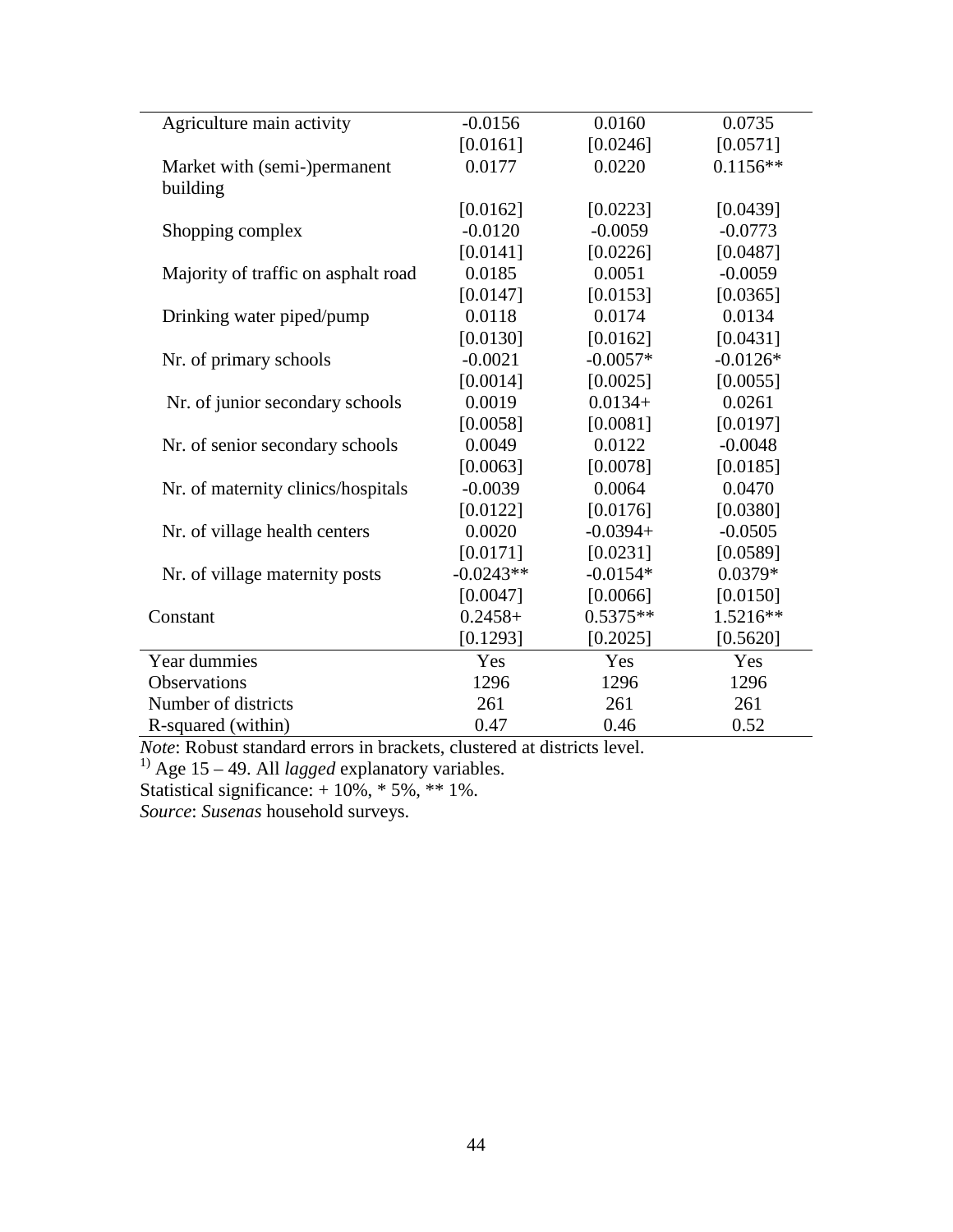| | | | |
|---|---|---|---|
| Agriculture main activity | -0.0156 | 0.0160 | 0.0735 |
| | [0.0161] | [0.0246] | [0.0571] |
| Market with (semi-)permanent building | 0.0177 | 0.0220 | 0.1156** |
| | [0.0162] | [0.0223] | [0.0439] |
| Shopping complex | -0.0120 | -0.0059 | -0.0773 |
| | [0.0141] | [0.0226] | [0.0487] |
| Majority of traffic on asphalt road | 0.0185 | 0.0051 | -0.0059 |
| | [0.0147] | [0.0153] | [0.0365] |
| Drinking water piped/pump | 0.0118 | 0.0174 | 0.0134 |
| | [0.0130] | [0.0162] | [0.0431] |
| Nr. of primary schools | -0.0021 | -0.0057* | -0.0126* |
| | [0.0014] | [0.0025] | [0.0055] |
| Nr. of junior secondary schools | 0.0019 | 0.0134+ | 0.0261 |
| | [0.0058] | [0.0081] | [0.0197] |
| Nr. of senior secondary schools | 0.0049 | 0.0122 | -0.0048 |
| | [0.0063] | [0.0078] | [0.0185] |
| Nr. of maternity clinics/hospitals | -0.0039 | 0.0064 | 0.0470 |
| | [0.0122] | [0.0176] | [0.0380] |
| Nr. of village health centers | 0.0020 | -0.0394+ | -0.0505 |
| | [0.0171] | [0.0231] | [0.0589] |
| Nr. of village maternity posts | -0.0243** | -0.0154* | 0.0379* |
| | [0.0047] | [0.0066] | [0.0150] |
| Constant | 0.2458+ | 0.5375** | 1.5216** |
| | [0.1293] | [0.2025] | [0.5620] |
| Year dummies | Yes | Yes | Yes |
| Observations | 1296 | 1296 | 1296 |
| Number of districts | 261 | 261 | 261 |
| R-squared (within) | 0.47 | 0.46 | 0.52 |

*Note*: Robust standard errors in brackets, clustered at districts level.
[1)] Age 15 – 49. All *lagged* explanatory variables.
Statistical significance: + 10%, * 5%, ** 1%.
*Source*: *Susenas* household surveys.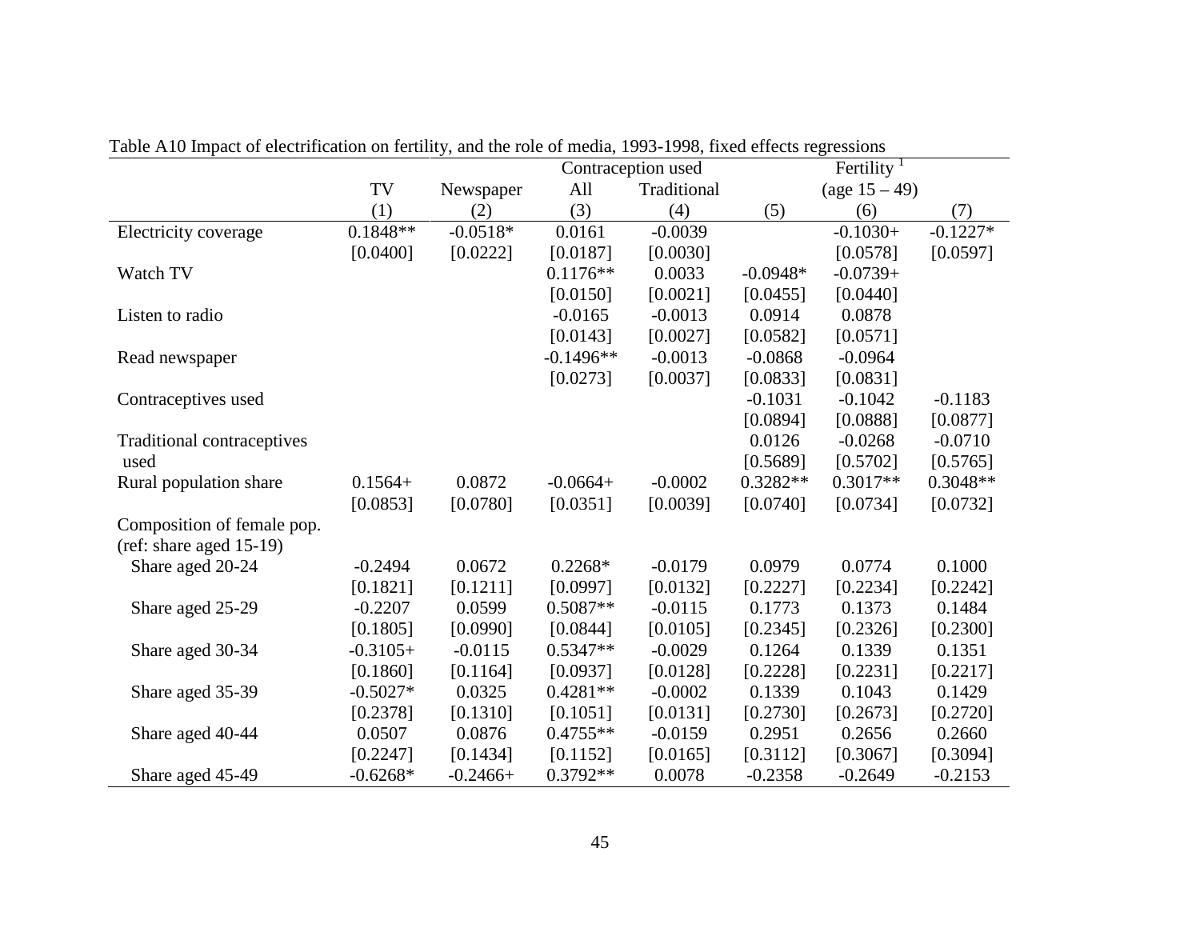Table A10 Impact of electrification on fertility, and the role of media, 1993-1998, fixed effects regressions

| | TV | Newspaper | Contraception used | | Fertility [1] | | |
|---|---|---|---|---|---|---|---|
| | | | All | Traditional | | (age 15 – 49) | |
| | (1) | (2) | (3) | (4) | (5) | (6) | (7) |
| Electricity coverage | 0.1848** | -0.0518* | 0.0161 | -0.0039 | | -0.1030+ | -0.1227* |
| | [0.0400] | [0.0222] | [0.0187] | [0.0030] | | [0.0578] | [0.0597] |
| Watch TV | | | 0.1176** | 0.0033 | -0.0948* | -0.0739+ | |
| | | | [0.0150] | [0.0021] | [0.0455] | [0.0440] | |
| Listen to radio | | | -0.0165 | -0.0013 | 0.0914 | 0.0878 | |
| | | | [0.0143] | [0.0027] | [0.0582] | [0.0571] | |
| Read newspaper | | | -0.1496** | -0.0013 | -0.0868 | -0.0964 | |
| | | | [0.0273] | [0.0037] | [0.0833] | [0.0831] | |
| Contraceptives used | | | | | -0.1031 | -0.1042 | -0.1183 |
| | | | | | [0.0894] | [0.0888] | [0.0877] |
| Traditional contraceptives used | | | | | 0.0126 | -0.0268 | -0.0710 |
| | | | | | [0.5689] | [0.5702] | [0.5765] |
| Rural population share | 0.1564+ | 0.0872 | -0.0664+ | -0.0002 | 0.3282** | 0.3017** | 0.3048** |
| | [0.0853] | [0.0780] | [0.0351] | [0.0039] | [0.0740] | [0.0734] | [0.0732] |
| Composition of female pop. (ref: share aged 15-19) | | | | | | | |
| Share aged 20-24 | -0.2494 | 0.0672 | 0.2268* | -0.0179 | 0.0979 | 0.0774 | 0.1000 |
| | [0.1821] | [0.1211] | [0.0997] | [0.0132] | [0.2227] | [0.2234] | [0.2242] |
| Share aged 25-29 | -0.2207 | 0.0599 | 0.5087** | -0.0115 | 0.1773 | 0.1373 | 0.1484 |
| | [0.1805] | [0.0990] | [0.0844] | [0.0105] | [0.2345] | [0.2326] | [0.2300] |
| Share aged 30-34 | -0.3105+ | -0.0115 | 0.5347** | -0.0029 | 0.1264 | 0.1339 | 0.1351 |
| | [0.1860] | [0.1164] | [0.0937] | [0.0128] | [0.2228] | [0.2231] | [0.2217] |
| Share aged 35-39 | -0.5027* | 0.0325 | 0.4281** | -0.0002 | 0.1339 | 0.1043 | 0.1429 |
| | [0.2378] | [0.1310] | [0.1051] | [0.0131] | [0.2730] | [0.2673] | [0.2720] |
| Share aged 40-44 | 0.0507 | 0.0876 | 0.4755** | -0.0159 | 0.2951 | 0.2656 | 0.2660 |
| | [0.2247] | [0.1434] | [0.1152] | [0.0165] | [0.3112] | [0.3067] | [0.3094] |
| Share aged 45-49 | -0.6268* | -0.2466+ | 0.3792** | 0.0078 | -0.2358 | -0.2649 | -0.2153 |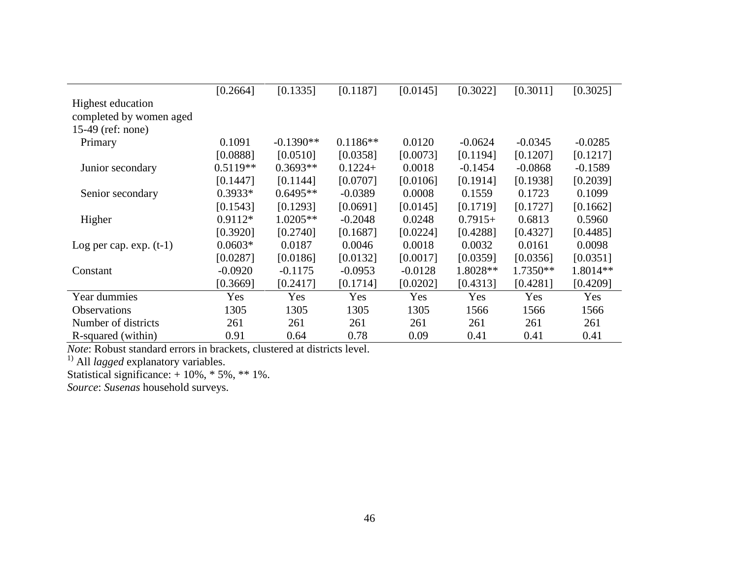| | | | | | | | |
|---|---|---|---|---|---|---|---|
| | [0.2664] | [0.1335] | [0.1187] | [0.0145] | [0.3022] | [0.3011] | [0.3025] |
| Highest education completed by women aged 15-49 (ref: none) | | | | | | | |
| Primary | 0.1091 | -0.1390** | 0.1186** | 0.0120 | -0.0624 | -0.0345 | -0.0285 |
| | [0.0888] | [0.0510] | [0.0358] | [0.0073] | [0.1194] | [0.1207] | [0.1217] |
| Junior secondary | 0.5119** | 0.3693** | 0.1224+ | 0.0018 | -0.1454 | -0.0868 | -0.1589 |
| | [0.1447] | [0.1144] | [0.0707] | [0.0106] | [0.1914] | [0.1938] | [0.2039] |
| Senior secondary | 0.3933* | 0.6495** | -0.0389 | 0.0008 | 0.1559 | 0.1723 | 0.1099 |
| | [0.1543] | [0.1293] | [0.0691] | [0.0145] | [0.1719] | [0.1727] | [0.1662] |
| Higher | 0.9112* | 1.0205** | -0.2048 | 0.0248 | 0.7915+ | 0.6813 | 0.5960 |
| | [0.3920] | [0.2740] | [0.1687] | [0.0224] | [0.4288] | [0.4327] | [0.4485] |
| Log per cap. exp. (t-1) | 0.0603* | 0.0187 | 0.0046 | 0.0018 | 0.0032 | 0.0161 | 0.0098 |
| | [0.0287] | [0.0186] | [0.0132] | [0.0017] | [0.0359] | [0.0356] | [0.0351] |
| Constant | -0.0920 | -0.1175 | -0.0953 | -0.0128 | 1.8028** | 1.7350** | 1.8014** |
| | [0.3669] | [0.2417] | [0.1714] | [0.0202] | [0.4313] | [0.4281] | [0.4209] |
| Year dummies | Yes | Yes | Yes | Yes | Yes | Yes | Yes |
| Observations | 1305 | 1305 | 1305 | 1305 | 1566 | 1566 | 1566 |
| Number of districts | 261 | 261 | 261 | 261 | 261 | 261 | 261 |
| R-squared (within) | 0.91 | 0.64 | 0.78 | 0.09 | 0.41 | 0.41 | 0.41 |

*Note*: Robust standard errors in brackets, clustered at districts level.

[1)] All *lagged* explanatory variables.

Statistical significance: + 10%, * 5%, ** 1%.

*Source*: *Susenas* household surveys.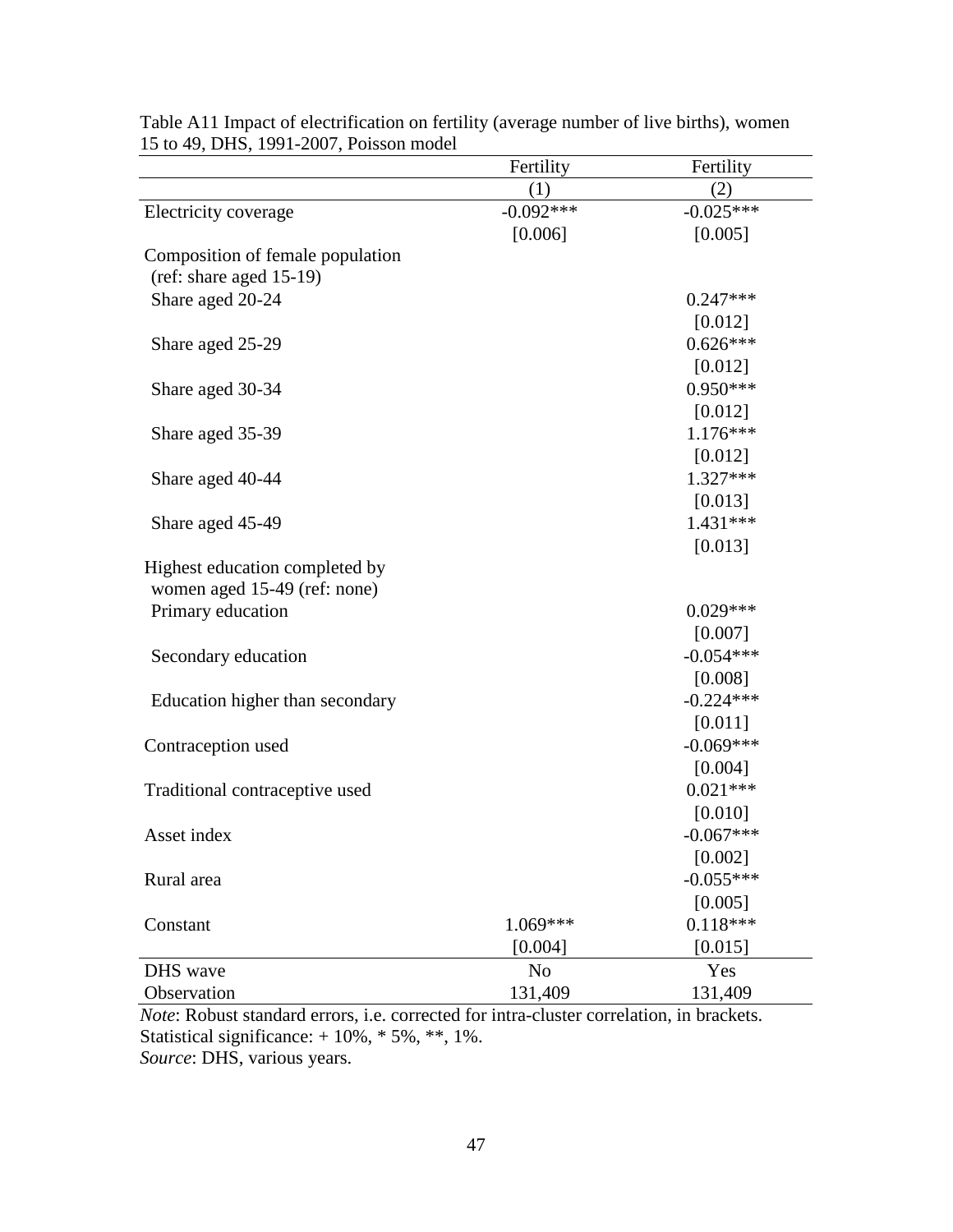Table A11 Impact of electrification on fertility (average number of live births), women 15 to 49, DHS, 1991-2007, Poisson model

| | Fertility | Fertility |
|---|---|---|
| | (1) | (2) |
| Electricity coverage | -0.092*** | -0.025*** |
| | [0.006] | [0.005] |
| Composition of female population (ref: share aged 15-19) | | |
| Share aged 20-24 | | 0.247*** |
| | | [0.012] |
| Share aged 25-29 | | 0.626*** |
| | | [0.012] |
| Share aged 30-34 | | 0.950*** |
| | | [0.012] |
| Share aged 35-39 | | 1.176*** |
| | | [0.012] |
| Share aged 40-44 | | 1.327*** |
| | | [0.013] |
| Share aged 45-49 | | 1.431*** |
| | | [0.013] |
| Highest education completed by women aged 15-49 (ref: none) | | |
| Primary education | | 0.029*** |
| | | [0.007] |
| Secondary education | | -0.054*** |
| | | [0.008] |
| Education higher than secondary | | -0.224*** |
| | | [0.011] |
| Contraception used | | -0.069*** |
| | | [0.004] |
| Traditional contraceptive used | | 0.021*** |
| | | [0.010] |
| Asset index | | -0.067*** |
| | | [0.002] |
| Rural area | | -0.055*** |
| | | [0.005] |
| Constant | 1.069*** | 0.118*** |
| | [0.004] | [0.015] |
| DHS wave | No | Yes |
| Observation | 131,409 | 131,409 |

*Note*: Robust standard errors, i.e. corrected for intra-cluster correlation, in brackets. Statistical significance: + 10%, * 5%, **, 1%.
*Source*: DHS, various years.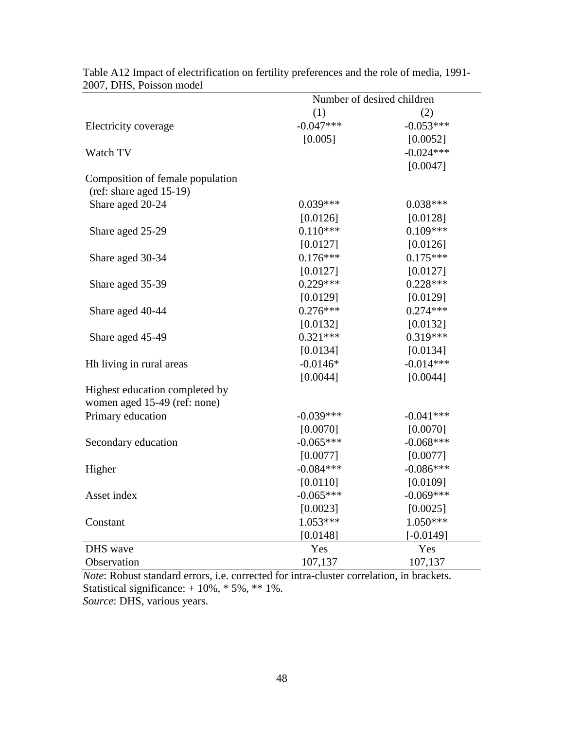Table A12 Impact of electrification on fertility preferences and the role of media, 1991-2007, DHS, Poisson model

| | Number of desired children | |
|---|---|---|
| | (1) | (2) |
| Electricity coverage | -0.047*** | -0.053*** |
| | [0.005] | [0.0052] |
| Watch TV | | -0.024*** |
| | | [0.0047] |
| Composition of female population (ref: share aged 15-19) | | |
| Share aged 20-24 | 0.039*** | 0.038*** |
| | [0.0126] | [0.0128] |
| Share aged 25-29 | 0.110*** | 0.109*** |
| | [0.0127] | [0.0126] |
| Share aged 30-34 | 0.176*** | 0.175*** |
| | [0.0127] | [0.0127] |
| Share aged 35-39 | 0.229*** | 0.228*** |
| | [0.0129] | [0.0129] |
| Share aged 40-44 | 0.276*** | 0.274*** |
| | [0.0132] | [0.0132] |
| Share aged 45-49 | 0.321*** | 0.319*** |
| | [0.0134] | [0.0134] |
| Hh living in rural areas | -0.0146* | -0.014*** |
| | [0.0044] | [0.0044] |
| Highest education completed by women aged 15-49 (ref: none) | | |
| Primary education | -0.039*** | -0.041*** |
| | [0.0070] | [0.0070] |
| Secondary education | -0.065*** | -0.068*** |
| | [0.0077] | [0.0077] |
| Higher | -0.084*** | -0.086*** |
| | [0.0110] | [0.0109] |
| Asset index | -0.065*** | -0.069*** |
| | [0.0023] | [0.0025] |
| Constant | 1.053*** | 1.050*** |
| | [0.0148] | [-0.0149] |
| DHS wave | Yes | Yes |
| Observation | 107,137 | 107,137 |

*Note*: Robust standard errors, i.e. corrected for intra-cluster correlation, in brackets.
Statistical significance: + 10%, * 5%, ** 1%.
*Source*: DHS, various years.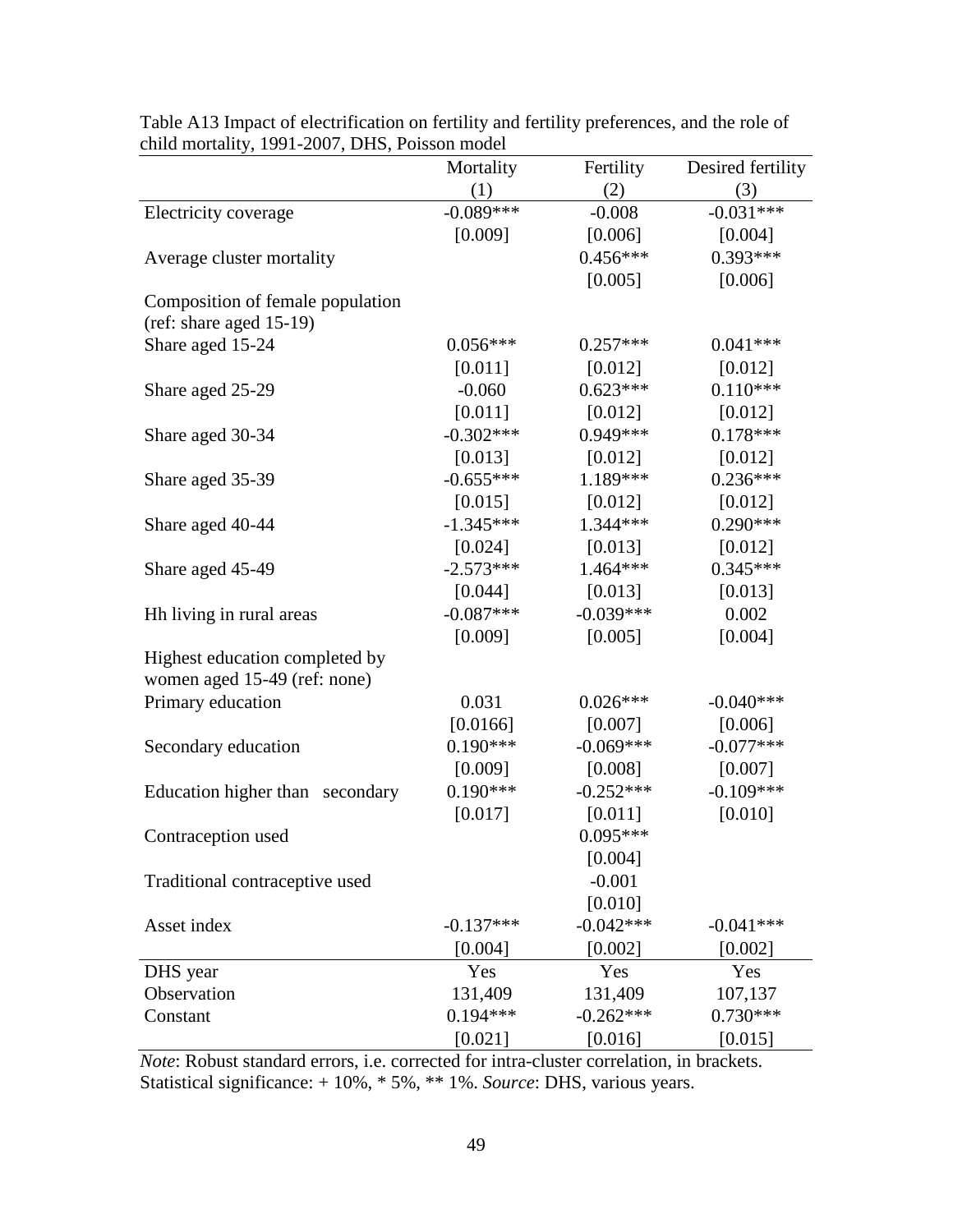Table A13 Impact of electrification on fertility and fertility preferences, and the role of child mortality, 1991-2007, DHS, Poisson model

| | Mortality | Fertility | Desired fertility |
|---|---|---|---|
| | (1) | (2) | (3) |
| Electricity coverage | -0.089*** | -0.008 | -0.031*** |
| | [0.009] | [0.006] | [0.004] |
| Average cluster mortality | | 0.456*** | 0.393*** |
| | | [0.005] | [0.006] |
| Composition of female population (ref: share aged 15-19) | | | |
| Share aged 15-24 | 0.056*** | 0.257*** | 0.041*** |
| | [0.011] | [0.012] | [0.012] |
| Share aged 25-29 | -0.060 | 0.623*** | 0.110*** |
| | [0.011] | [0.012] | [0.012] |
| Share aged 30-34 | -0.302*** | 0.949*** | 0.178*** |
| | [0.013] | [0.012] | [0.012] |
| Share aged 35-39 | -0.655*** | 1.189*** | 0.236*** |
| | [0.015] | [0.012] | [0.012] |
| Share aged 40-44 | -1.345*** | 1.344*** | 0.290*** |
| | [0.024] | [0.013] | [0.012] |
| Share aged 45-49 | -2.573*** | 1.464*** | 0.345*** |
| | [0.044] | [0.013] | [0.013] |
| Hh living in rural areas | -0.087*** | -0.039*** | 0.002 |
| | [0.009] | [0.005] | [0.004] |
| Highest education completed by women aged 15-49 (ref: none) | | | |
| Primary education | 0.031 | 0.026*** | -0.040*** |
| | [0.0166] | [0.007] | [0.006] |
| Secondary education | 0.190*** | -0.069*** | -0.077*** |
| | [0.009] | [0.008] | [0.007] |
| Education higher than secondary | 0.190*** | -0.252*** | -0.109*** |
| | [0.017] | [0.011] | [0.010] |
| Contraception used | | 0.095*** | |
| | | [0.004] | |
| Traditional contraceptive used | | -0.001 | |
| | | [0.010] | |
| Asset index | -0.137*** | -0.042*** | -0.041*** |
| | [0.004] | [0.002] | [0.002] |
| DHS year | Yes | Yes | Yes |
| Observation | 131,409 | 131,409 | 107,137 |
| Constant | 0.194*** | -0.262*** | 0.730*** |
| | [0.021] | [0.016] | [0.015] |

*Note*: Robust standard errors, i.e. corrected for intra-cluster correlation, in brackets. Statistical significance: + 10%, * 5%, ** 1%. *Source*: DHS, various years.